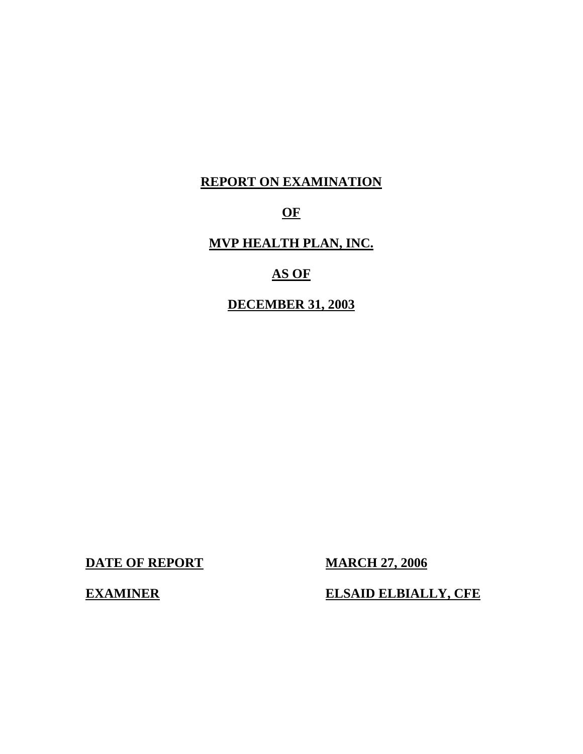# REPORT ON EXAMINATION

# OF

# MVP HEALTH PLAN, INC.

# AS OF

# DECEMBER 31, 2003

**DATE OF REPORT** **MARCH 27, 2006**

**EXAMINER** **ELSAID ELBIALLY, CFE**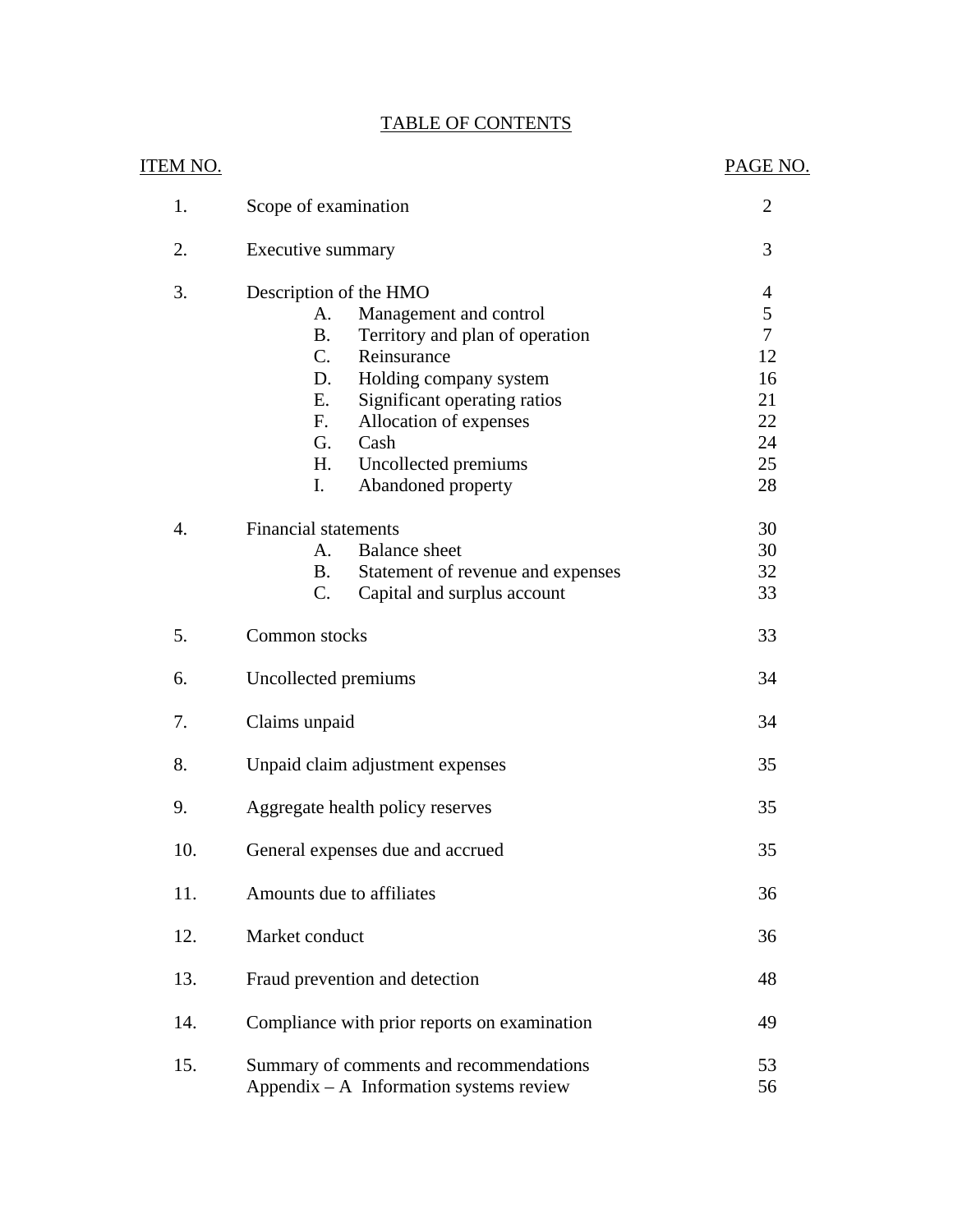# TABLE OF CONTENTS

| ITEM NO. | | PAGE NO. |
|---|---|---|
| 1. | Scope of examination | 2 |
| 2. | Executive summary | 3 |
| 3. | Description of the HMO | 4 |
| | A. Management and control | 5 |
| | B. Territory and plan of operation | 7 |
| | C. Reinsurance | 12 |
| | D. Holding company system | 16 |
| | E. Significant operating ratios | 21 |
| | F. Allocation of expenses | 22 |
| | G. Cash | 24 |
| | H. Uncollected premiums | 25 |
| | I. Abandoned property | 28 |
| 4. | Financial statements | 30 |
| | A. Balance sheet | 30 |
| | B. Statement of revenue and expenses | 32 |
| | C. Capital and surplus account | 33 |
| 5. | Common stocks | 33 |
| 6. | Uncollected premiums | 34 |
| 7. | Claims unpaid | 34 |
| 8. | Unpaid claim adjustment expenses | 35 |
| 9. | Aggregate health policy reserves | 35 |
| 10. | General expenses due and accrued | 35 |
| 11. | Amounts due to affiliates | 36 |
| 12. | Market conduct | 36 |
| 13. | Fraud prevention and detection | 48 |
| 14. | Compliance with prior reports on examination | 49 |
| 15. | Summary of comments and recommendations | 53 |
| | Appendix – A Information systems review | 56 |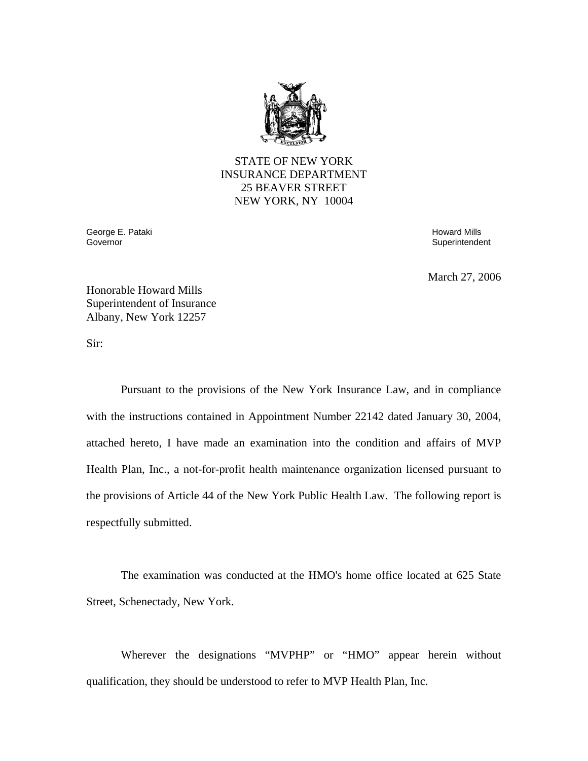STATE OF NEW YORK
INSURANCE DEPARTMENT
25 BEAVER STREET
NEW YORK, NY 10004

George E. Pataki
Governor

Howard Mills
Superintendent

March 27, 2006

Honorable Howard Mills
Superintendent of Insurance
Albany, New York 12257

Sir:

Pursuant to the provisions of the New York Insurance Law, and in compliance with the instructions contained in Appointment Number 22142 dated January 30, 2004, attached hereto, I have made an examination into the condition and affairs of MVP Health Plan, Inc., a not-for-profit health maintenance organization licensed pursuant to the provisions of Article 44 of the New York Public Health Law. The following report is respectfully submitted.

The examination was conducted at the HMO's home office located at 625 State Street, Schenectady, New York.

Wherever the designations "MVPHP" or "HMO" appear herein without qualification, they should be understood to refer to MVP Health Plan, Inc.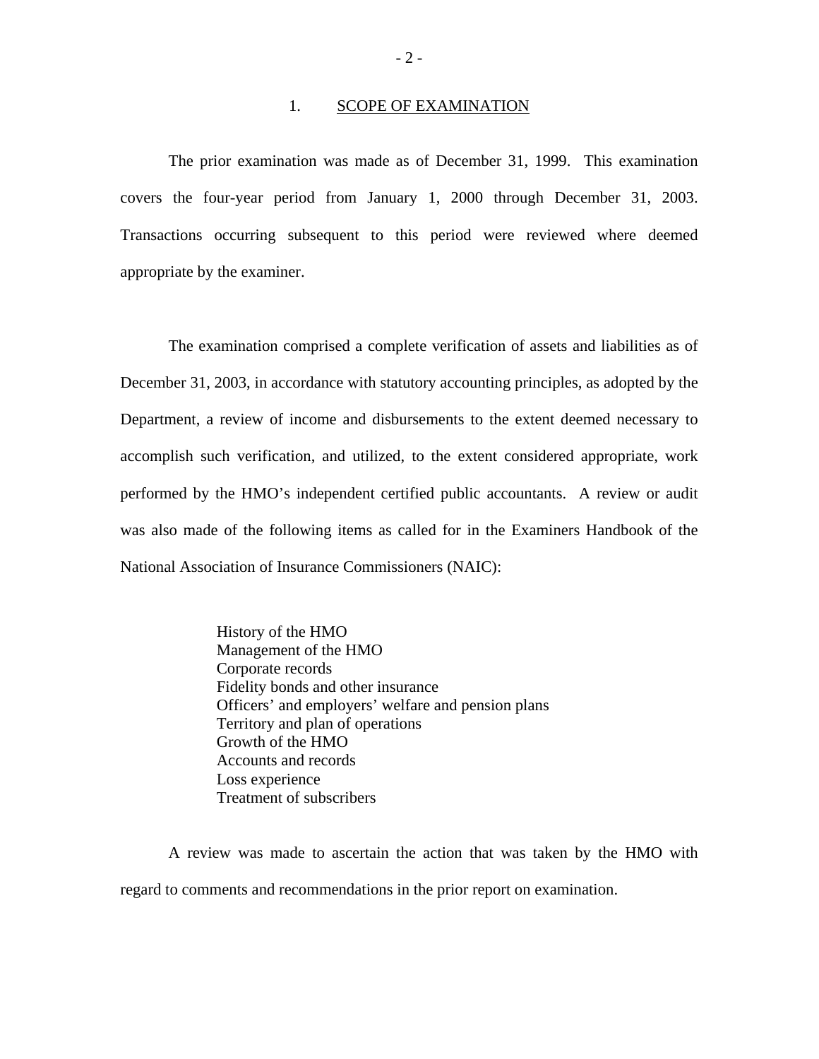## 1. SCOPE OF EXAMINATION

The prior examination was made as of December 31, 1999. This examination covers the four-year period from January 1, 2000 through December 31, 2003. Transactions occurring subsequent to this period were reviewed where deemed appropriate by the examiner.

The examination comprised a complete verification of assets and liabilities as of December 31, 2003, in accordance with statutory accounting principles, as adopted by the Department, a review of income and disbursements to the extent deemed necessary to accomplish such verification, and utilized, to the extent considered appropriate, work performed by the HMO's independent certified public accountants. A review or audit was also made of the following items as called for in the Examiners Handbook of the National Association of Insurance Commissioners (NAIC):

- History of the HMO
- Management of the HMO
- Corporate records
- Fidelity bonds and other insurance
- Officers' and employers' welfare and pension plans
- Territory and plan of operations
- Growth of the HMO
- Accounts and records
- Loss experience
- Treatment of subscribers

A review was made to ascertain the action that was taken by the HMO with regard to comments and recommendations in the prior report on examination.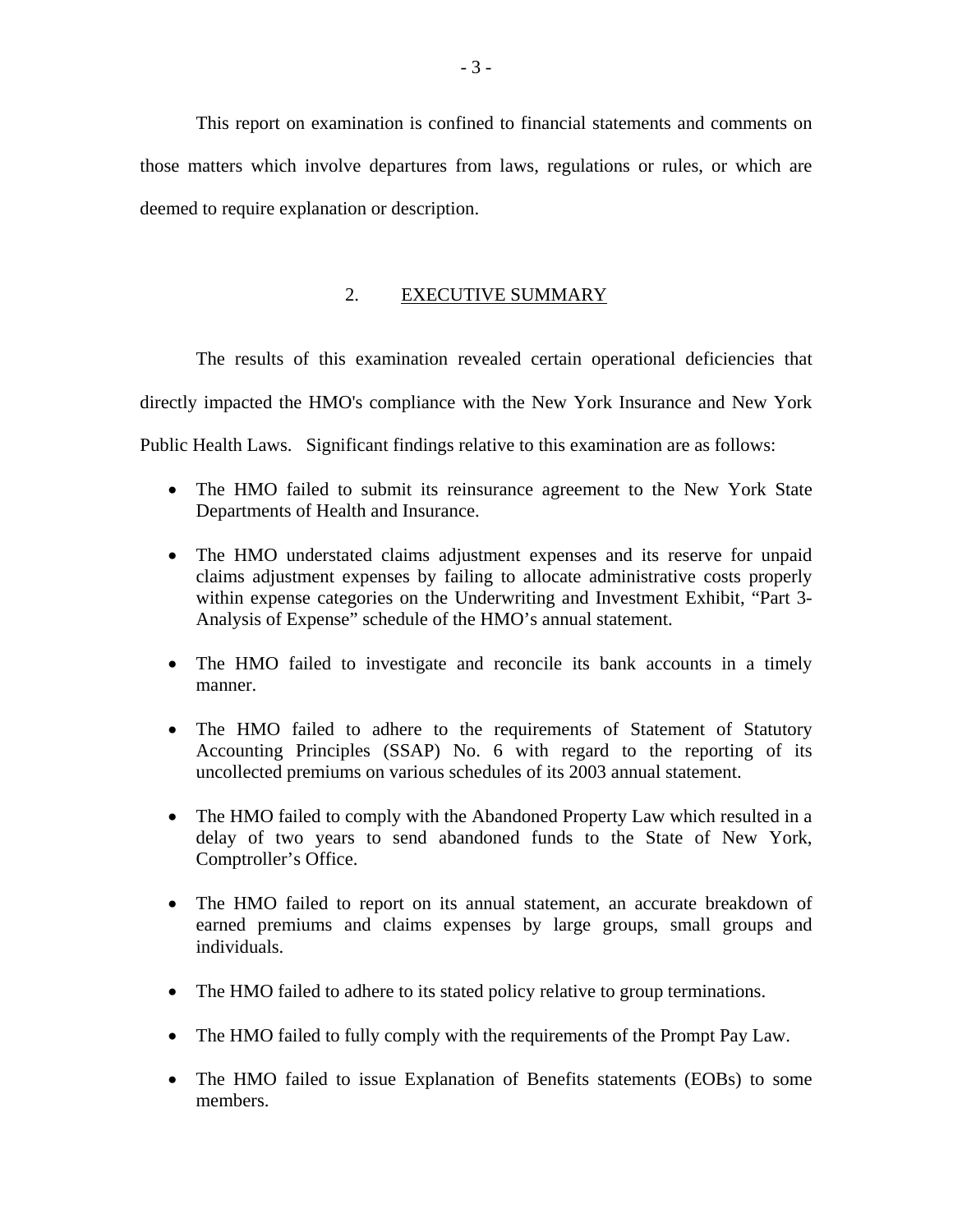This report on examination is confined to financial statements and comments on those matters which involve departures from laws, regulations or rules, or which are deemed to require explanation or description.

## 2. EXECUTIVE SUMMARY

The results of this examination revealed certain operational deficiencies that directly impacted the HMO's compliance with the New York Insurance and New York Public Health Laws. Significant findings relative to this examination are as follows:

- The HMO failed to submit its reinsurance agreement to the New York State Departments of Health and Insurance.
- The HMO understated claims adjustment expenses and its reserve for unpaid claims adjustment expenses by failing to allocate administrative costs properly within expense categories on the Underwriting and Investment Exhibit, "Part 3-Analysis of Expense" schedule of the HMO's annual statement.
- The HMO failed to investigate and reconcile its bank accounts in a timely manner.
- The HMO failed to adhere to the requirements of Statement of Statutory Accounting Principles (SSAP) No. 6 with regard to the reporting of its uncollected premiums on various schedules of its 2003 annual statement.
- The HMO failed to comply with the Abandoned Property Law which resulted in a delay of two years to send abandoned funds to the State of New York, Comptroller's Office.
- The HMO failed to report on its annual statement, an accurate breakdown of earned premiums and claims expenses by large groups, small groups and individuals.
- The HMO failed to adhere to its stated policy relative to group terminations.
- The HMO failed to fully comply with the requirements of the Prompt Pay Law.
- The HMO failed to issue Explanation of Benefits statements (EOBs) to some members.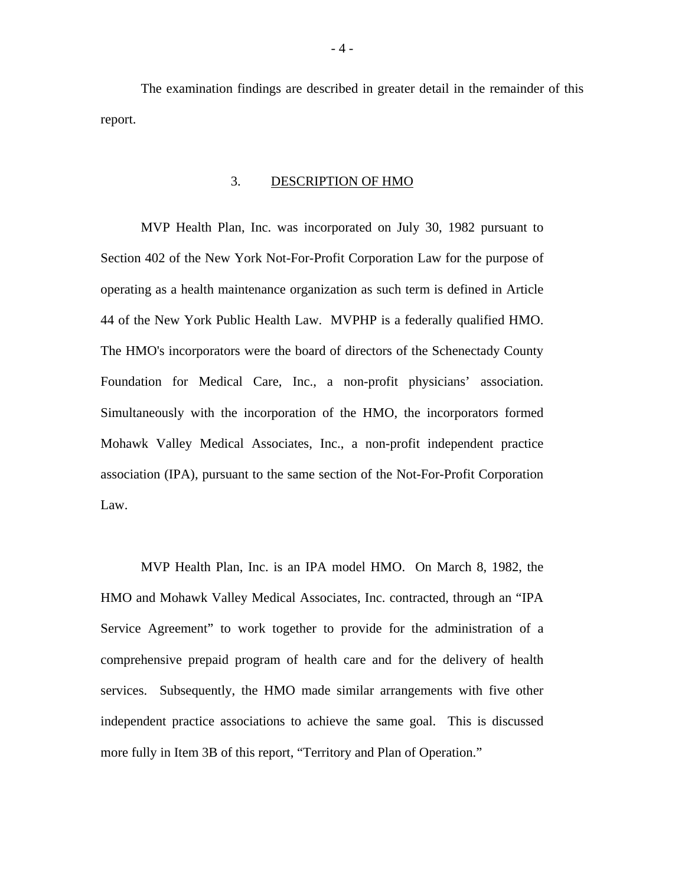The examination findings are described in greater detail in the remainder of this report.

## 3. DESCRIPTION OF HMO

MVP Health Plan, Inc. was incorporated on July 30, 1982 pursuant to Section 402 of the New York Not-For-Profit Corporation Law for the purpose of operating as a health maintenance organization as such term is defined in Article 44 of the New York Public Health Law. MVPHP is a federally qualified HMO. The HMO's incorporators were the board of directors of the Schenectady County Foundation for Medical Care, Inc., a non-profit physicians' association. Simultaneously with the incorporation of the HMO, the incorporators formed Mohawk Valley Medical Associates, Inc., a non-profit independent practice association (IPA), pursuant to the same section of the Not-For-Profit Corporation Law.

MVP Health Plan, Inc. is an IPA model HMO. On March 8, 1982, the HMO and Mohawk Valley Medical Associates, Inc. contracted, through an "IPA Service Agreement" to work together to provide for the administration of a comprehensive prepaid program of health care and for the delivery of health services. Subsequently, the HMO made similar arrangements with five other independent practice associations to achieve the same goal. This is discussed more fully in Item 3B of this report, "Territory and Plan of Operation."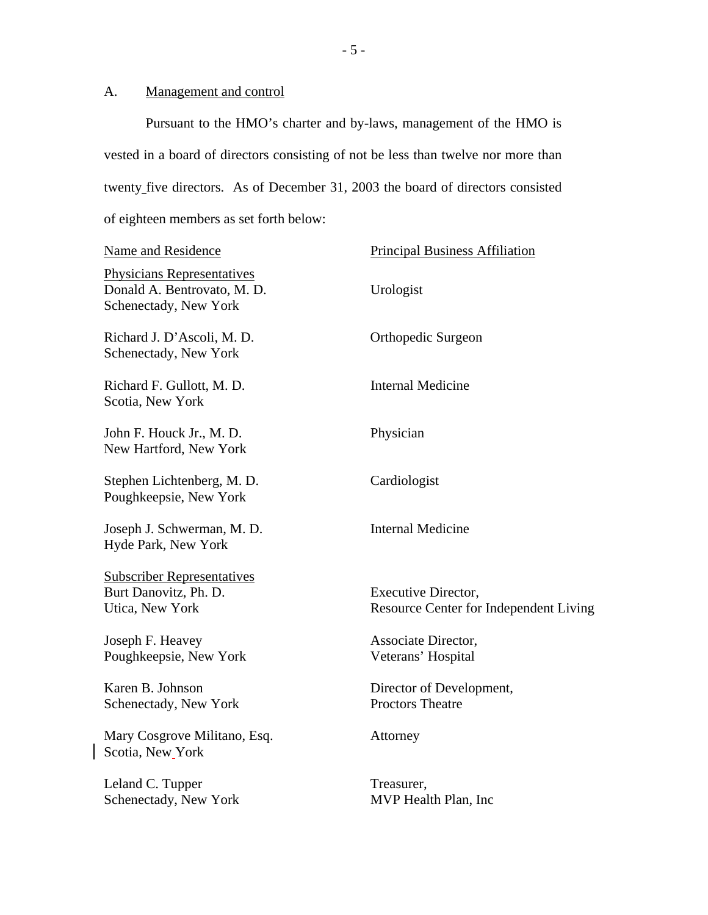A. Management and control

Pursuant to the HMO's charter and by-laws, management of the HMO is vested in a board of directors consisting of not be less than twelve nor more than twenty five directors. As of December 31, 2003 the board of directors consisted of eighteen members as set forth below:

| Name and Residence | Principal Business Affiliation |
|---|---|
| **Physicians Representatives** | |
| Donald A. Bentrovato, M. D.<br>Schenectady, New York | Urologist |
| Richard J. D'Ascoli, M. D.<br>Schenectady, New York | Orthopedic Surgeon |
| Richard F. Gullott, M. D.<br>Scotia, New York | Internal Medicine |
| John F. Houck Jr., M. D.<br>New Hartford, New York | Physician |
| Stephen Lichtenberg, M. D.<br>Poughkeepsie, New York | Cardiologist |
| Joseph J. Schwerman, M. D.<br>Hyde Park, New York | Internal Medicine |
| **Subscriber Representatives** | |
| Burt Danovitz, Ph. D.<br>Utica, New York | Executive Director,<br>Resource Center for Independent Living |
| Joseph F. Heavey<br>Poughkeepsie, New York | Associate Director,<br>Veterans' Hospital |
| Karen B. Johnson<br>Schenectady, New York | Director of Development,<br>Proctors Theatre |
| Mary Cosgrove Militano, Esq.<br>Scotia, New York | Attorney |
| Leland C. Tupper<br>Schenectady, New York | Treasurer,<br>MVP Health Plan, Inc |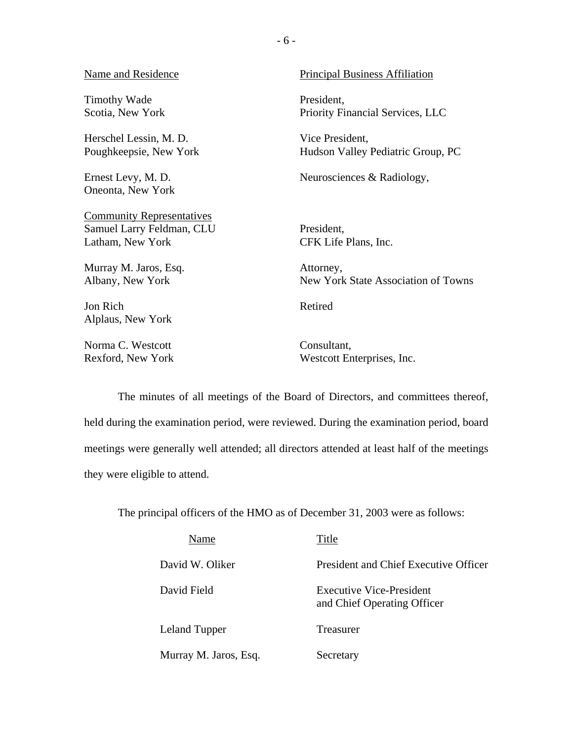| Name and Residence | Principal Business Affiliation |
|---|---|
| Timothy Wade<br>Scotia, New York | President,<br>Priority Financial Services, LLC |
| Herschel Lessin, M. D.<br>Poughkeepsie, New York | Vice President,<br>Hudson Valley Pediatric Group, PC |
| Ernest Levy, M. D.<br>Oneonta, New York | Neurosciences & Radiology, |
| Community Representatives | |
| Samuel Larry Feldman, CLU<br>Latham, New York | President,<br>CFK Life Plans, Inc. |
| Murray M. Jaros, Esq.<br>Albany, New York | Attorney,<br>New York State Association of Towns |
| Jon Rich<br>Alplaus, New York | Retired |
| Norma C. Westcott<br>Rexford, New York | Consultant,<br>Westcott Enterprises, Inc. |

The minutes of all meetings of the Board of Directors, and committees thereof, held during the examination period, were reviewed. During the examination period, board meetings were generally well attended; all directors attended at least half of the meetings they were eligible to attend.

The principal officers of the HMO as of December 31, 2003 were as follows:

| Name | Title |
|---|---|
| David W. Oliker | President and Chief Executive Officer |
| David Field | Executive Vice-President and Chief Operating Officer |
| Leland Tupper | Treasurer |
| Murray M. Jaros, Esq. | Secretary |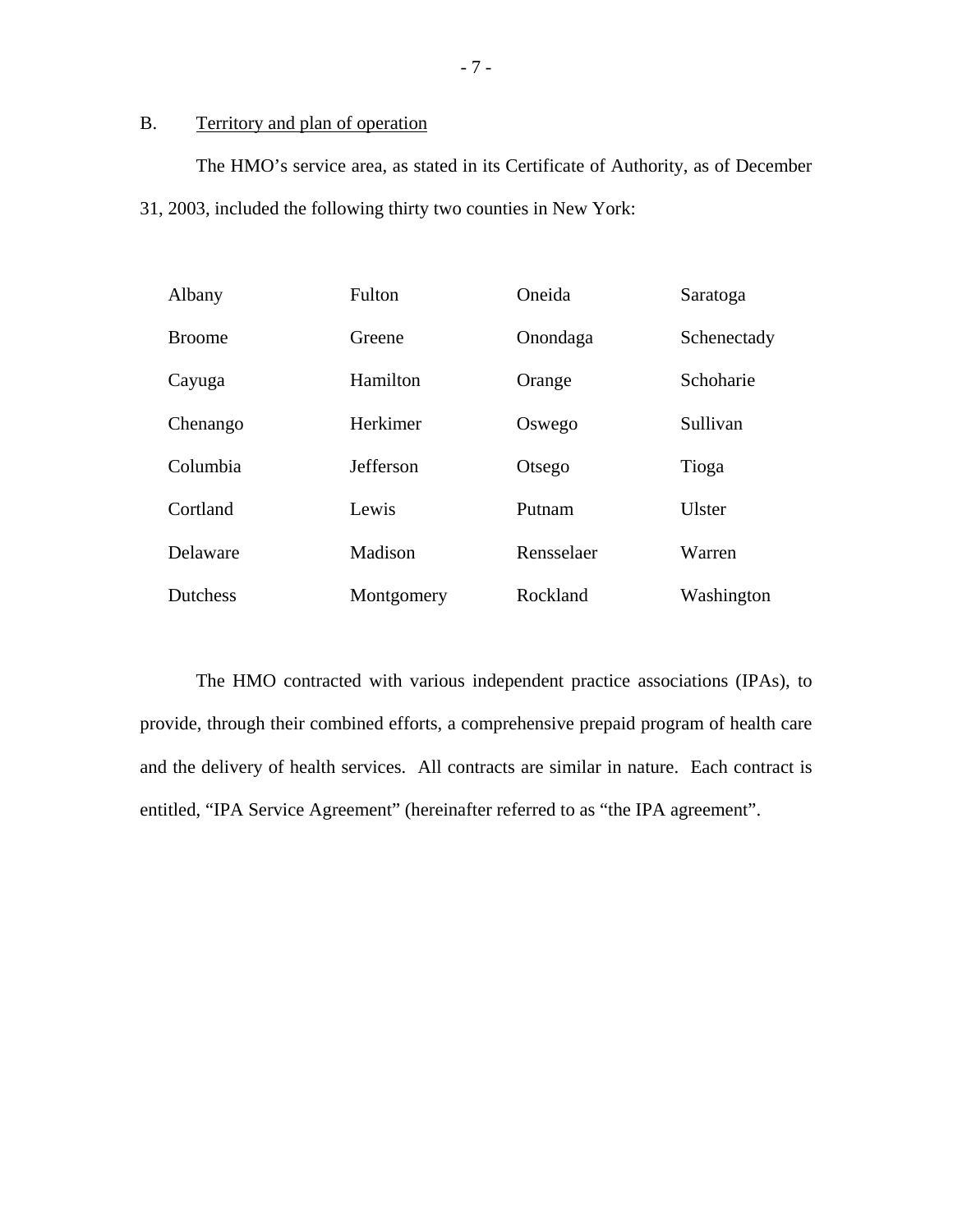B. Territory and plan of operation

The HMO's service area, as stated in its Certificate of Authority, as of December 31, 2003, included the following thirty two counties in New York:

| | | | |
|---|---|---|---|
| Albany | Fulton | Oneida | Saratoga |
| Broome | Greene | Onondaga | Schenectady |
| Cayuga | Hamilton | Orange | Schoharie |
| Chenango | Herkimer | Oswego | Sullivan |
| Columbia | Jefferson | Otsego | Tioga |
| Cortland | Lewis | Putnam | Ulster |
| Delaware | Madison | Rensselaer | Warren |
| Dutchess | Montgomery | Rockland | Washington |

The HMO contracted with various independent practice associations (IPAs), to provide, through their combined efforts, a comprehensive prepaid program of health care and the delivery of health services. All contracts are similar in nature. Each contract is entitled, "IPA Service Agreement" (hereinafter referred to as "the IPA agreement".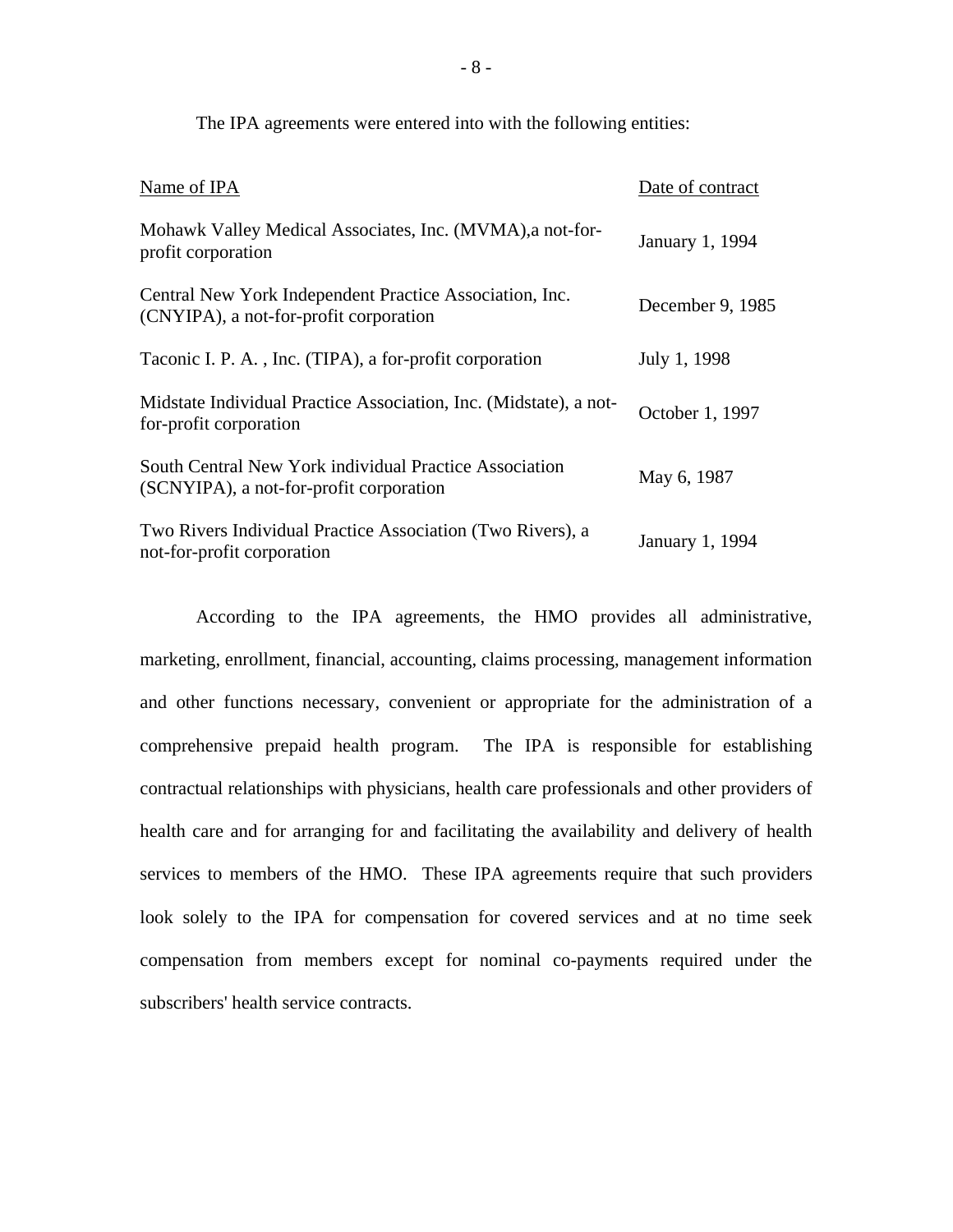The IPA agreements were entered into with the following entities:

| Name of IPA | Date of contract |
| --- | --- |
| Mohawk Valley Medical Associates, Inc. (MVMA),a not-for-profit corporation | January 1, 1994 |
| Central New York Independent Practice Association, Inc. (CNYIPA), a not-for-profit corporation | December 9, 1985 |
| Taconic I. P. A. , Inc. (TIPA), a for-profit corporation | July 1, 1998 |
| Midstate Individual Practice Association, Inc. (Midstate), a not-for-profit corporation | October 1, 1997 |
| South Central New York individual Practice Association (SCNYIPA), a not-for-profit corporation | May 6, 1987 |
| Two Rivers Individual Practice Association (Two Rivers), a not-for-profit corporation | January 1, 1994 |

According to the IPA agreements, the HMO provides all administrative, marketing, enrollment, financial, accounting, claims processing, management information and other functions necessary, convenient or appropriate for the administration of a comprehensive prepaid health program. The IPA is responsible for establishing contractual relationships with physicians, health care professionals and other providers of health care and for arranging for and facilitating the availability and delivery of health services to members of the HMO. These IPA agreements require that such providers look solely to the IPA for compensation for covered services and at no time seek compensation from members except for nominal co-payments required under the subscribers' health service contracts.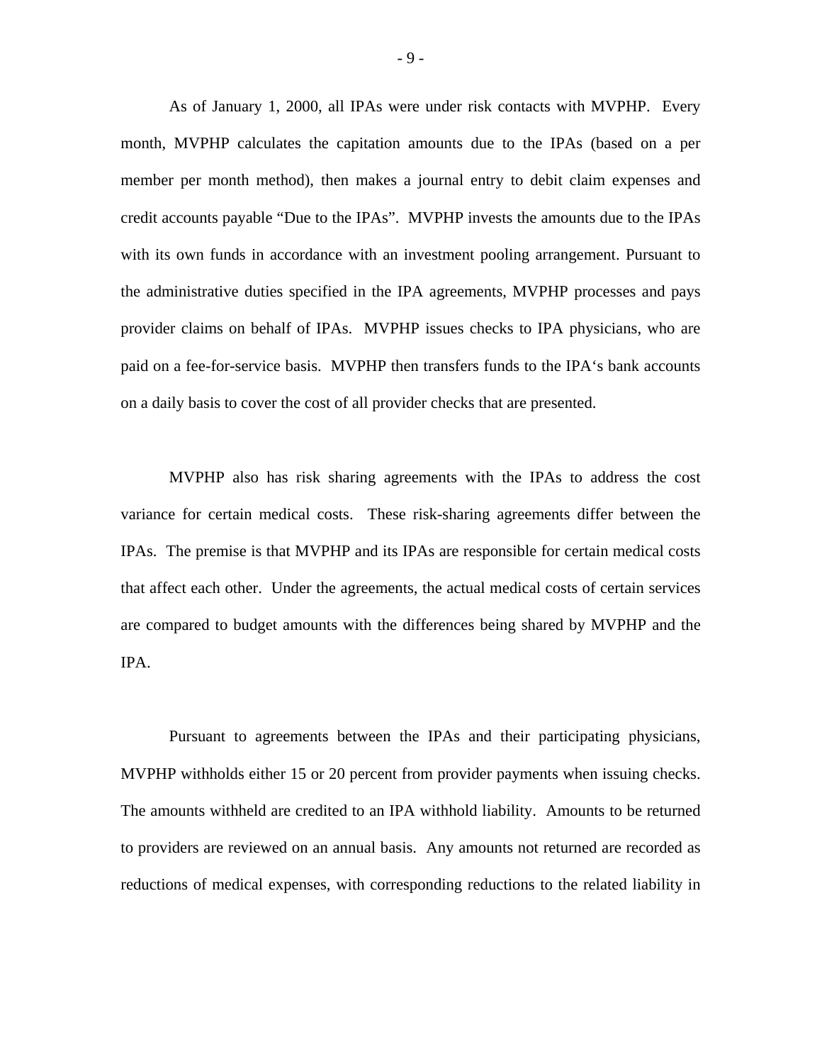As of January 1, 2000, all IPAs were under risk contacts with MVPHP. Every month, MVPHP calculates the capitation amounts due to the IPAs (based on a per member per month method), then makes a journal entry to debit claim expenses and credit accounts payable "Due to the IPAs". MVPHP invests the amounts due to the IPAs with its own funds in accordance with an investment pooling arrangement. Pursuant to the administrative duties specified in the IPA agreements, MVPHP processes and pays provider claims on behalf of IPAs. MVPHP issues checks to IPA physicians, who are paid on a fee-for-service basis. MVPHP then transfers funds to the IPA's bank accounts on a daily basis to cover the cost of all provider checks that are presented.

MVPHP also has risk sharing agreements with the IPAs to address the cost variance for certain medical costs. These risk-sharing agreements differ between the IPAs. The premise is that MVPHP and its IPAs are responsible for certain medical costs that affect each other. Under the agreements, the actual medical costs of certain services are compared to budget amounts with the differences being shared by MVPHP and the IPA.

Pursuant to agreements between the IPAs and their participating physicians, MVPHP withholds either 15 or 20 percent from provider payments when issuing checks. The amounts withheld are credited to an IPA withhold liability. Amounts to be returned to providers are reviewed on an annual basis. Any amounts not returned are recorded as reductions of medical expenses, with corresponding reductions to the related liability in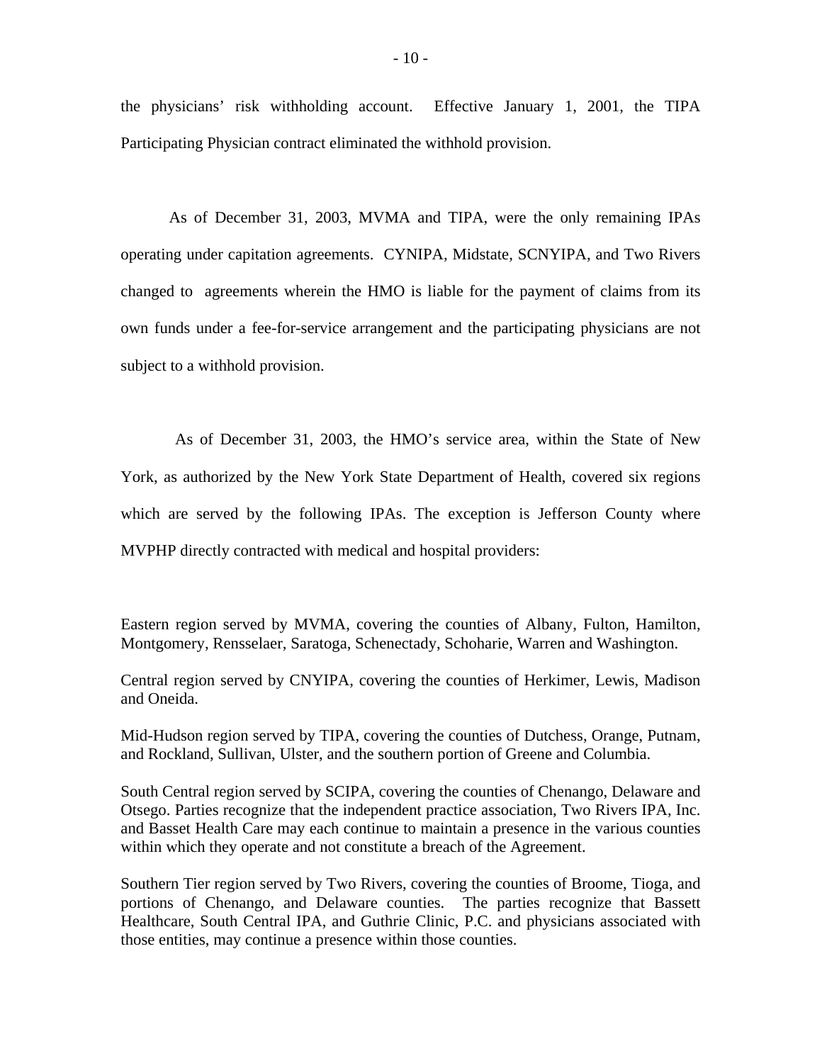the physicians' risk withholding account. Effective January 1, 2001, the TIPA Participating Physician contract eliminated the withhold provision.

As of December 31, 2003, MVMA and TIPA, were the only remaining IPAs operating under capitation agreements. CYNIPA, Midstate, SCNYIPA, and Two Rivers changed to agreements wherein the HMO is liable for the payment of claims from its own funds under a fee-for-service arrangement and the participating physicians are not subject to a withhold provision.

As of December 31, 2003, the HMO's service area, within the State of New York, as authorized by the New York State Department of Health, covered six regions which are served by the following IPAs. The exception is Jefferson County where MVPHP directly contracted with medical and hospital providers:

Eastern region served by MVMA, covering the counties of Albany, Fulton, Hamilton, Montgomery, Rensselaer, Saratoga, Schenectady, Schoharie, Warren and Washington.

Central region served by CNYIPA, covering the counties of Herkimer, Lewis, Madison and Oneida.

Mid-Hudson region served by TIPA, covering the counties of Dutchess, Orange, Putnam, and Rockland, Sullivan, Ulster, and the southern portion of Greene and Columbia.

South Central region served by SCIPA, covering the counties of Chenango, Delaware and Otsego. Parties recognize that the independent practice association, Two Rivers IPA, Inc. and Basset Health Care may each continue to maintain a presence in the various counties within which they operate and not constitute a breach of the Agreement.

Southern Tier region served by Two Rivers, covering the counties of Broome, Tioga, and portions of Chenango, and Delaware counties. The parties recognize that Bassett Healthcare, South Central IPA, and Guthrie Clinic, P.C. and physicians associated with those entities, may continue a presence within those counties.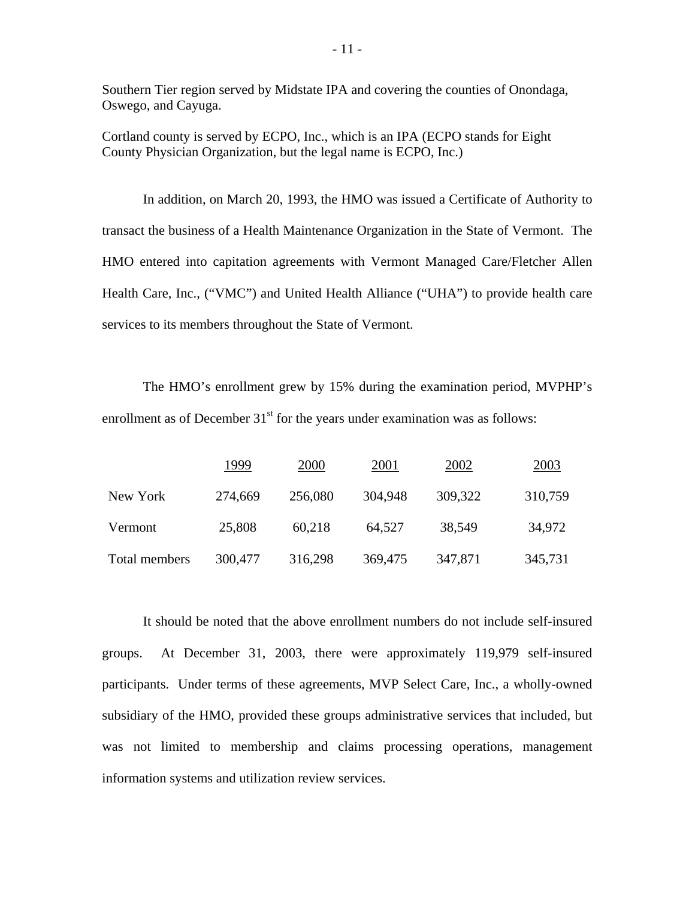Southern Tier region served by Midstate IPA and covering the counties of Onondaga, Oswego, and Cayuga.

Cortland county is served by ECPO, Inc., which is an IPA (ECPO stands for Eight County Physician Organization, but the legal name is ECPO, Inc.)

In addition, on March 20, 1993, the HMO was issued a Certificate of Authority to transact the business of a Health Maintenance Organization in the State of Vermont. The HMO entered into capitation agreements with Vermont Managed Care/Fletcher Allen Health Care, Inc., ("VMC") and United Health Alliance ("UHA") to provide health care services to its members throughout the State of Vermont.

The HMO's enrollment grew by 15% during the examination period, MVPHP's enrollment as of December 31st for the years under examination was as follows:

| | 1999 | 2000 | 2001 | 2002 | 2003 |
|---|---|---|---|---|---|
| New York | 274,669 | 256,080 | 304,948 | 309,322 | 310,759 |
| Vermont | 25,808 | 60,218 | 64,527 | 38,549 | 34,972 |
| Total members | 300,477 | 316,298 | 369,475 | 347,871 | 345,731 |

It should be noted that the above enrollment numbers do not include self-insured groups. At December 31, 2003, there were approximately 119,979 self-insured participants. Under terms of these agreements, MVP Select Care, Inc., a wholly-owned subsidiary of the HMO, provided these groups administrative services that included, but was not limited to membership and claims processing operations, management information systems and utilization review services.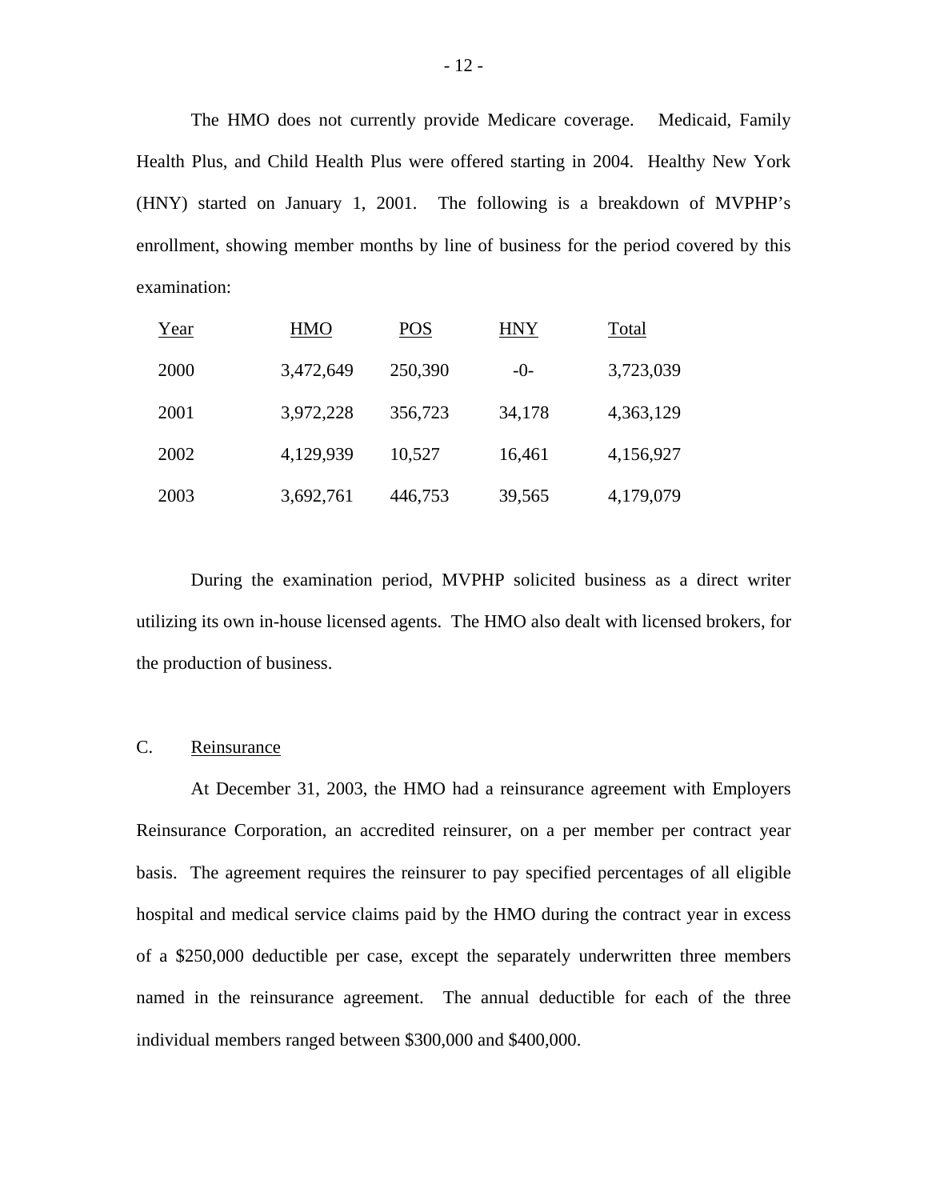The HMO does not currently provide Medicare coverage. Medicaid, Family Health Plus, and Child Health Plus were offered starting in 2004. Healthy New York (HNY) started on January 1, 2001. The following is a breakdown of MVPHP's enrollment, showing member months by line of business for the period covered by this examination:

| Year | HMO | POS | HNY | Total |
|---|---|---|---|---|
| 2000 | 3,472,649 | 250,390 | -0- | 3,723,039 |
| 2001 | 3,972,228 | 356,723 | 34,178 | 4,363,129 |
| 2002 | 4,129,939 | 10,527 | 16,461 | 4,156,927 |
| 2003 | 3,692,761 | 446,753 | 39,565 | 4,179,079 |

During the examination period, MVPHP solicited business as a direct writer utilizing its own in-house licensed agents. The HMO also dealt with licensed brokers, for the production of business.

## C. Reinsurance

At December 31, 2003, the HMO had a reinsurance agreement with Employers Reinsurance Corporation, an accredited reinsurer, on a per member per contract year basis. The agreement requires the reinsurer to pay specified percentages of all eligible hospital and medical service claims paid by the HMO during the contract year in excess of a $250,000 deductible per case, except the separately underwritten three members named in the reinsurance agreement. The annual deductible for each of the three individual members ranged between $300,000 and $400,000.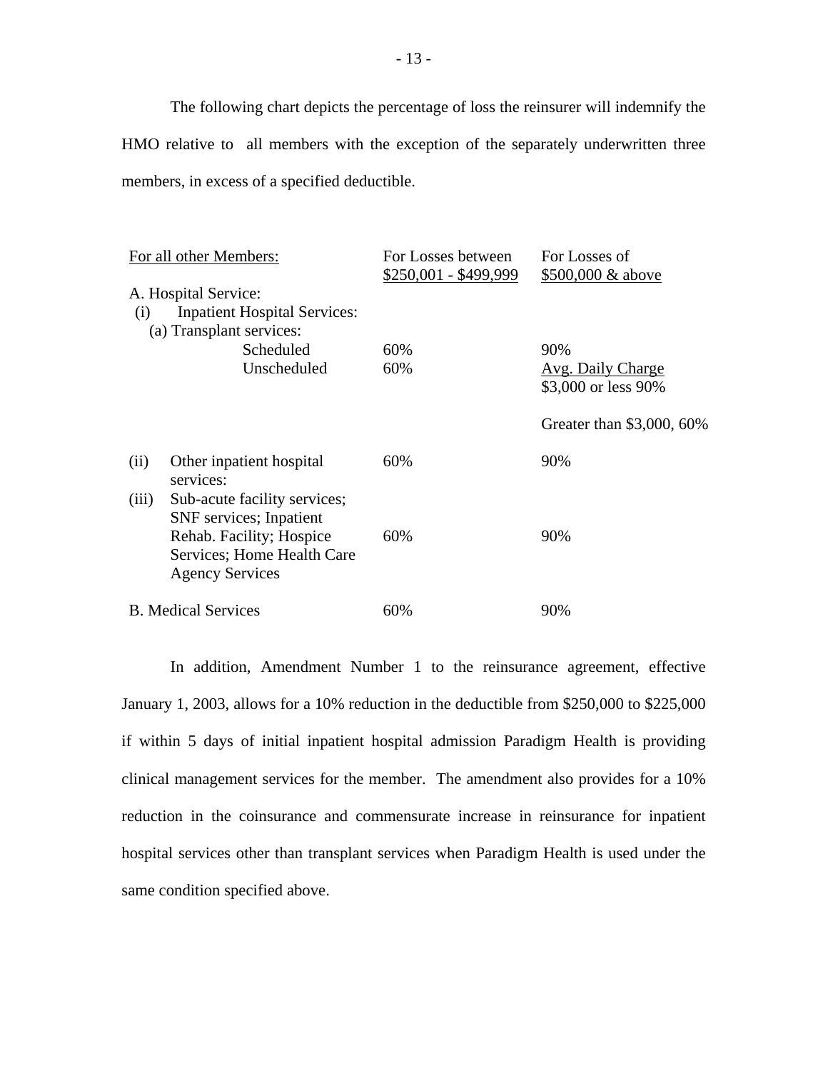The following chart depicts the percentage of loss the reinsurer will indemnify the HMO relative to all members with the exception of the separately underwritten three members, in excess of a specified deductible.

| For all other Members: | For Losses between $250,001 - $499,999 | For Losses of $500,000 & above |
|---|---|---|
| A. Hospital Service: | | |
| (i) Inpatient Hospital Services: | | |
| (a) Transplant services: | | |
| Scheduled | 60% | 90% |
| Unscheduled | 60% | Avg. Daily Charge $3,000 or less 90% |
| | | Greater than $3,000, 60% |
| (ii) Other inpatient hospital services: | 60% | 90% |
| (iii) Sub-acute facility services; SNF services; Inpatient Rehab. Facility; Hospice Services; Home Health Care Agency Services | 60% | 90% |
| B. Medical Services | 60% | 90% |

In addition, Amendment Number 1 to the reinsurance agreement, effective January 1, 2003, allows for a 10% reduction in the deductible from $250,000 to $225,000 if within 5 days of initial inpatient hospital admission Paradigm Health is providing clinical management services for the member. The amendment also provides for a 10% reduction in the coinsurance and commensurate increase in reinsurance for inpatient hospital services other than transplant services when Paradigm Health is used under the same condition specified above.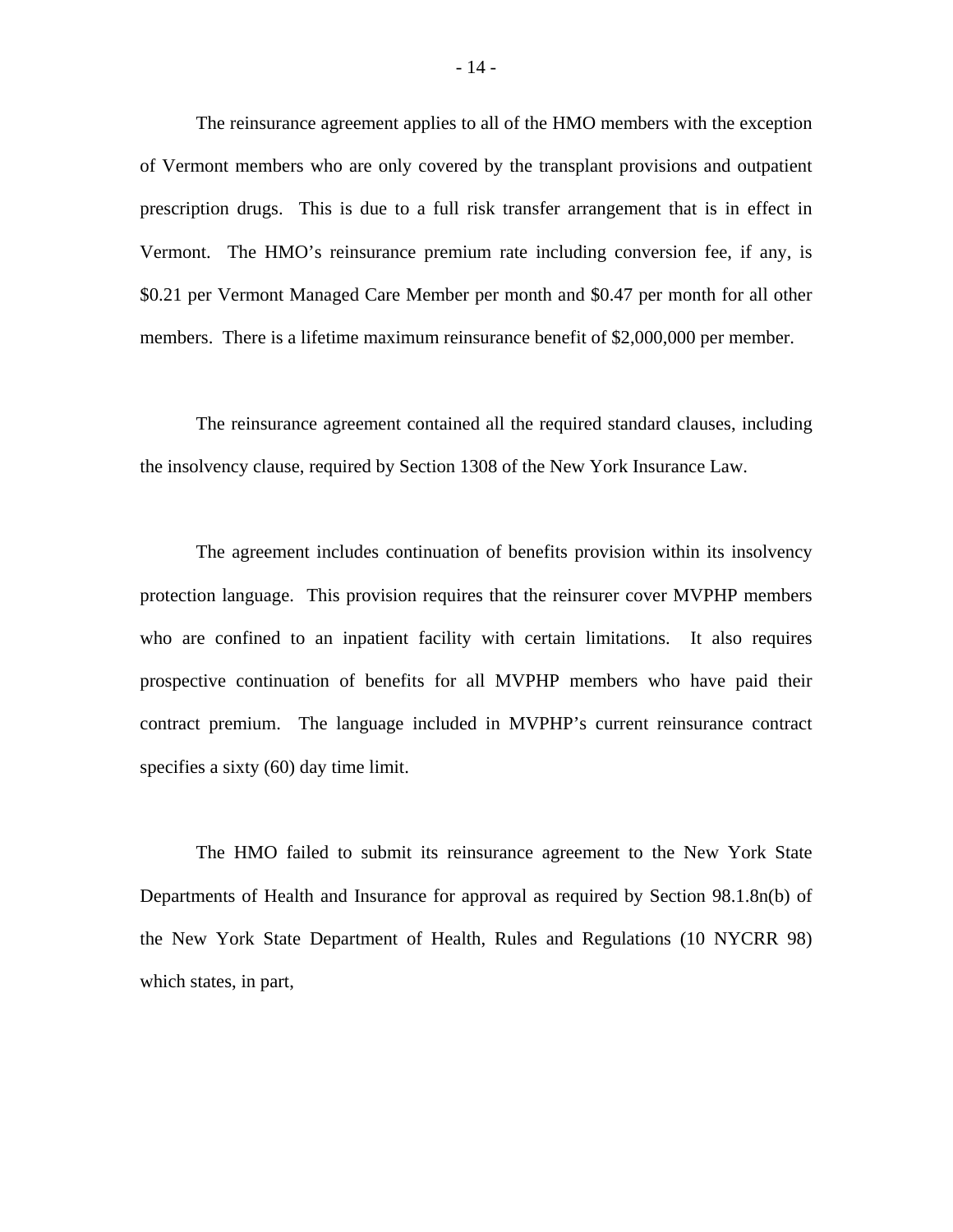The reinsurance agreement applies to all of the HMO members with the exception of Vermont members who are only covered by the transplant provisions and outpatient prescription drugs. This is due to a full risk transfer arrangement that is in effect in Vermont. The HMO's reinsurance premium rate including conversion fee, if any, is $0.21 per Vermont Managed Care Member per month and $0.47 per month for all other members. There is a lifetime maximum reinsurance benefit of $2,000,000 per member.

The reinsurance agreement contained all the required standard clauses, including the insolvency clause, required by Section 1308 of the New York Insurance Law.

The agreement includes continuation of benefits provision within its insolvency protection language. This provision requires that the reinsurer cover MVPHP members who are confined to an inpatient facility with certain limitations. It also requires prospective continuation of benefits for all MVPHP members who have paid their contract premium. The language included in MVPHP's current reinsurance contract specifies a sixty (60) day time limit.

The HMO failed to submit its reinsurance agreement to the New York State Departments of Health and Insurance for approval as required by Section 98.1.8n(b) of the New York State Department of Health, Rules and Regulations (10 NYCRR 98) which states, in part,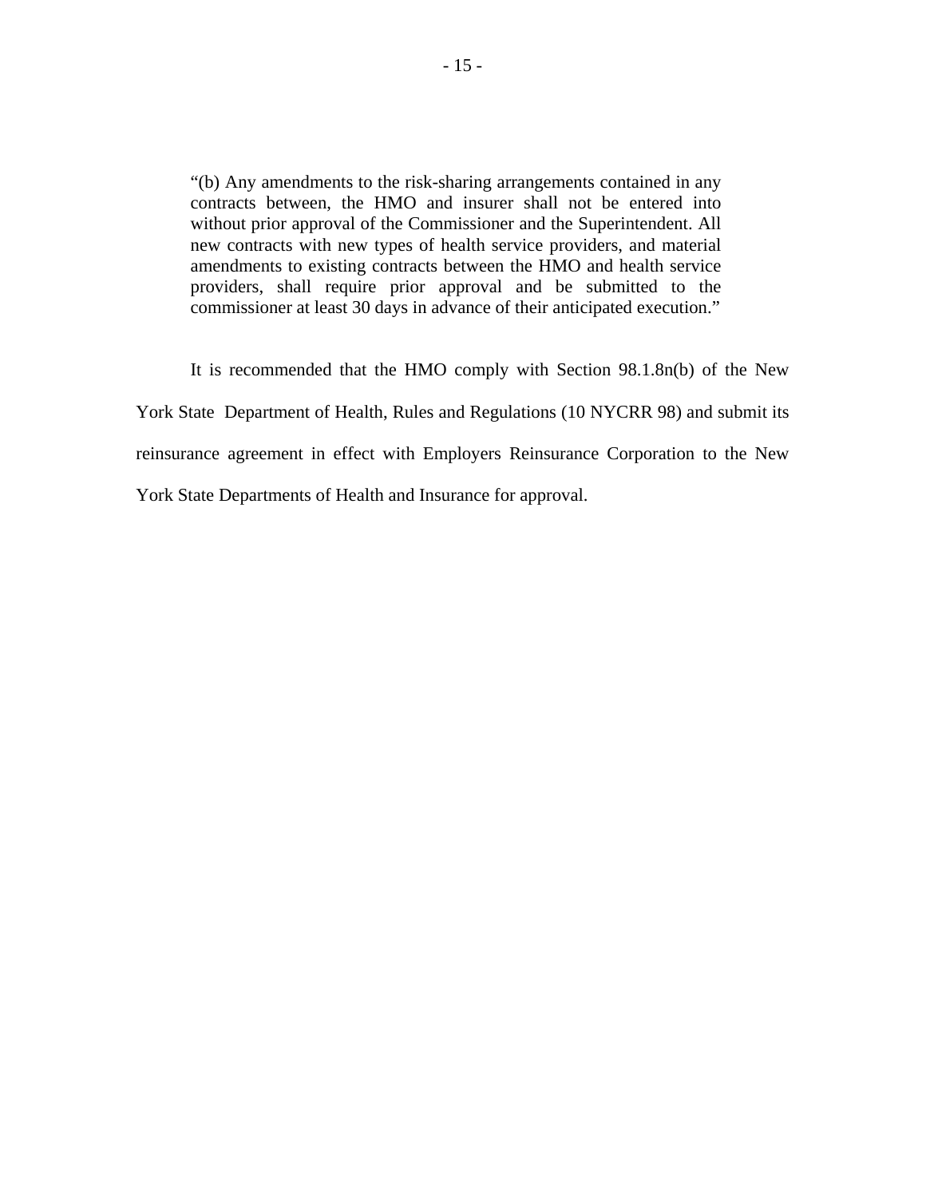> "(b) Any amendments to the risk-sharing arrangements contained in any contracts between, the HMO and insurer shall not be entered into without prior approval of the Commissioner and the Superintendent. All new contracts with new types of health service providers, and material amendments to existing contracts between the HMO and health service providers, shall require prior approval and be submitted to the commissioner at least 30 days in advance of their anticipated execution."

It is recommended that the HMO comply with Section 98.1.8n(b) of the New York State Department of Health, Rules and Regulations (10 NYCRR 98) and submit its reinsurance agreement in effect with Employers Reinsurance Corporation to the New York State Departments of Health and Insurance for approval.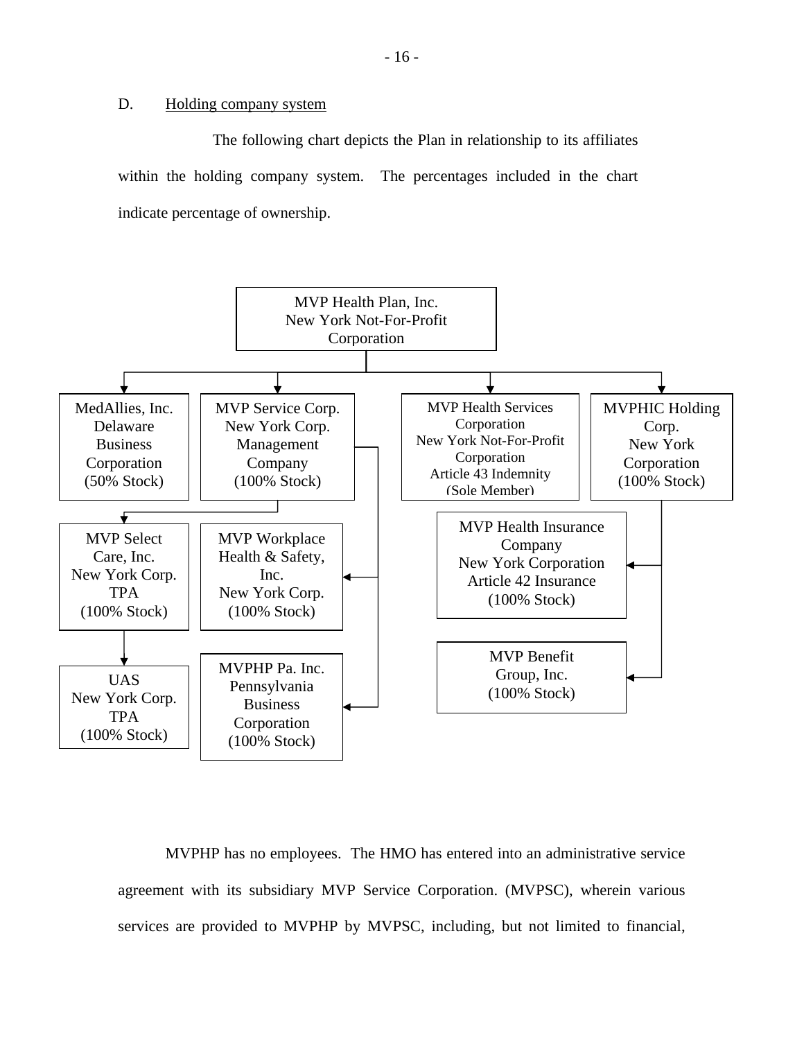D. Holding company system

The following chart depicts the Plan in relationship to its affiliates within the holding company system. The percentages included in the chart indicate percentage of ownership.

- MVP Health Plan, Inc.
  New York Not-For-Profit Corporation
  - MedAllies, Inc.
    Delaware Business Corporation
    (50% Stock)
  - MVP Service Corp.
    New York Corp.
    Management Company
    (100% Stock)
    - MVP Select Care, Inc.
      New York Corp.
      TPA
      (100% Stock)
      - UAS
        New York Corp.
        TPA
        (100% Stock)
    - MVP Workplace Health & Safety, Inc.
      New York Corp.
      (100% Stock)
    - MVPHP Pa. Inc.
      Pennsylvania Business Corporation
      (100% Stock)
  - MVP Health Services Corporation
    New York Not-For-Profit Corporation
    Article 43 Indemnity
    (Sole Member)
  - MVPHIC Holding Corp.
    New York Corporation
    (100% Stock)
    - MVP Health Insurance Company
      New York Corporation
      Article 42 Insurance
      (100% Stock)
    - MVP Benefit Group, Inc.
      (100% Stock)

MVPHP has no employees. The HMO has entered into an administrative service agreement with its subsidiary MVP Service Corporation. (MVPSC), wherein various services are provided to MVPHP by MVPSC, including, but not limited to financial,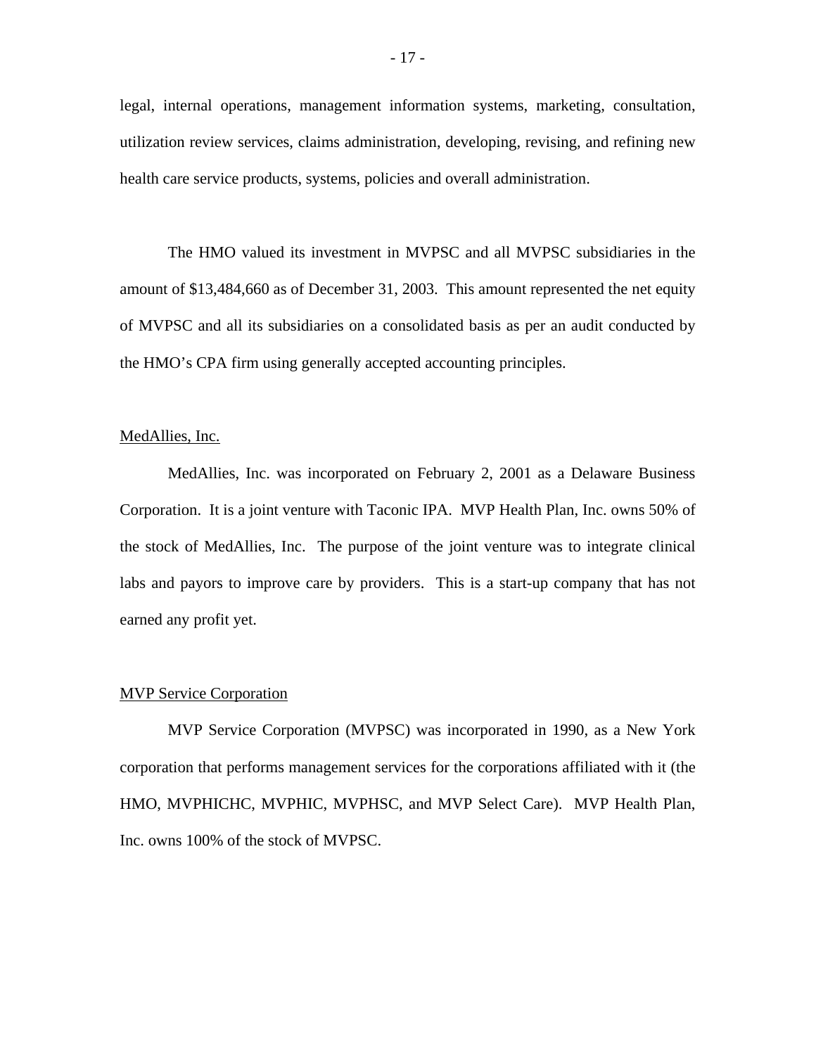legal, internal operations, management information systems, marketing, consultation, utilization review services, claims administration, developing, revising, and refining new health care service products, systems, policies and overall administration.

The HMO valued its investment in MVPSC and all MVPSC subsidiaries in the amount of $13,484,660 as of December 31, 2003. This amount represented the net equity of MVPSC and all its subsidiaries on a consolidated basis as per an audit conducted by the HMO's CPA firm using generally accepted accounting principles.

<u>MedAllies, Inc.</u>

MedAllies, Inc. was incorporated on February 2, 2001 as a Delaware Business Corporation. It is a joint venture with Taconic IPA. MVP Health Plan, Inc. owns 50% of the stock of MedAllies, Inc. The purpose of the joint venture was to integrate clinical labs and payors to improve care by providers. This is a start-up company that has not earned any profit yet.

<u>MVP Service Corporation</u>

MVP Service Corporation (MVPSC) was incorporated in 1990, as a New York corporation that performs management services for the corporations affiliated with it (the HMO, MVPHICHC, MVPHIC, MVPHSC, and MVP Select Care). MVP Health Plan, Inc. owns 100% of the stock of MVPSC.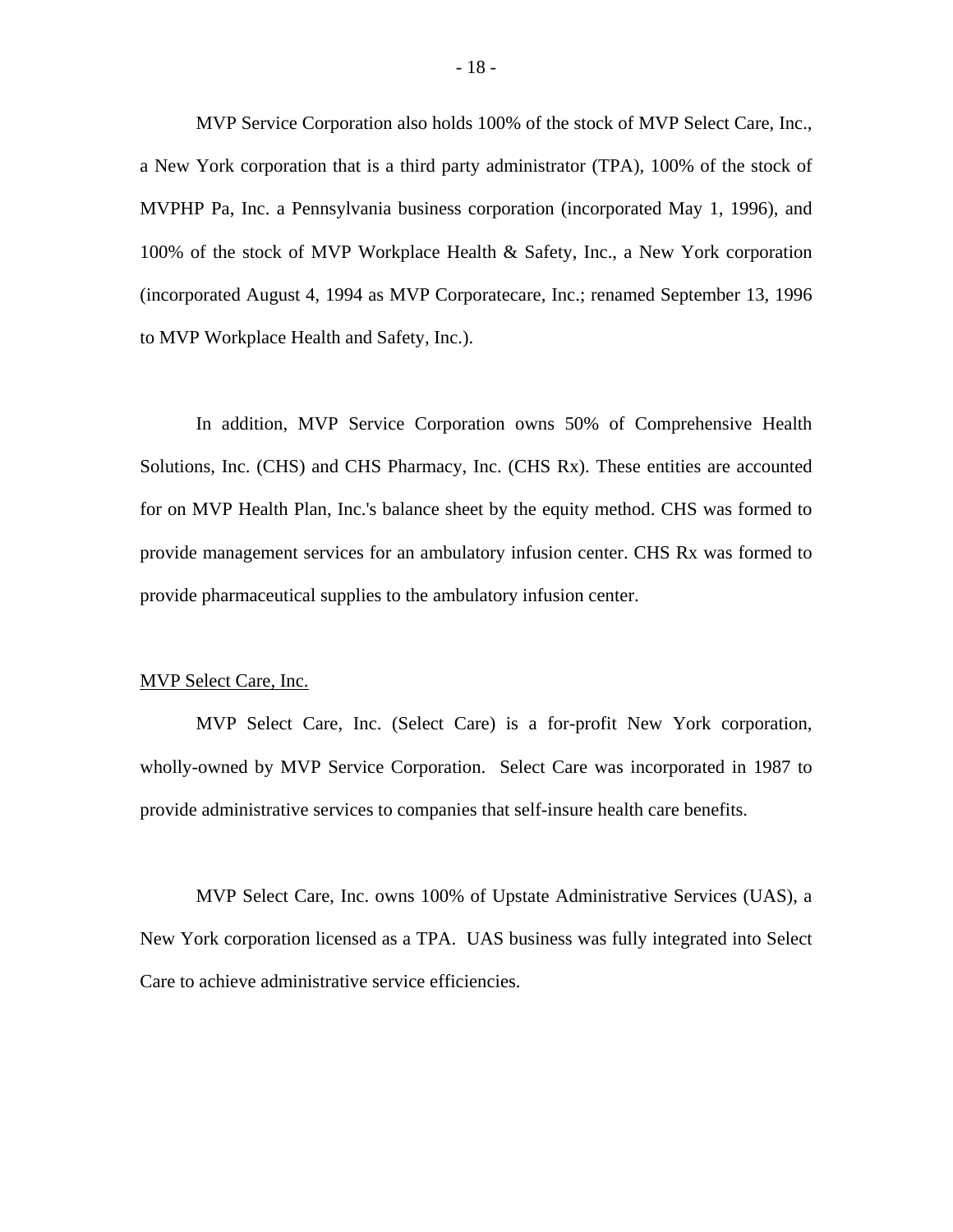MVP Service Corporation also holds 100% of the stock of MVP Select Care, Inc., a New York corporation that is a third party administrator (TPA), 100% of the stock of MVPHP Pa, Inc. a Pennsylvania business corporation (incorporated May 1, 1996), and 100% of the stock of MVP Workplace Health & Safety, Inc., a New York corporation (incorporated August 4, 1994 as MVP Corporatecare, Inc.; renamed September 13, 1996 to MVP Workplace Health and Safety, Inc.).

In addition, MVP Service Corporation owns 50% of Comprehensive Health Solutions, Inc. (CHS) and CHS Pharmacy, Inc. (CHS Rx). These entities are accounted for on MVP Health Plan, Inc.'s balance sheet by the equity method. CHS was formed to provide management services for an ambulatory infusion center. CHS Rx was formed to provide pharmaceutical supplies to the ambulatory infusion center.

<u>MVP Select Care, Inc.</u>

MVP Select Care, Inc. (Select Care) is a for-profit New York corporation, wholly-owned by MVP Service Corporation. Select Care was incorporated in 1987 to provide administrative services to companies that self-insure health care benefits.

MVP Select Care, Inc. owns 100% of Upstate Administrative Services (UAS), a New York corporation licensed as a TPA. UAS business was fully integrated into Select Care to achieve administrative service efficiencies.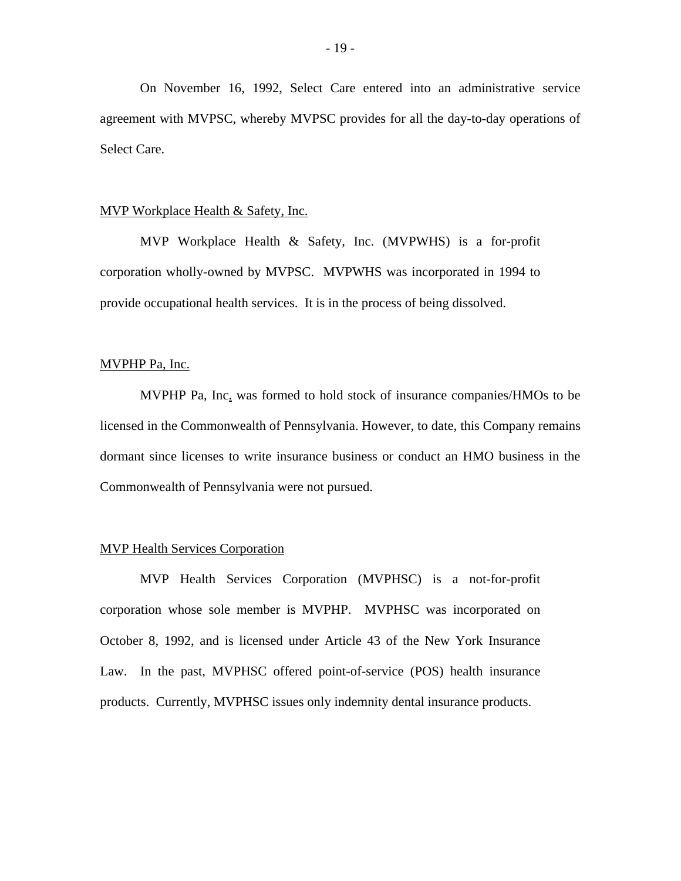On November 16, 1992, Select Care entered into an administrative service agreement with MVPSC, whereby MVPSC provides for all the day-to-day operations of Select Care.

### MVP Workplace Health & Safety, Inc.

MVP Workplace Health & Safety, Inc. (MVPWHS) is a for-profit corporation wholly-owned by MVPSC. MVPWHS was incorporated in 1994 to provide occupational health services. It is in the process of being dissolved.

### MVPHP Pa, Inc.

MVPHP Pa, Inc. was formed to hold stock of insurance companies/HMOs to be licensed in the Commonwealth of Pennsylvania. However, to date, this Company remains dormant since licenses to write insurance business or conduct an HMO business in the Commonwealth of Pennsylvania were not pursued.

### MVP Health Services Corporation

MVP Health Services Corporation (MVPHSC) is a not-for-profit corporation whose sole member is MVPHP. MVPHSC was incorporated on October 8, 1992, and is licensed under Article 43 of the New York Insurance Law. In the past, MVPHSC offered point-of-service (POS) health insurance products. Currently, MVPHSC issues only indemnity dental insurance products.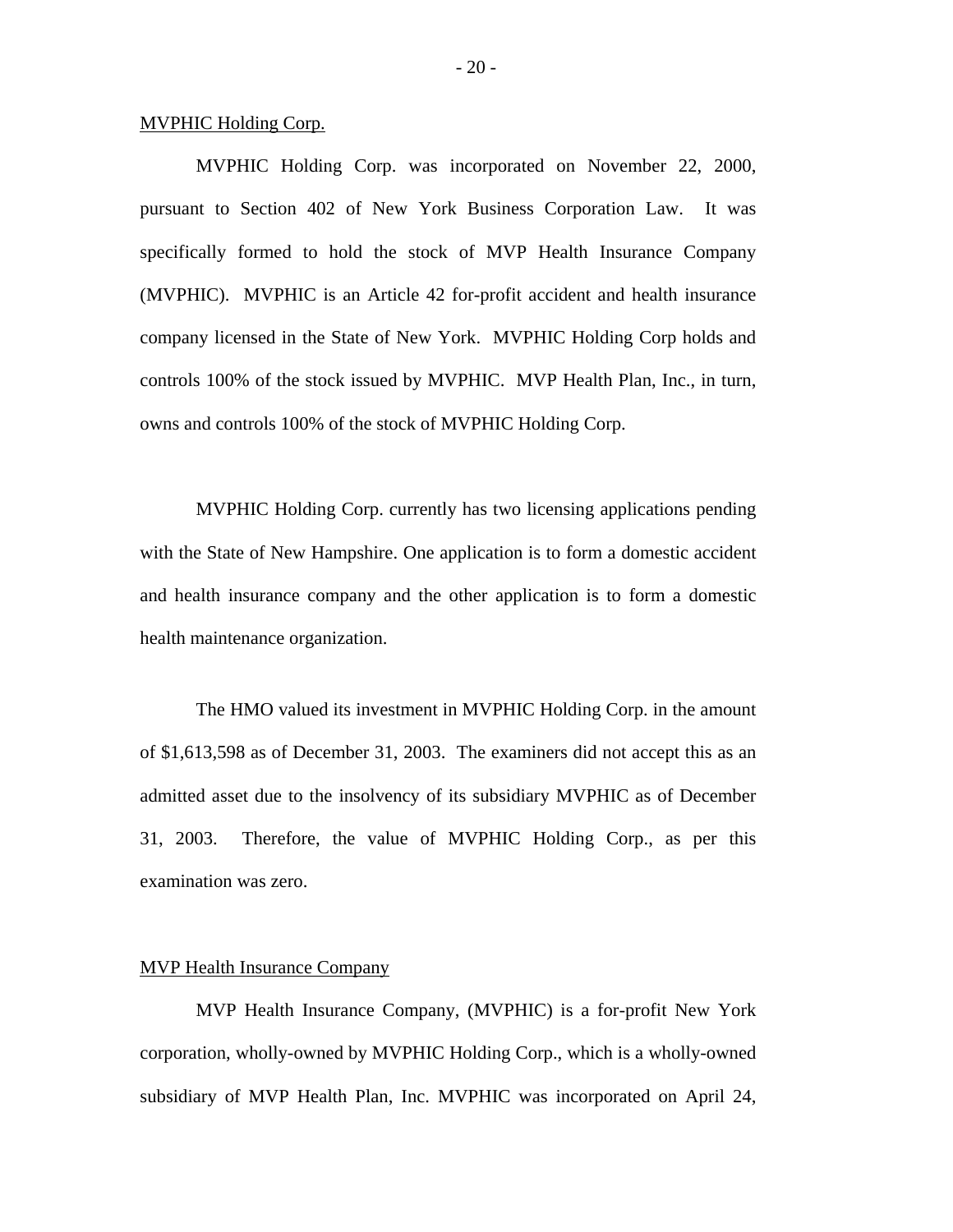MVPHIC Holding Corp.

MVPHIC Holding Corp. was incorporated on November 22, 2000, pursuant to Section 402 of New York Business Corporation Law. It was specifically formed to hold the stock of MVP Health Insurance Company (MVPHIC). MVPHIC is an Article 42 for-profit accident and health insurance company licensed in the State of New York. MVPHIC Holding Corp holds and controls 100% of the stock issued by MVPHIC. MVP Health Plan, Inc., in turn, owns and controls 100% of the stock of MVPHIC Holding Corp.

MVPHIC Holding Corp. currently has two licensing applications pending with the State of New Hampshire. One application is to form a domestic accident and health insurance company and the other application is to form a domestic health maintenance organization.

The HMO valued its investment in MVPHIC Holding Corp. in the amount of $1,613,598 as of December 31, 2003. The examiners did not accept this as an admitted asset due to the insolvency of its subsidiary MVPHIC as of December 31, 2003. Therefore, the value of MVPHIC Holding Corp., as per this examination was zero.

MVP Health Insurance Company

MVP Health Insurance Company, (MVPHIC) is a for-profit New York corporation, wholly-owned by MVPHIC Holding Corp., which is a wholly-owned subsidiary of MVP Health Plan, Inc. MVPHIC was incorporated on April 24,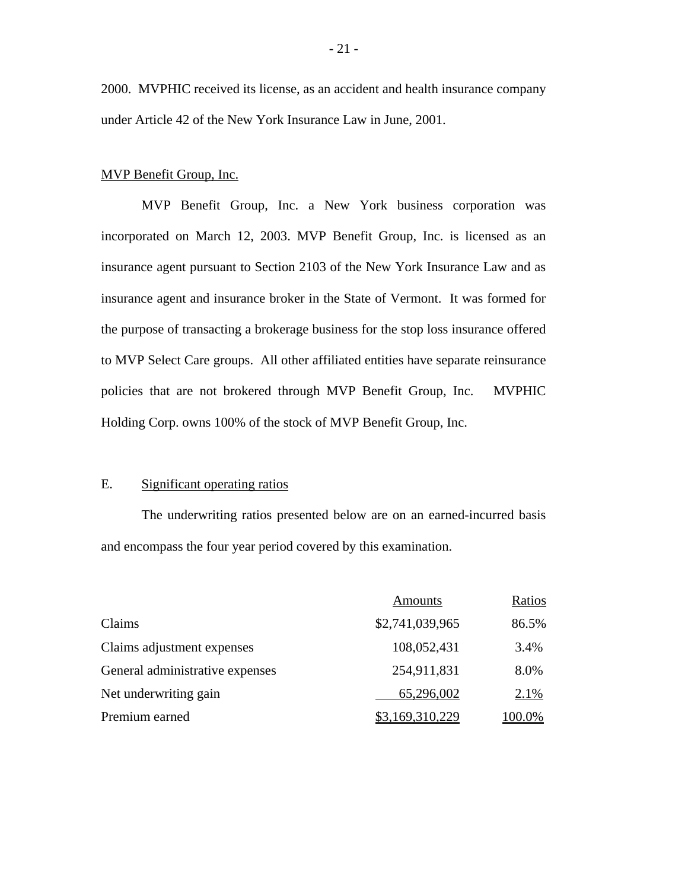2000. MVPHIC received its license, as an accident and health insurance company under Article 42 of the New York Insurance Law in June, 2001.

MVP Benefit Group, Inc.

MVP Benefit Group, Inc. a New York business corporation was incorporated on March 12, 2003. MVP Benefit Group, Inc. is licensed as an insurance agent pursuant to Section 2103 of the New York Insurance Law and as insurance agent and insurance broker in the State of Vermont. It was formed for the purpose of transacting a brokerage business for the stop loss insurance offered to MVP Select Care groups. All other affiliated entities have separate reinsurance policies that are not brokered through MVP Benefit Group, Inc. MVPHIC Holding Corp. owns 100% of the stock of MVP Benefit Group, Inc.

E. Significant operating ratios

The underwriting ratios presented below are on an earned-incurred basis and encompass the four year period covered by this examination.

| | Amounts | Ratios |
|---|---|---|
| Claims | $2,741,039,965 | 86.5% |
| Claims adjustment expenses | 108,052,431 | 3.4% |
| General administrative expenses | 254,911,831 | 8.0% |
| Net underwriting gain | 65,296,002 | 2.1% |
| Premium earned | $3,169,310,229 | 100.0% |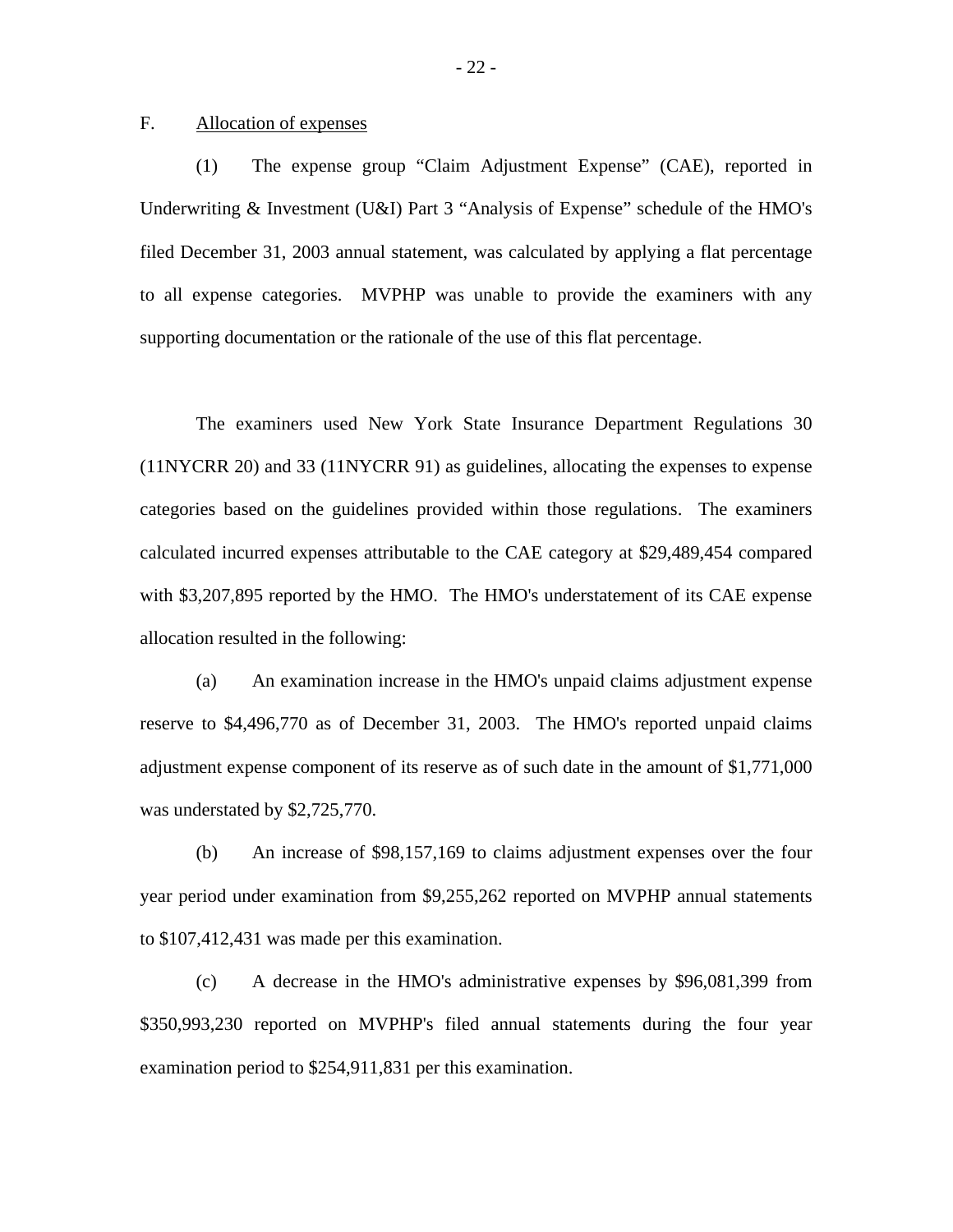F. Allocation of expenses

(1) The expense group "Claim Adjustment Expense" (CAE), reported in Underwriting & Investment (U&I) Part 3 "Analysis of Expense" schedule of the HMO's filed December 31, 2003 annual statement, was calculated by applying a flat percentage to all expense categories. MVPHP was unable to provide the examiners with any supporting documentation or the rationale of the use of this flat percentage.

The examiners used New York State Insurance Department Regulations 30 (11NYCRR 20) and 33 (11NYCRR 91) as guidelines, allocating the expenses to expense categories based on the guidelines provided within those regulations. The examiners calculated incurred expenses attributable to the CAE category at $29,489,454 compared with $3,207,895 reported by the HMO. The HMO's understatement of its CAE expense allocation resulted in the following:

(a) An examination increase in the HMO's unpaid claims adjustment expense reserve to $4,496,770 as of December 31, 2003. The HMO's reported unpaid claims adjustment expense component of its reserve as of such date in the amount of $1,771,000 was understated by $2,725,770.

(b) An increase of $98,157,169 to claims adjustment expenses over the four year period under examination from $9,255,262 reported on MVPHP annual statements to $107,412,431 was made per this examination.

(c) A decrease in the HMO's administrative expenses by $96,081,399 from $350,993,230 reported on MVPHP's filed annual statements during the four year examination period to $254,911,831 per this examination.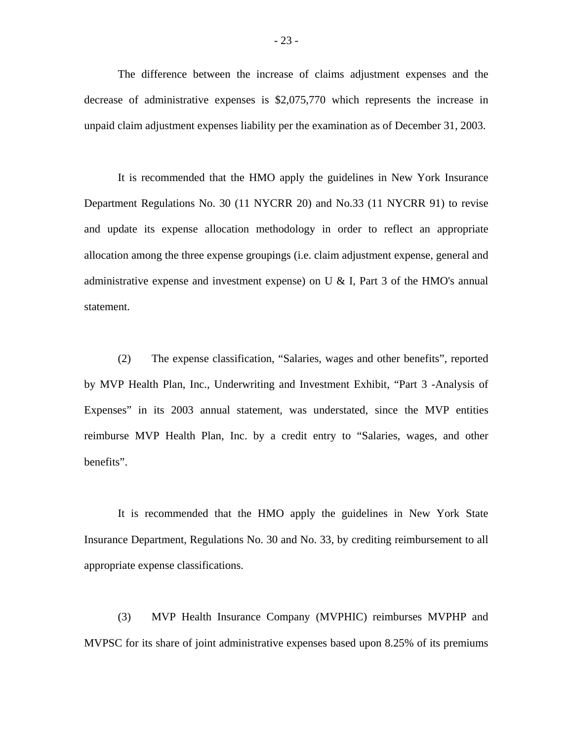The difference between the increase of claims adjustment expenses and the decrease of administrative expenses is $2,075,770 which represents the increase in unpaid claim adjustment expenses liability per the examination as of December 31, 2003.

It is recommended that the HMO apply the guidelines in New York Insurance Department Regulations No. 30 (11 NYCRR 20) and No.33 (11 NYCRR 91) to revise and update its expense allocation methodology in order to reflect an appropriate allocation among the three expense groupings (i.e. claim adjustment expense, general and administrative expense and investment expense) on U & I, Part 3 of the HMO's annual statement.

(2) The expense classification, "Salaries, wages and other benefits", reported by MVP Health Plan, Inc., Underwriting and Investment Exhibit, "Part 3 -Analysis of Expenses" in its 2003 annual statement, was understated, since the MVP entities reimburse MVP Health Plan, Inc. by a credit entry to "Salaries, wages, and other benefits".

It is recommended that the HMO apply the guidelines in New York State Insurance Department, Regulations No. 30 and No. 33, by crediting reimbursement to all appropriate expense classifications.

(3) MVP Health Insurance Company (MVPHIC) reimburses MVPHP and MVPSC for its share of joint administrative expenses based upon 8.25% of its premiums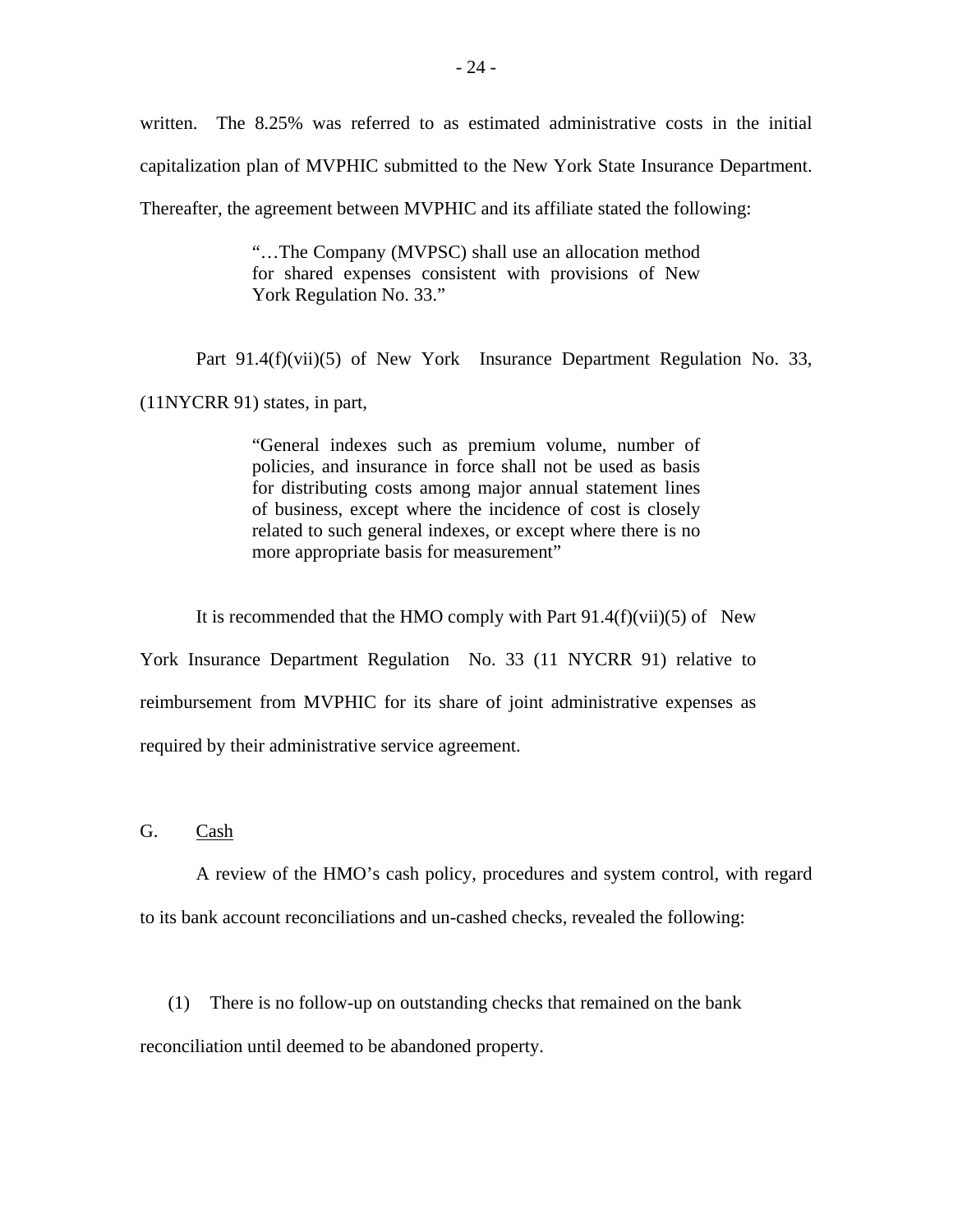written. The 8.25% was referred to as estimated administrative costs in the initial capitalization plan of MVPHIC submitted to the New York State Insurance Department. Thereafter, the agreement between MVPHIC and its affiliate stated the following:

> "…The Company (MVPSC) shall use an allocation method for shared expenses consistent with provisions of New York Regulation No. 33."

Part 91.4(f)(vii)(5) of New York Insurance Department Regulation No. 33, (11NYCRR 91) states, in part,

> "General indexes such as premium volume, number of policies, and insurance in force shall not be used as basis for distributing costs among major annual statement lines of business, except where the incidence of cost is closely related to such general indexes, or except where there is no more appropriate basis for measurement"

It is recommended that the HMO comply with Part 91.4(f)(vii)(5) of New York Insurance Department Regulation No. 33 (11 NYCRR 91) relative to reimbursement from MVPHIC for its share of joint administrative expenses as required by their administrative service agreement.

G. Cash

A review of the HMO's cash policy, procedures and system control, with regard to its bank account reconciliations and un-cashed checks, revealed the following:

(1) There is no follow-up on outstanding checks that remained on the bank reconciliation until deemed to be abandoned property.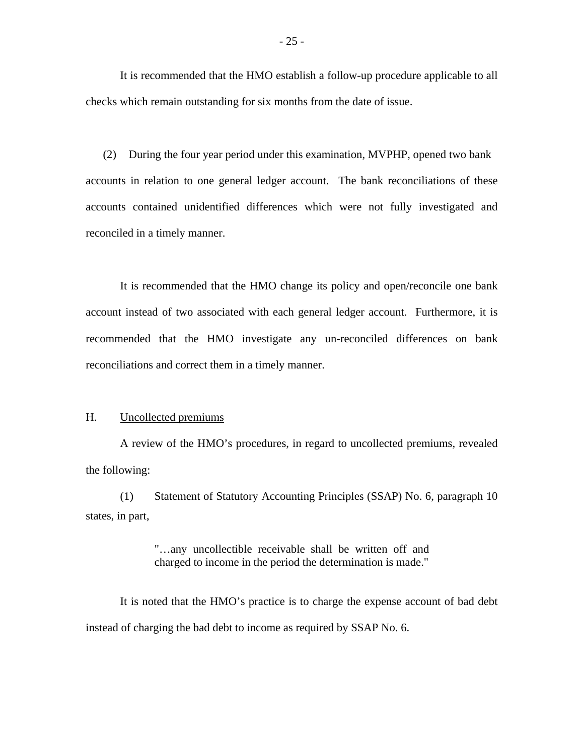It is recommended that the HMO establish a follow-up procedure applicable to all checks which remain outstanding for six months from the date of issue.

(2) During the four year period under this examination, MVPHP, opened two bank accounts in relation to one general ledger account. The bank reconciliations of these accounts contained unidentified differences which were not fully investigated and reconciled in a timely manner.

It is recommended that the HMO change its policy and open/reconcile one bank account instead of two associated with each general ledger account. Furthermore, it is recommended that the HMO investigate any un-reconciled differences on bank reconciliations and correct them in a timely manner.

## H. Uncollected premiums

A review of the HMO's procedures, in regard to uncollected premiums, revealed the following:

(1) Statement of Statutory Accounting Principles (SSAP) No. 6, paragraph 10 states, in part,

> "…any uncollectible receivable shall be written off and charged to income in the period the determination is made."

It is noted that the HMO's practice is to charge the expense account of bad debt instead of charging the bad debt to income as required by SSAP No. 6.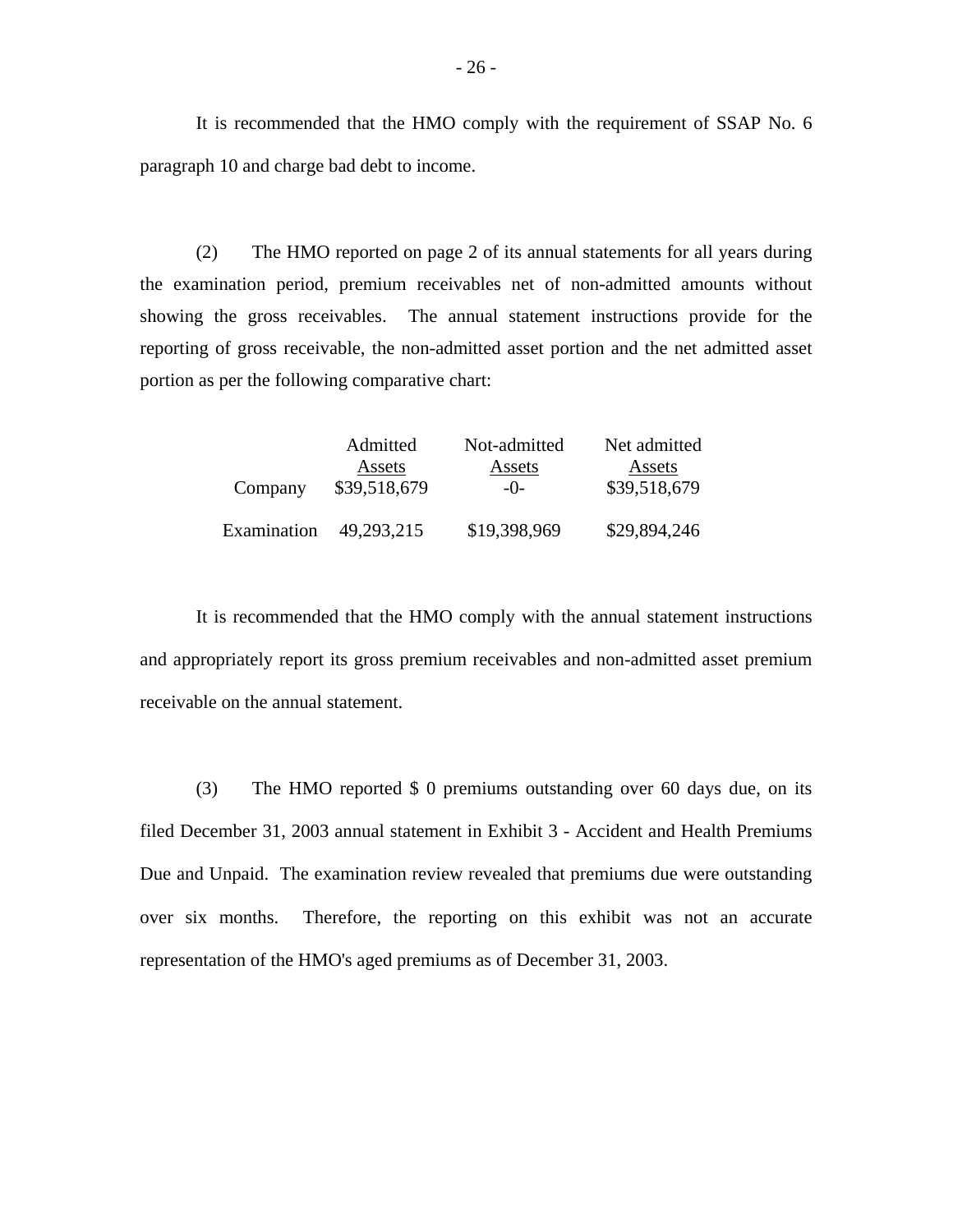It is recommended that the HMO comply with the requirement of SSAP No. 6 paragraph 10 and charge bad debt to income.

(2) The HMO reported on page 2 of its annual statements for all years during the examination period, premium receivables net of non-admitted amounts without showing the gross receivables. The annual statement instructions provide for the reporting of gross receivable, the non-admitted asset portion and the net admitted asset portion as per the following comparative chart:

| | Admitted Assets | Not-admitted Assets | Net admitted Assets |
|---|---|---|---|
| Company | $39,518,679 | -0- | $39,518,679 |
| Examination | 49,293,215 | $19,398,969 | $29,894,246 |

It is recommended that the HMO comply with the annual statement instructions and appropriately report its gross premium receivables and non-admitted asset premium receivable on the annual statement.

(3) The HMO reported $ 0 premiums outstanding over 60 days due, on its filed December 31, 2003 annual statement in Exhibit 3 - Accident and Health Premiums Due and Unpaid. The examination review revealed that premiums due were outstanding over six months. Therefore, the reporting on this exhibit was not an accurate representation of the HMO's aged premiums as of December 31, 2003.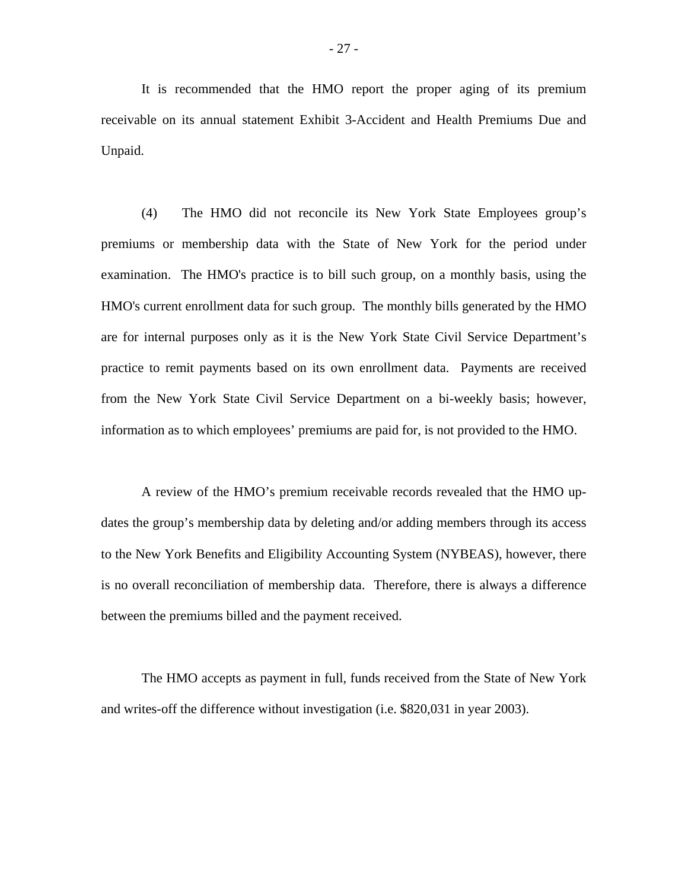It is recommended that the HMO report the proper aging of its premium receivable on its annual statement Exhibit 3-Accident and Health Premiums Due and Unpaid.

(4) The HMO did not reconcile its New York State Employees group's premiums or membership data with the State of New York for the period under examination. The HMO's practice is to bill such group, on a monthly basis, using the HMO's current enrollment data for such group. The monthly bills generated by the HMO are for internal purposes only as it is the New York State Civil Service Department's practice to remit payments based on its own enrollment data. Payments are received from the New York State Civil Service Department on a bi-weekly basis; however, information as to which employees' premiums are paid for, is not provided to the HMO.

A review of the HMO's premium receivable records revealed that the HMO updates the group's membership data by deleting and/or adding members through its access to the New York Benefits and Eligibility Accounting System (NYBEAS), however, there is no overall reconciliation of membership data. Therefore, there is always a difference between the premiums billed and the payment received.

The HMO accepts as payment in full, funds received from the State of New York and writes-off the difference without investigation (i.e. $820,031 in year 2003).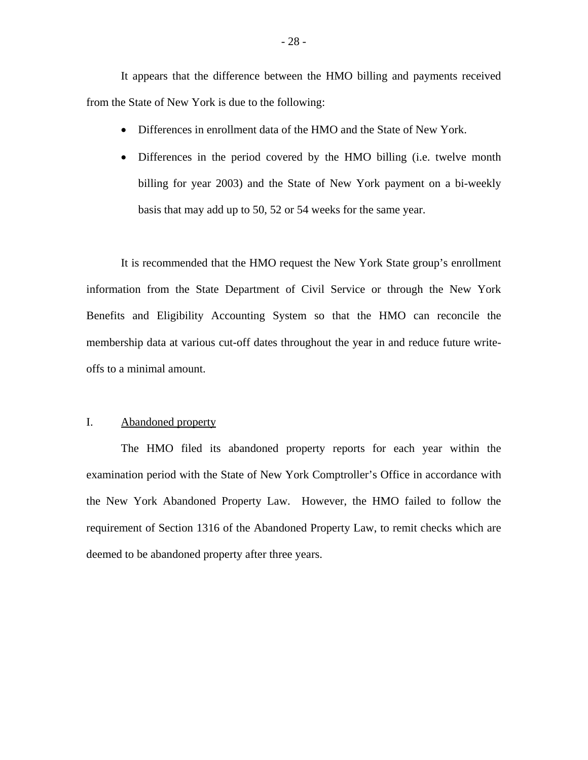It appears that the difference between the HMO billing and payments received from the State of New York is due to the following:

- Differences in enrollment data of the HMO and the State of New York.
- Differences in the period covered by the HMO billing (i.e. twelve month billing for year 2003) and the State of New York payment on a bi-weekly basis that may add up to 50, 52 or 54 weeks for the same year.

It is recommended that the HMO request the New York State group's enrollment information from the State Department of Civil Service or through the New York Benefits and Eligibility Accounting System so that the HMO can reconcile the membership data at various cut-off dates throughout the year in and reduce future write-offs to a minimal amount.

## I. Abandoned property

The HMO filed its abandoned property reports for each year within the examination period with the State of New York Comptroller's Office in accordance with the New York Abandoned Property Law. However, the HMO failed to follow the requirement of Section 1316 of the Abandoned Property Law, to remit checks which are deemed to be abandoned property after three years.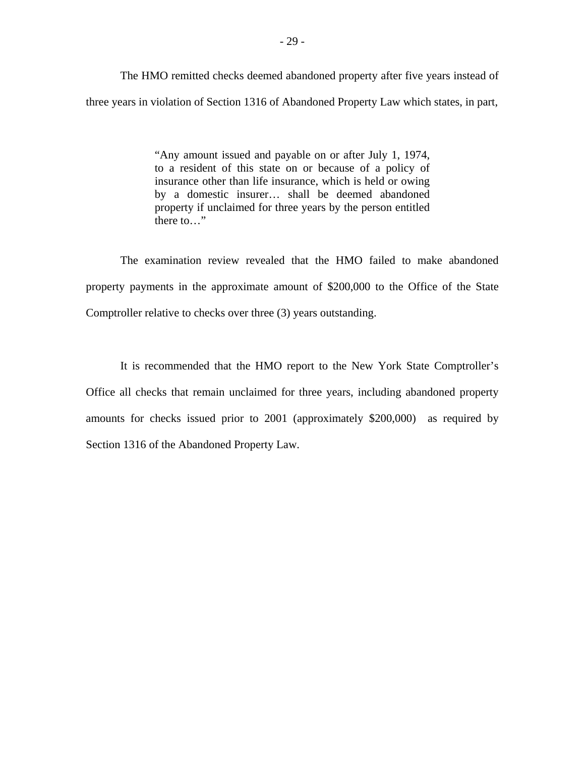The HMO remitted checks deemed abandoned property after five years instead of three years in violation of Section 1316 of Abandoned Property Law which states, in part,

> "Any amount issued and payable on or after July 1, 1974, to a resident of this state on or because of a policy of insurance other than life insurance, which is held or owing by a domestic insurer… shall be deemed abandoned property if unclaimed for three years by the person entitled there to…"

The examination review revealed that the HMO failed to make abandoned property payments in the approximate amount of $200,000 to the Office of the State Comptroller relative to checks over three (3) years outstanding.

It is recommended that the HMO report to the New York State Comptroller's Office all checks that remain unclaimed for three years, including abandoned property amounts for checks issued prior to 2001 (approximately $200,000) as required by Section 1316 of the Abandoned Property Law.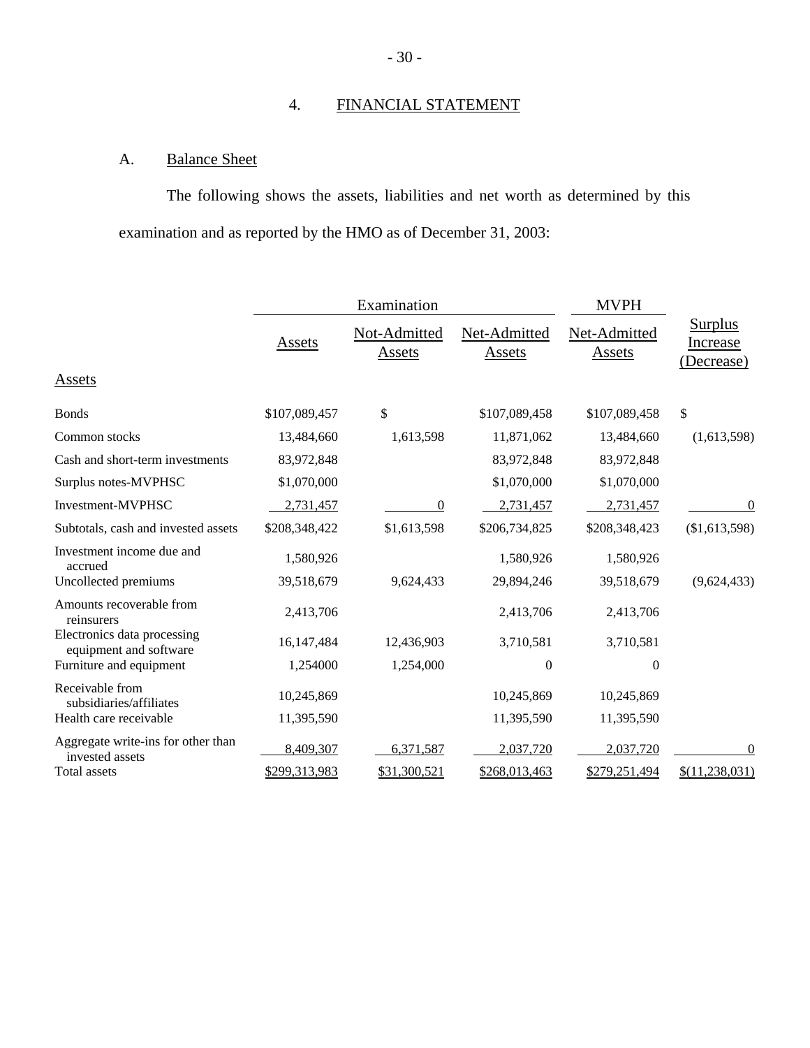## 4. FINANCIAL STATEMENT

### A. Balance Sheet

The following shows the assets, liabilities and net worth as determined by this examination and as reported by the HMO as of December 31, 2003:

| | Examination | | | MVPH | |
|---|---|---|---|---|---|
| | Assets | Not-Admitted Assets | Net-Admitted Assets | Net-Admitted Assets | Surplus Increase (Decrease) |
| **Assets** | | | | | |
| Bonds | $107,089,457 | $ | $107,089,458 | $107,089,458 | $ |
| Common stocks | 13,484,660 | 1,613,598 | 11,871,062 | 13,484,660 | (1,613,598) |
| Cash and short-term investments | 83,972,848 | | 83,972,848 | 83,972,848 | |
| Surplus notes-MVPHSC | $1,070,000 | | $1,070,000 | $1,070,000 | |
| Investment-MVPHSC | 2,731,457 | 0 | 2,731,457 | 2,731,457 | 0 |
| Subtotals, cash and invested assets | $208,348,422 | $1,613,598 | $206,734,825 | $208,348,423 | ($1,613,598) |
| Investment income due and accrued | 1,580,926 | | 1,580,926 | 1,580,926 | |
| Uncollected premiums | 39,518,679 | 9,624,433 | 29,894,246 | 39,518,679 | (9,624,433) |
| Amounts recoverable from reinsurers | 2,413,706 | | 2,413,706 | 2,413,706 | |
| Electronics data processing equipment and software | 16,147,484 | 12,436,903 | 3,710,581 | 3,710,581 | |
| Furniture and equipment | 1,254000 | 1,254,000 | 0 | 0 | |
| Receivable from subsidiaries/affiliates | 10,245,869 | | 10,245,869 | 10,245,869 | |
| Health care receivable | 11,395,590 | | 11,395,590 | 11,395,590 | |
| Aggregate write-ins for other than invested assets | 8,409,307 | 6,371,587 | 2,037,720 | 2,037,720 | 0 |
| Total assets | $299,313,983 | $31,300,521 | $268,013,463 | $279,251,494 | $(11,238,031) |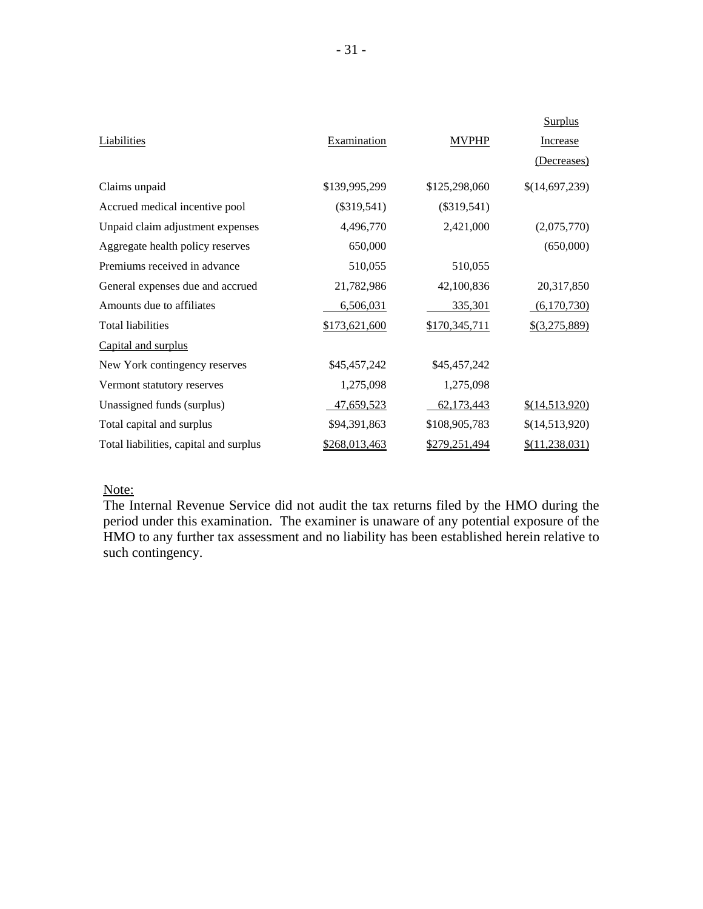| Liabilities | Examination | MVPHP | Surplus Increase (Decreases) |
|---|---|---|---|
| Claims unpaid | $139,995,299 | $125,298,060 | $(14,697,239) |
| Accrued medical incentive pool | ($319,541) | ($319,541) | |
| Unpaid claim adjustment expenses | 4,496,770 | 2,421,000 | (2,075,770) |
| Aggregate health policy reserves | 650,000 | | (650,000) |
| Premiums received in advance | 510,055 | 510,055 | |
| General expenses due and accrued | 21,782,986 | 42,100,836 | 20,317,850 |
| Amounts due to affiliates | 6,506,031 | 335,301 | (6,170,730) |
| Total liabilities | $173,621,600 | $170,345,711 | $(3,275,889) |
| Capital and surplus | | | |
| New York contingency reserves | $45,457,242 | $45,457,242 | |
| Vermont statutory reserves | 1,275,098 | 1,275,098 | |
| Unassigned funds (surplus) | 47,659,523 | 62,173,443 | $(14,513,920) |
| Total capital and surplus | $94,391,863 | $108,905,783 | $(14,513,920) |
| Total liabilities, capital and surplus | $268,013,463 | $279,251,494 | $(11,238,031) |

Note:
The Internal Revenue Service did not audit the tax returns filed by the HMO during the period under this examination. The examiner is unaware of any potential exposure of the HMO to any further tax assessment and no liability has been established herein relative to such contingency.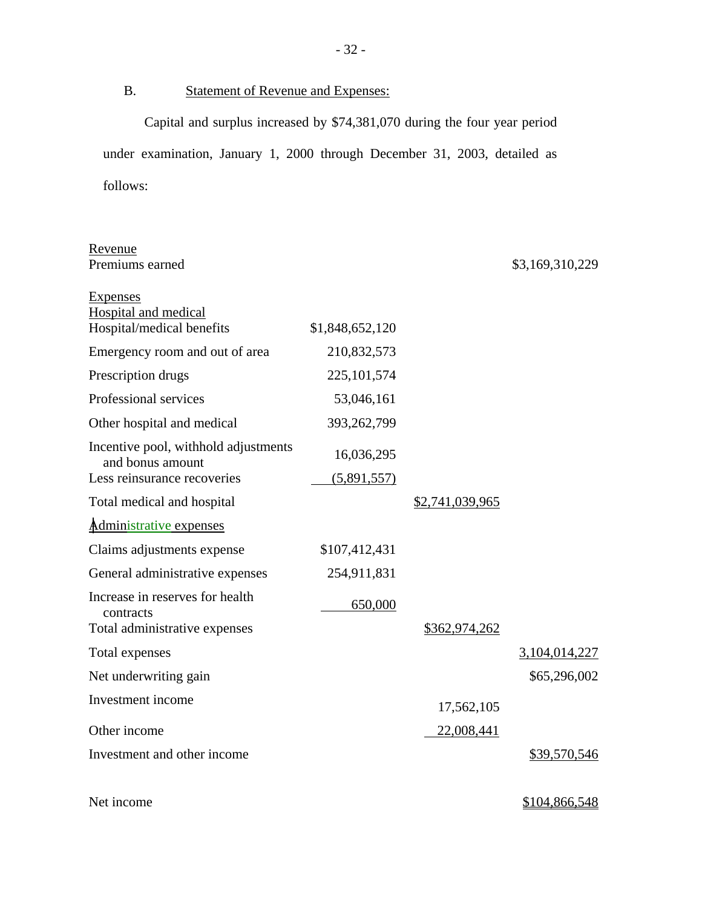B. Statement of Revenue and Expenses:

Capital and surplus increased by $74,381,070 during the four year period under examination, January 1, 2000 through December 31, 2003, detailed as follows:

| | | | |
|---|---|---|---|
| Revenue | | | |
| Premiums earned | | | $3,169,310,229 |
| Expenses | | | |
| Hospital and medical | | | |
| Hospital/medical benefits | $1,848,652,120 | | |
| Emergency room and out of area | 210,832,573 | | |
| Prescription drugs | 225,101,574 | | |
| Professional services | 53,046,161 | | |
| Other hospital and medical | 393,262,799 | | |
| Incentive pool, withhold adjustments and bonus amount | 16,036,295 | | |
| Less reinsurance recoveries | (5,891,557) | | |
| Total medical and hospital | | $2,741,039,965 | |
| Administrative expenses | | | |
| Claims adjustments expense | $107,412,431 | | |
| General administrative expenses | 254,911,831 | | |
| Increase in reserves for health contracts | 650,000 | | |
| Total administrative expenses | | $362,974,262 | |
| Total expenses | | | 3,104,014,227 |
| Net underwriting gain | | | $65,296,002 |
| Investment income | | 17,562,105 | |
| Other income | | 22,008,441 | |
| Investment and other income | | | $39,570,546 |
| Net income | | | $104,866,548 |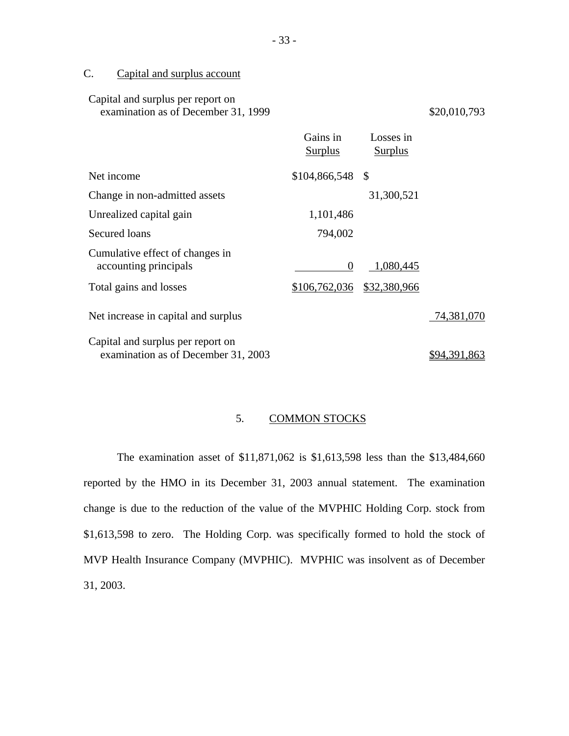## C. Capital and surplus account

| | Gains in Surplus | Losses in Surplus | |
|---|---|---|---|
| Capital and surplus per report on examination as of December 31, 1999 | | | $20,010,793 |
| Net income | $104,866,548 | $ | |
| Change in non-admitted assets | | 31,300,521 | |
| Unrealized capital gain | 1,101,486 | | |
| Secured loans | 794,002 | | |
| Cumulative effect of changes in accounting principals | 0 | 1,080,445 | |
| Total gains and losses | $106,762,036 | $32,380,966 | |
| Net increase in capital and surplus | | | 74,381,070 |
| Capital and surplus per report on examination as of December 31, 2003 | | | $94,391,863 |

## 5. COMMON STOCKS

The examination asset of $11,871,062 is $1,613,598 less than the $13,484,660 reported by the HMO in its December 31, 2003 annual statement. The examination change is due to the reduction of the value of the MVPHIC Holding Corp. stock from $1,613,598 to zero. The Holding Corp. was specifically formed to hold the stock of MVP Health Insurance Company (MVPHIC). MVPHIC was insolvent as of December 31, 2003.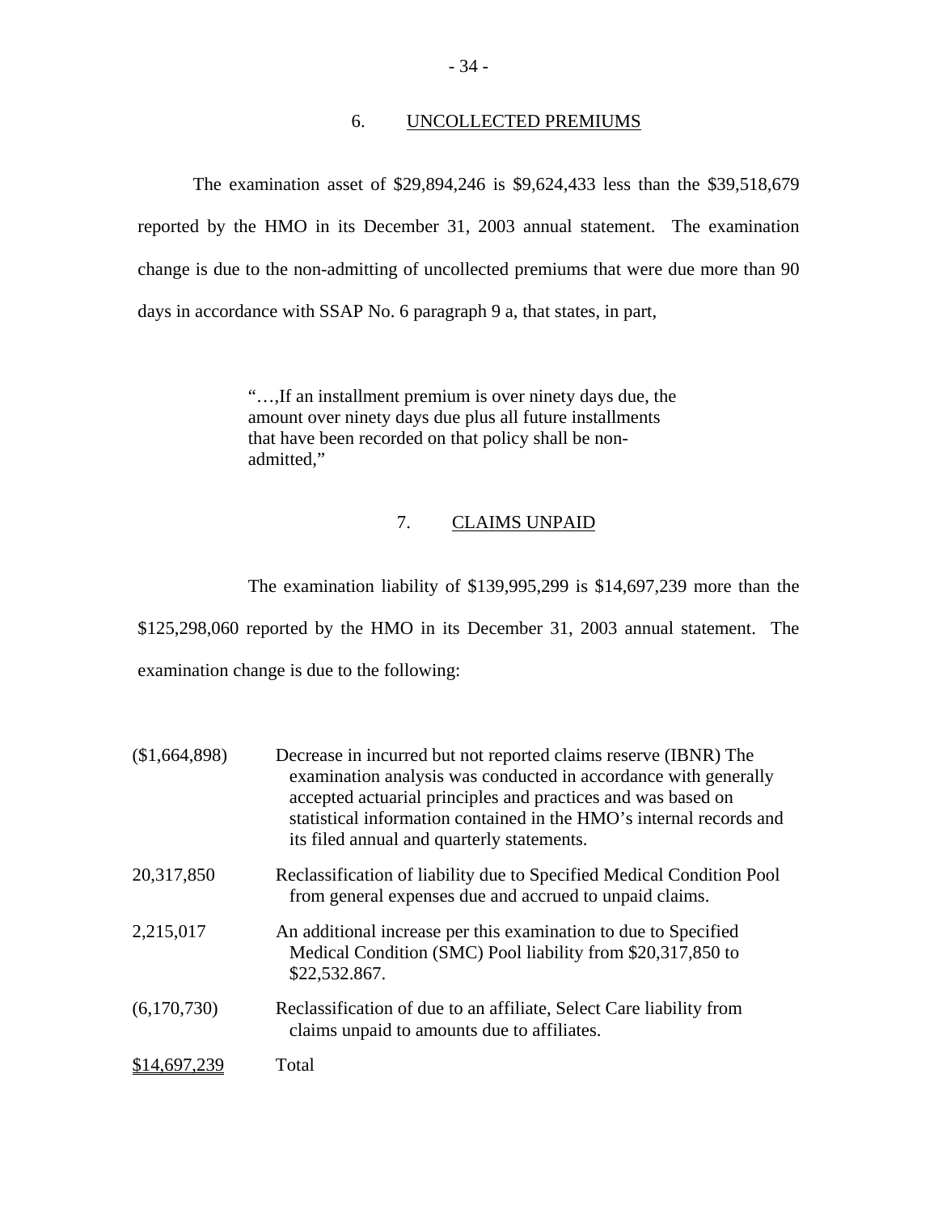## 6. UNCOLLECTED PREMIUMS

The examination asset of $29,894,246 is $9,624,433 less than the $39,518,679 reported by the HMO in its December 31, 2003 annual statement. The examination change is due to the non-admitting of uncollected premiums that were due more than 90 days in accordance with SSAP No. 6 paragraph 9 a, that states, in part,

> "…,If an installment premium is over ninety days due, the amount over ninety days due plus all future installments that have been recorded on that policy shall be non-admitted,"

## 7. CLAIMS UNPAID

The examination liability of $139,995,299 is $14,697,239 more than the $125,298,060 reported by the HMO in its December 31, 2003 annual statement. The examination change is due to the following:

| | |
|---|---|
| ($1,664,898) | Decrease in incurred but not reported claims reserve (IBNR) The examination analysis was conducted in accordance with generally accepted actuarial principles and practices and was based on statistical information contained in the HMO's internal records and its filed annual and quarterly statements. |
| 20,317,850 | Reclassification of liability due to Specified Medical Condition Pool from general expenses due and accrued to unpaid claims. |
| 2,215,017 | An additional increase per this examination to due to Specified Medical Condition (SMC) Pool liability from $20,317,850 to $22,532.867. |
| (6,170,730) | Reclassification of due to an affiliate, Select Care liability from claims unpaid to amounts due to affiliates. |
| $14,697,239 | Total |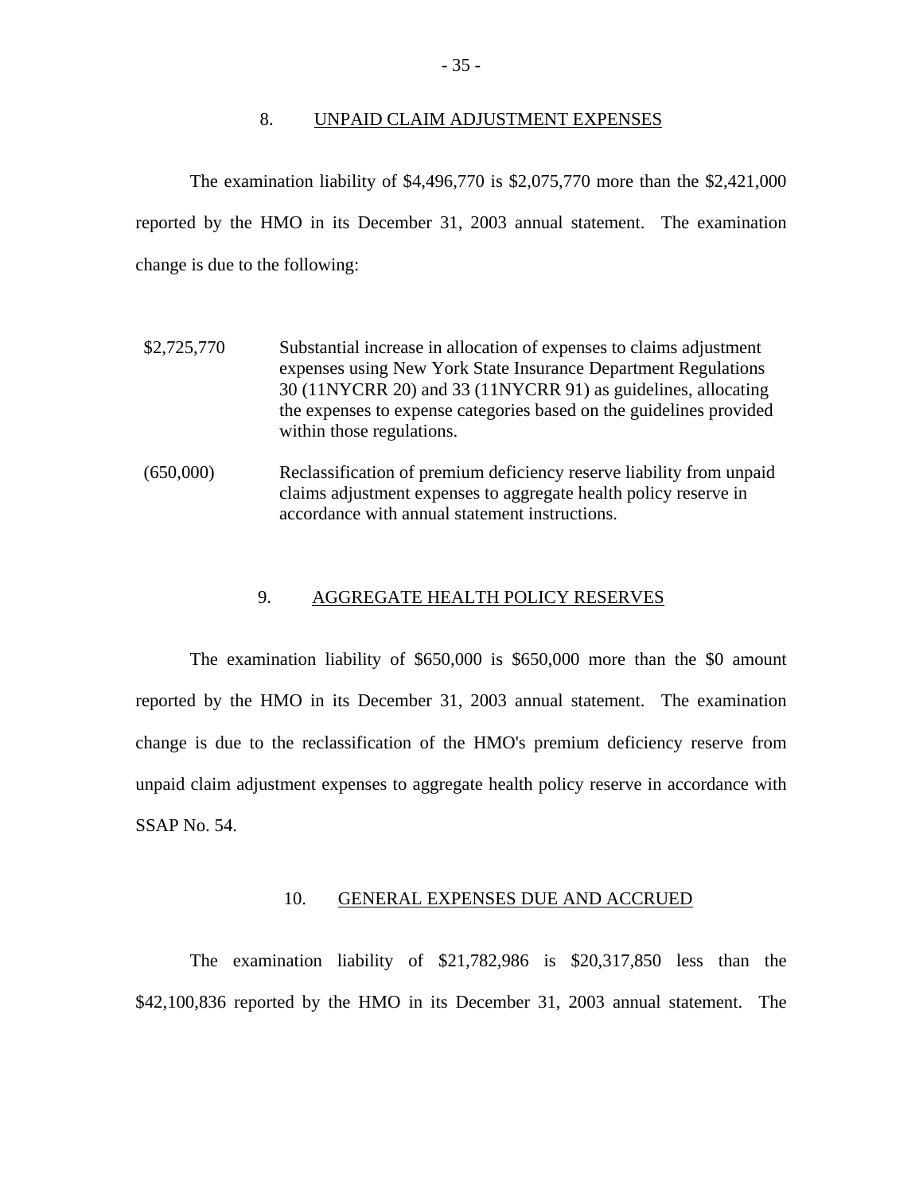## 8. UNPAID CLAIM ADJUSTMENT EXPENSES

The examination liability of $4,496,770 is $2,075,770 more than the $2,421,000 reported by the HMO in its December 31, 2003 annual statement. The examination change is due to the following:

| | |
|---|---|
| $2,725,770 | Substantial increase in allocation of expenses to claims adjustment expenses using New York State Insurance Department Regulations 30 (11NYCRR 20) and 33 (11NYCRR 91) as guidelines, allocating the expenses to expense categories based on the guidelines provided within those regulations. |
| (650,000) | Reclassification of premium deficiency reserve liability from unpaid claims adjustment expenses to aggregate health policy reserve in accordance with annual statement instructions. |

## 9. AGGREGATE HEALTH POLICY RESERVES

The examination liability of $650,000 is $650,000 more than the $0 amount reported by the HMO in its December 31, 2003 annual statement. The examination change is due to the reclassification of the HMO's premium deficiency reserve from unpaid claim adjustment expenses to aggregate health policy reserve in accordance with SSAP No. 54.

## 10. GENERAL EXPENSES DUE AND ACCRUED

The examination liability of $21,782,986 is $20,317,850 less than the $42,100,836 reported by the HMO in its December 31, 2003 annual statement. The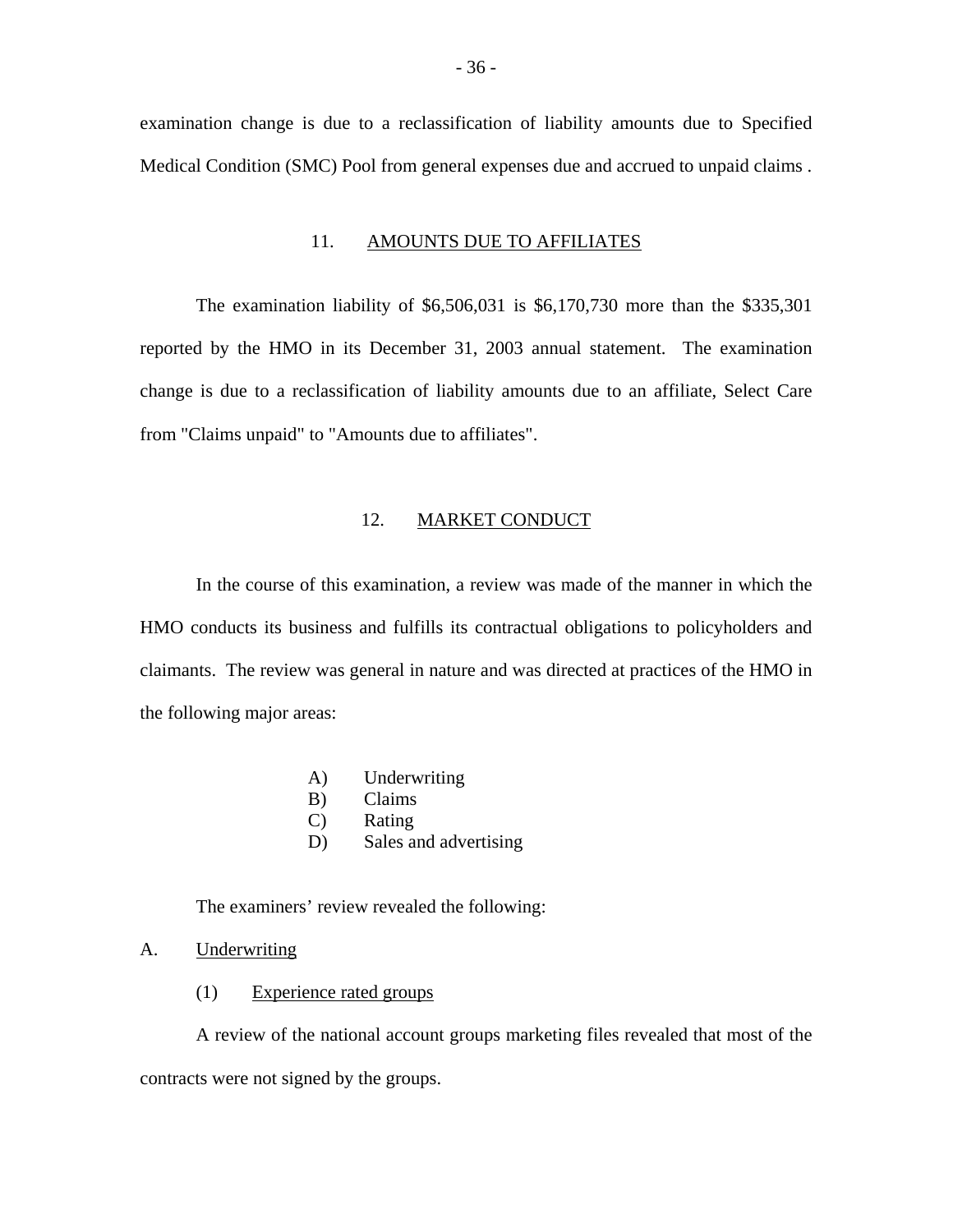examination change is due to a reclassification of liability amounts due to Specified Medical Condition (SMC) Pool from general expenses due and accrued to unpaid claims .

## 11. AMOUNTS DUE TO AFFILIATES

The examination liability of $6,506,031 is $6,170,730 more than the $335,301 reported by the HMO in its December 31, 2003 annual statement. The examination change is due to a reclassification of liability amounts due to an affiliate, Select Care from "Claims unpaid" to "Amounts due to affiliates".

## 12. MARKET CONDUCT

In the course of this examination, a review was made of the manner in which the HMO conducts its business and fulfills its contractual obligations to policyholders and claimants. The review was general in nature and was directed at practices of the HMO in the following major areas:

A) Underwriting
B) Claims
C) Rating
D) Sales and advertising

The examiners' review revealed the following:

### A. Underwriting

#### (1) Experience rated groups

A review of the national account groups marketing files revealed that most of the contracts were not signed by the groups.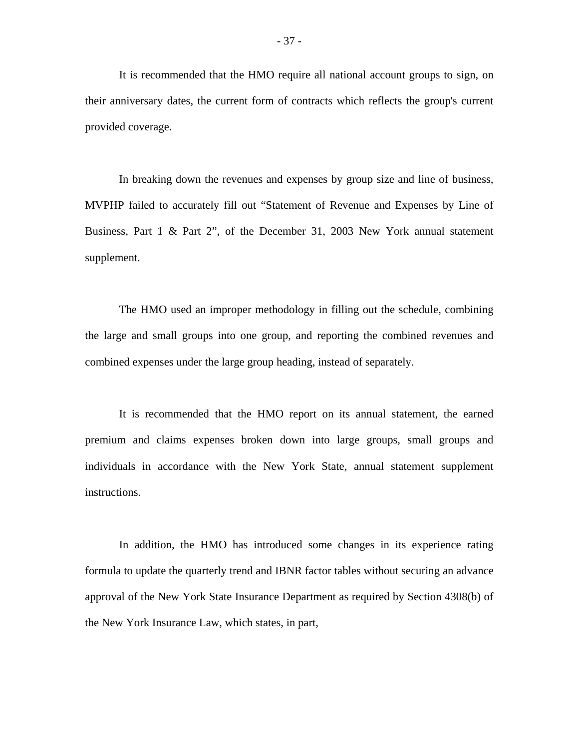It is recommended that the HMO require all national account groups to sign, on their anniversary dates, the current form of contracts which reflects the group's current provided coverage.

In breaking down the revenues and expenses by group size and line of business, MVPHP failed to accurately fill out "Statement of Revenue and Expenses by Line of Business, Part 1 & Part 2", of the December 31, 2003 New York annual statement supplement.

The HMO used an improper methodology in filling out the schedule, combining the large and small groups into one group, and reporting the combined revenues and combined expenses under the large group heading, instead of separately.

It is recommended that the HMO report on its annual statement, the earned premium and claims expenses broken down into large groups, small groups and individuals in accordance with the New York State, annual statement supplement instructions.

In addition, the HMO has introduced some changes in its experience rating formula to update the quarterly trend and IBNR factor tables without securing an advance approval of the New York State Insurance Department as required by Section 4308(b) of the New York Insurance Law, which states, in part,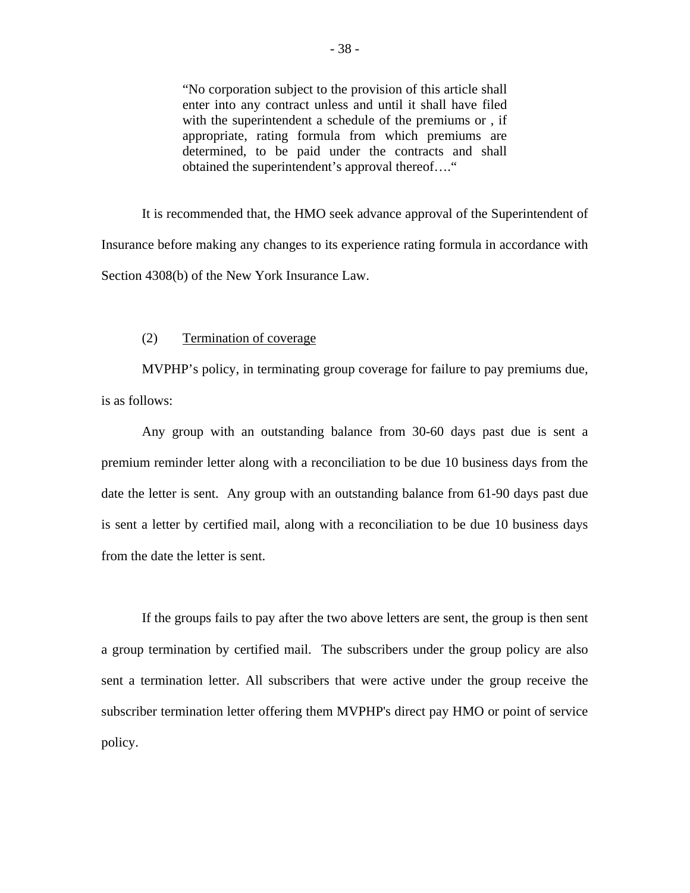> "No corporation subject to the provision of this article shall enter into any contract unless and until it shall have filed with the superintendent a schedule of the premiums or , if appropriate, rating formula from which premiums are determined, to be paid under the contracts and shall obtained the superintendent's approval thereof…."

It is recommended that, the HMO seek advance approval of the Superintendent of Insurance before making any changes to its experience rating formula in accordance with Section 4308(b) of the New York Insurance Law.

(2) Termination of coverage

MVPHP's policy, in terminating group coverage for failure to pay premiums due, is as follows:

Any group with an outstanding balance from 30-60 days past due is sent a premium reminder letter along with a reconciliation to be due 10 business days from the date the letter is sent. Any group with an outstanding balance from 61-90 days past due is sent a letter by certified mail, along with a reconciliation to be due 10 business days from the date the letter is sent.

If the groups fails to pay after the two above letters are sent, the group is then sent a group termination by certified mail. The subscribers under the group policy are also sent a termination letter. All subscribers that were active under the group receive the subscriber termination letter offering them MVPHP's direct pay HMO or point of service policy.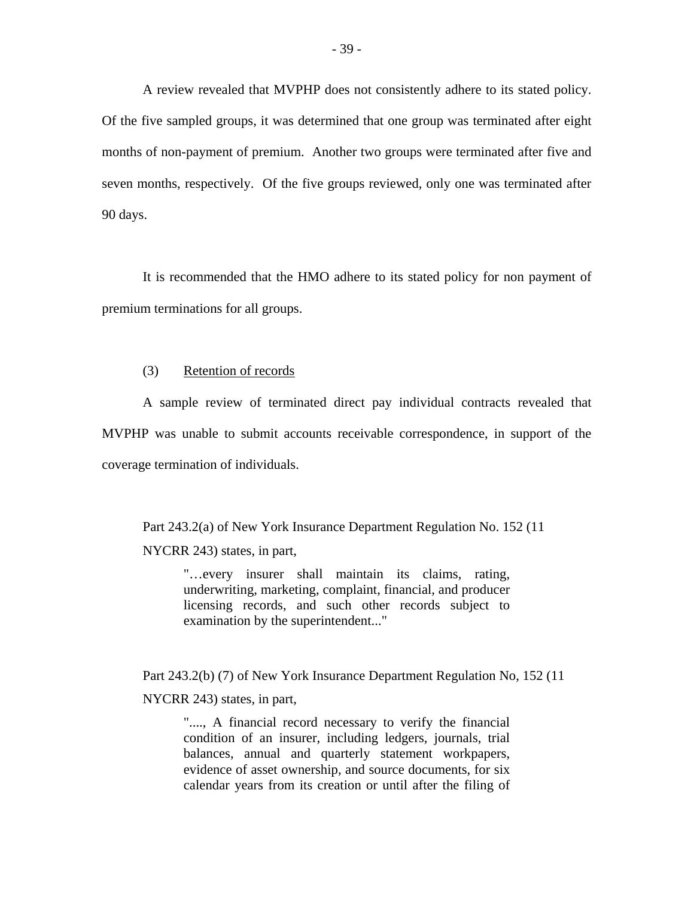A review revealed that MVPHP does not consistently adhere to its stated policy. Of the five sampled groups, it was determined that one group was terminated after eight months of non-payment of premium. Another two groups were terminated after five and seven months, respectively. Of the five groups reviewed, only one was terminated after 90 days.

It is recommended that the HMO adhere to its stated policy for non payment of premium terminations for all groups.

(3) Retention of records

A sample review of terminated direct pay individual contracts revealed that MVPHP was unable to submit accounts receivable correspondence, in support of the coverage termination of individuals.

Part 243.2(a) of New York Insurance Department Regulation No. 152 (11 NYCRR 243) states, in part,

> "…every insurer shall maintain its claims, rating, underwriting, marketing, complaint, financial, and producer licensing records, and such other records subject to examination by the superintendent..."

Part 243.2(b) (7) of New York Insurance Department Regulation No, 152 (11 NYCRR 243) states, in part,

> "...., A financial record necessary to verify the financial condition of an insurer, including ledgers, journals, trial balances, annual and quarterly statement workpapers, evidence of asset ownership, and source documents, for six calendar years from its creation or until after the filing of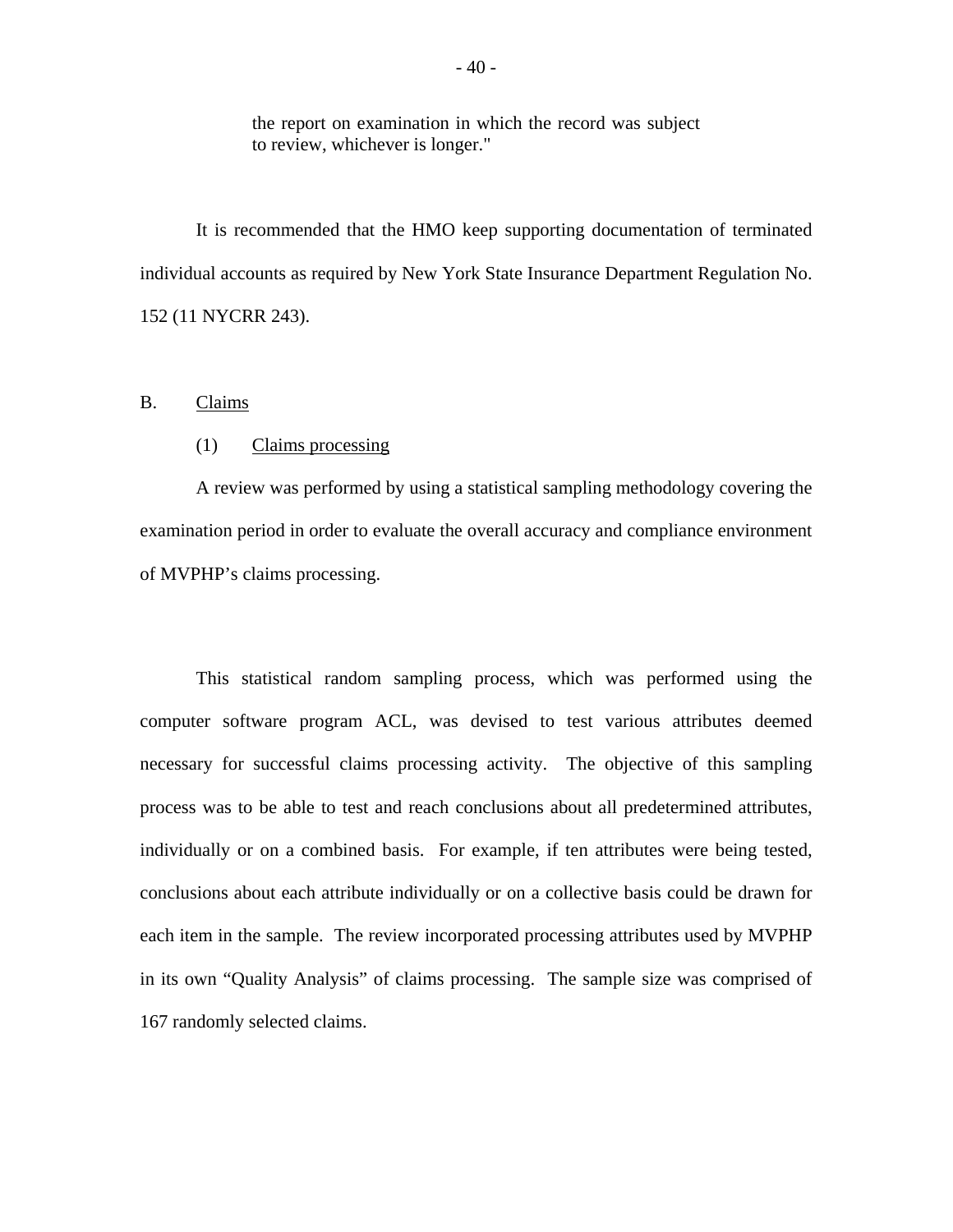> the report on examination in which the record was subject to review, whichever is longer."

It is recommended that the HMO keep supporting documentation of terminated individual accounts as required by New York State Insurance Department Regulation No. 152 (11 NYCRR 243).

B. Claims

(1) Claims processing

A review was performed by using a statistical sampling methodology covering the examination period in order to evaluate the overall accuracy and compliance environment of MVPHP's claims processing.

This statistical random sampling process, which was performed using the computer software program ACL, was devised to test various attributes deemed necessary for successful claims processing activity. The objective of this sampling process was to be able to test and reach conclusions about all predetermined attributes, individually or on a combined basis. For example, if ten attributes were being tested, conclusions about each attribute individually or on a collective basis could be drawn for each item in the sample. The review incorporated processing attributes used by MVPHP in its own "Quality Analysis" of claims processing. The sample size was comprised of 167 randomly selected claims.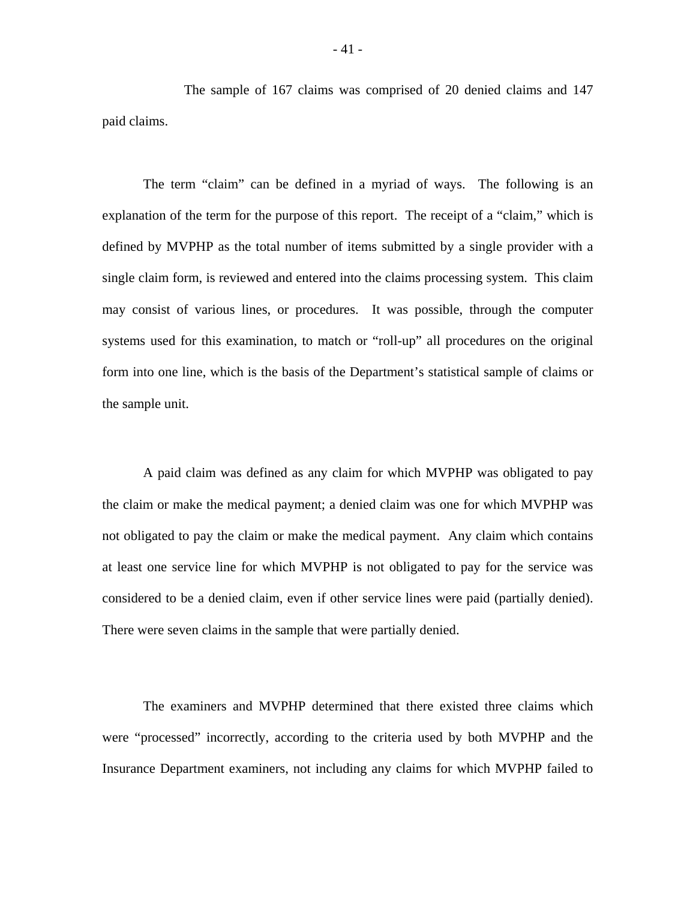The sample of 167 claims was comprised of 20 denied claims and 147 paid claims.

The term "claim" can be defined in a myriad of ways. The following is an explanation of the term for the purpose of this report. The receipt of a "claim," which is defined by MVPHP as the total number of items submitted by a single provider with a single claim form, is reviewed and entered into the claims processing system. This claim may consist of various lines, or procedures. It was possible, through the computer systems used for this examination, to match or "roll-up" all procedures on the original form into one line, which is the basis of the Department's statistical sample of claims or the sample unit.

A paid claim was defined as any claim for which MVPHP was obligated to pay the claim or make the medical payment; a denied claim was one for which MVPHP was not obligated to pay the claim or make the medical payment. Any claim which contains at least one service line for which MVPHP is not obligated to pay for the service was considered to be a denied claim, even if other service lines were paid (partially denied). There were seven claims in the sample that were partially denied.

The examiners and MVPHP determined that there existed three claims which were "processed" incorrectly, according to the criteria used by both MVPHP and the Insurance Department examiners, not including any claims for which MVPHP failed to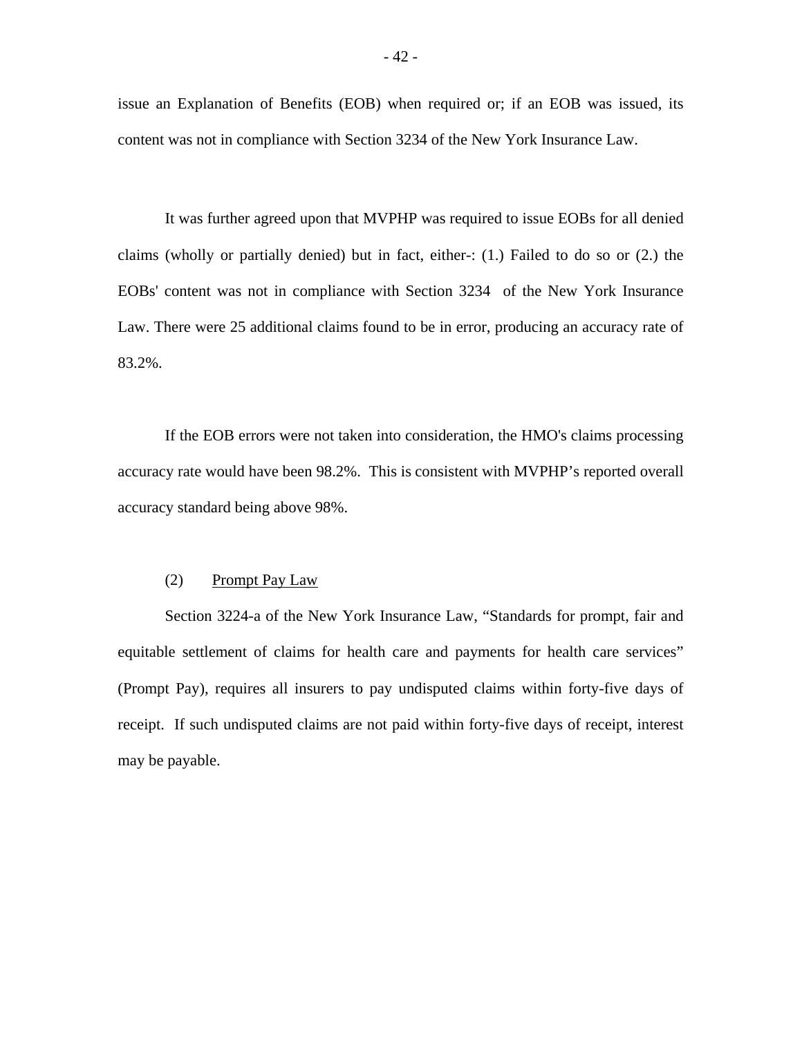issue an Explanation of Benefits (EOB) when required or; if an EOB was issued, its content was not in compliance with Section 3234 of the New York Insurance Law.

It was further agreed upon that MVPHP was required to issue EOBs for all denied claims (wholly or partially denied) but in fact, either-: (1.) Failed to do so or (2.) the EOBs' content was not in compliance with Section 3234 of the New York Insurance Law. There were 25 additional claims found to be in error, producing an accuracy rate of 83.2%.

If the EOB errors were not taken into consideration, the HMO's claims processing accuracy rate would have been 98.2%. This is consistent with MVPHP's reported overall accuracy standard being above 98%.

(2) Prompt Pay Law

Section 3224-a of the New York Insurance Law, "Standards for prompt, fair and equitable settlement of claims for health care and payments for health care services" (Prompt Pay), requires all insurers to pay undisputed claims within forty-five days of receipt. If such undisputed claims are not paid within forty-five days of receipt, interest may be payable.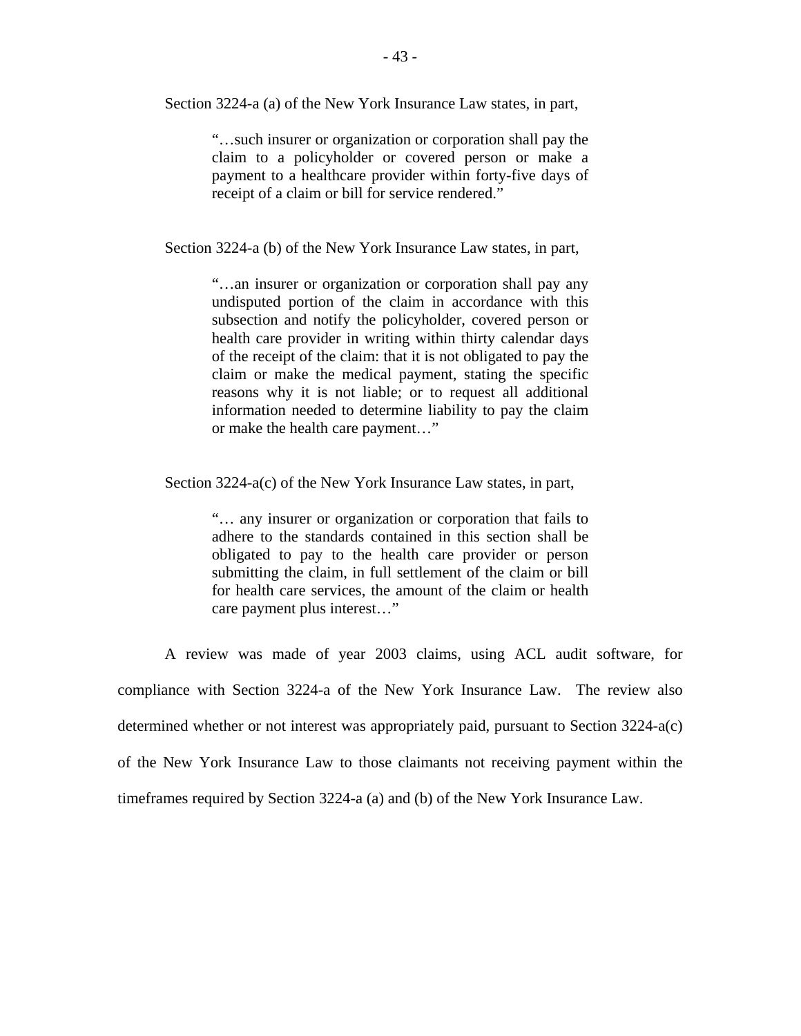Section 3224-a (a) of the New York Insurance Law states, in part,

> "…such insurer or organization or corporation shall pay the claim to a policyholder or covered person or make a payment to a healthcare provider within forty-five days of receipt of a claim or bill for service rendered."

Section 3224-a (b) of the New York Insurance Law states, in part,

> "…an insurer or organization or corporation shall pay any undisputed portion of the claim in accordance with this subsection and notify the policyholder, covered person or health care provider in writing within thirty calendar days of the receipt of the claim: that it is not obligated to pay the claim or make the medical payment, stating the specific reasons why it is not liable; or to request all additional information needed to determine liability to pay the claim or make the health care payment…"

Section 3224-a(c) of the New York Insurance Law states, in part,

> "… any insurer or organization or corporation that fails to adhere to the standards contained in this section shall be obligated to pay to the health care provider or person submitting the claim, in full settlement of the claim or bill for health care services, the amount of the claim or health care payment plus interest…"

A review was made of year 2003 claims, using ACL audit software, for compliance with Section 3224-a of the New York Insurance Law. The review also determined whether or not interest was appropriately paid, pursuant to Section 3224-a(c) of the New York Insurance Law to those claimants not receiving payment within the timeframes required by Section 3224-a (a) and (b) of the New York Insurance Law.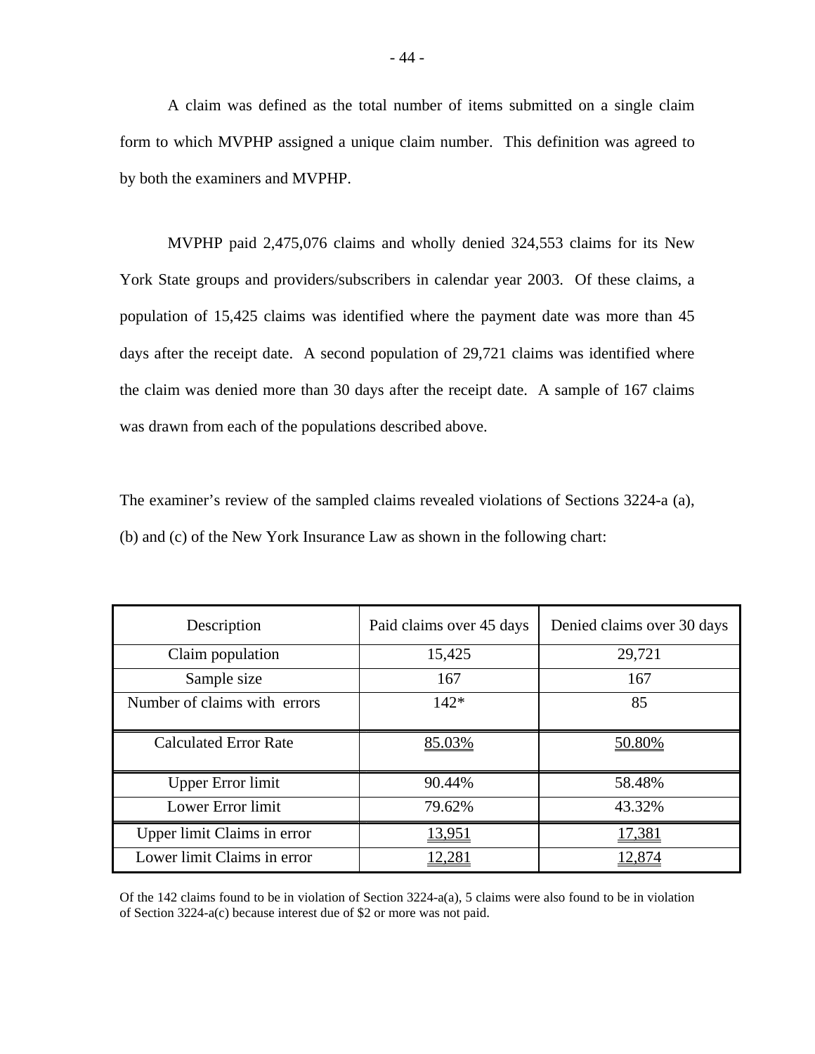A claim was defined as the total number of items submitted on a single claim form to which MVPHP assigned a unique claim number. This definition was agreed to by both the examiners and MVPHP.

MVPHP paid 2,475,076 claims and wholly denied 324,553 claims for its New York State groups and providers/subscribers in calendar year 2003. Of these claims, a population of 15,425 claims was identified where the payment date was more than 45 days after the receipt date. A second population of 29,721 claims was identified where the claim was denied more than 30 days after the receipt date. A sample of 167 claims was drawn from each of the populations described above.

The examiner's review of the sampled claims revealed violations of Sections 3224-a (a), (b) and (c) of the New York Insurance Law as shown in the following chart:

| Description | Paid claims over 45 days | Denied claims over 30 days |
|---|---|---|
| Claim population | 15,425 | 29,721 |
| Sample size | 167 | 167 |
| Number of claims with errors | 142* | 85 |
| Calculated Error Rate | 85.03% | 50.80% |
| Upper Error limit | 90.44% | 58.48% |
| Lower Error limit | 79.62% | 43.32% |
| Upper limit Claims in error | 13,951 | 17,381 |
| Lower limit Claims in error | 12,281 | 12,874 |

Of the 142 claims found to be in violation of Section 3224-a(a), 5 claims were also found to be in violation of Section 3224-a(c) because interest due of $2 or more was not paid.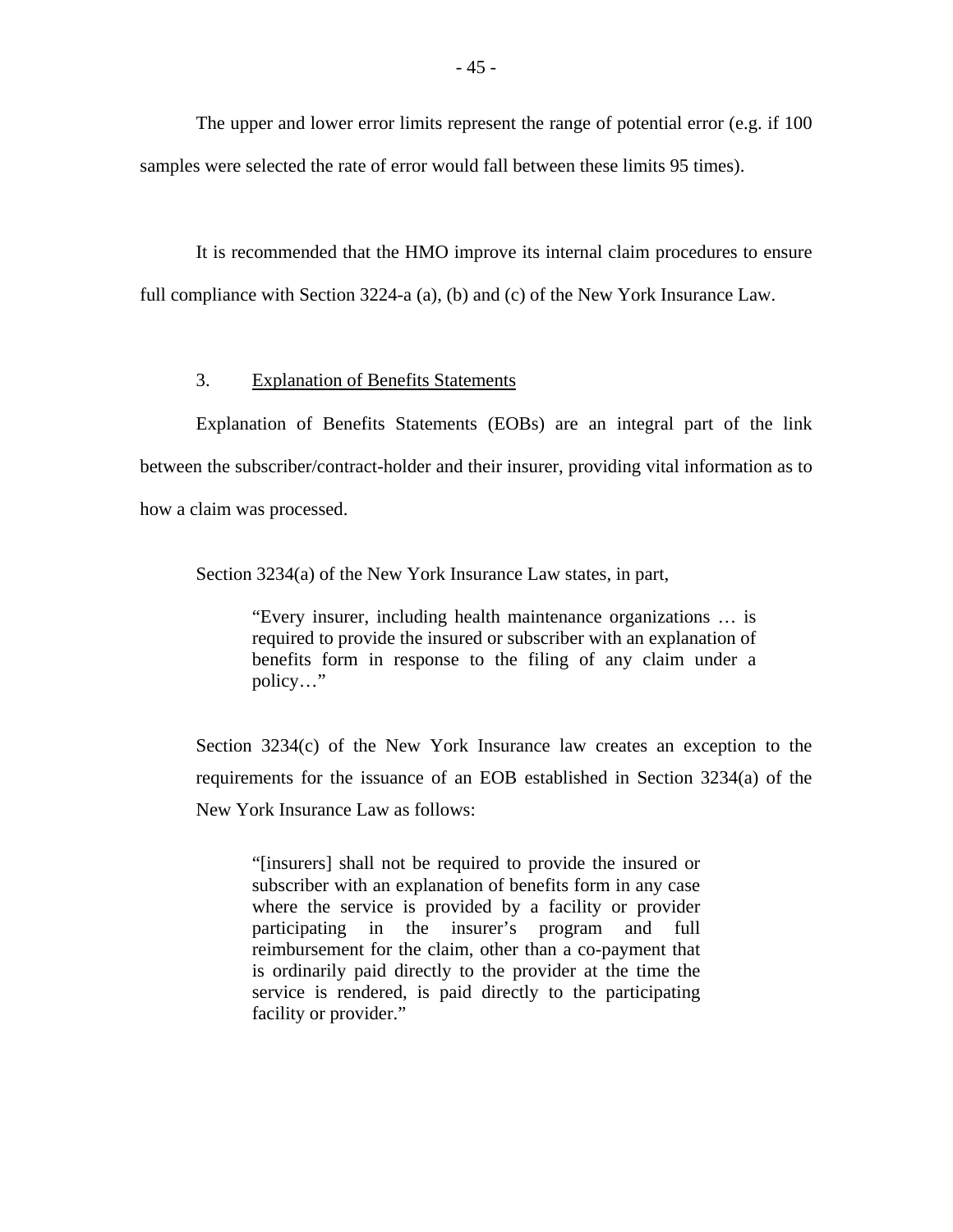The upper and lower error limits represent the range of potential error (e.g. if 100 samples were selected the rate of error would fall between these limits 95 times).

It is recommended that the HMO improve its internal claim procedures to ensure full compliance with Section 3224-a (a), (b) and (c) of the New York Insurance Law.

3. Explanation of Benefits Statements

Explanation of Benefits Statements (EOBs) are an integral part of the link between the subscriber/contract-holder and their insurer, providing vital information as to how a claim was processed.

Section 3234(a) of the New York Insurance Law states, in part,

> "Every insurer, including health maintenance organizations … is required to provide the insured or subscriber with an explanation of benefits form in response to the filing of any claim under a policy…"

Section 3234(c) of the New York Insurance law creates an exception to the requirements for the issuance of an EOB established in Section 3234(a) of the New York Insurance Law as follows:

> "[insurers] shall not be required to provide the insured or subscriber with an explanation of benefits form in any case where the service is provided by a facility or provider participating in the insurer's program and full reimbursement for the claim, other than a co-payment that is ordinarily paid directly to the provider at the time the service is rendered, is paid directly to the participating facility or provider."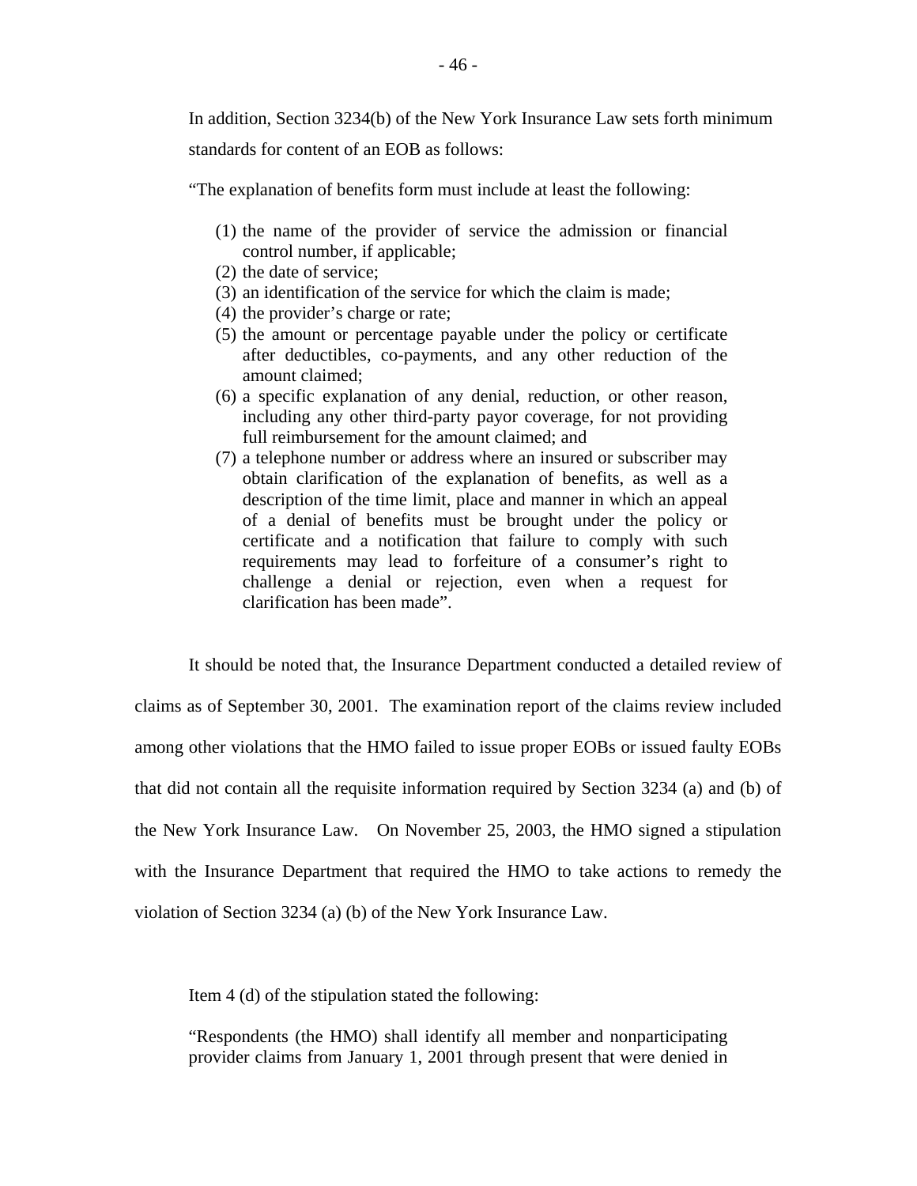In addition, Section 3234(b) of the New York Insurance Law sets forth minimum standards for content of an EOB as follows:

"The explanation of benefits form must include at least the following:

(1) the name of the provider of service the admission or financial control number, if applicable;
(2) the date of service;
(3) an identification of the service for which the claim is made;
(4) the provider's charge or rate;
(5) the amount or percentage payable under the policy or certificate after deductibles, co-payments, and any other reduction of the amount claimed;
(6) a specific explanation of any denial, reduction, or other reason, including any other third-party payor coverage, for not providing full reimbursement for the amount claimed; and
(7) a telephone number or address where an insured or subscriber may obtain clarification of the explanation of benefits, as well as a description of the time limit, place and manner in which an appeal of a denial of benefits must be brought under the policy or certificate and a notification that failure to comply with such requirements may lead to forfeiture of a consumer's right to challenge a denial or rejection, even when a request for clarification has been made".

It should be noted that, the Insurance Department conducted a detailed review of claims as of September 30, 2001. The examination report of the claims review included among other violations that the HMO failed to issue proper EOBs or issued faulty EOBs that did not contain all the requisite information required by Section 3234 (a) and (b) of the New York Insurance Law. On November 25, 2003, the HMO signed a stipulation with the Insurance Department that required the HMO to take actions to remedy the violation of Section 3234 (a) (b) of the New York Insurance Law.

Item 4 (d) of the stipulation stated the following:

"Respondents (the HMO) shall identify all member and nonparticipating provider claims from January 1, 2001 through present that were denied in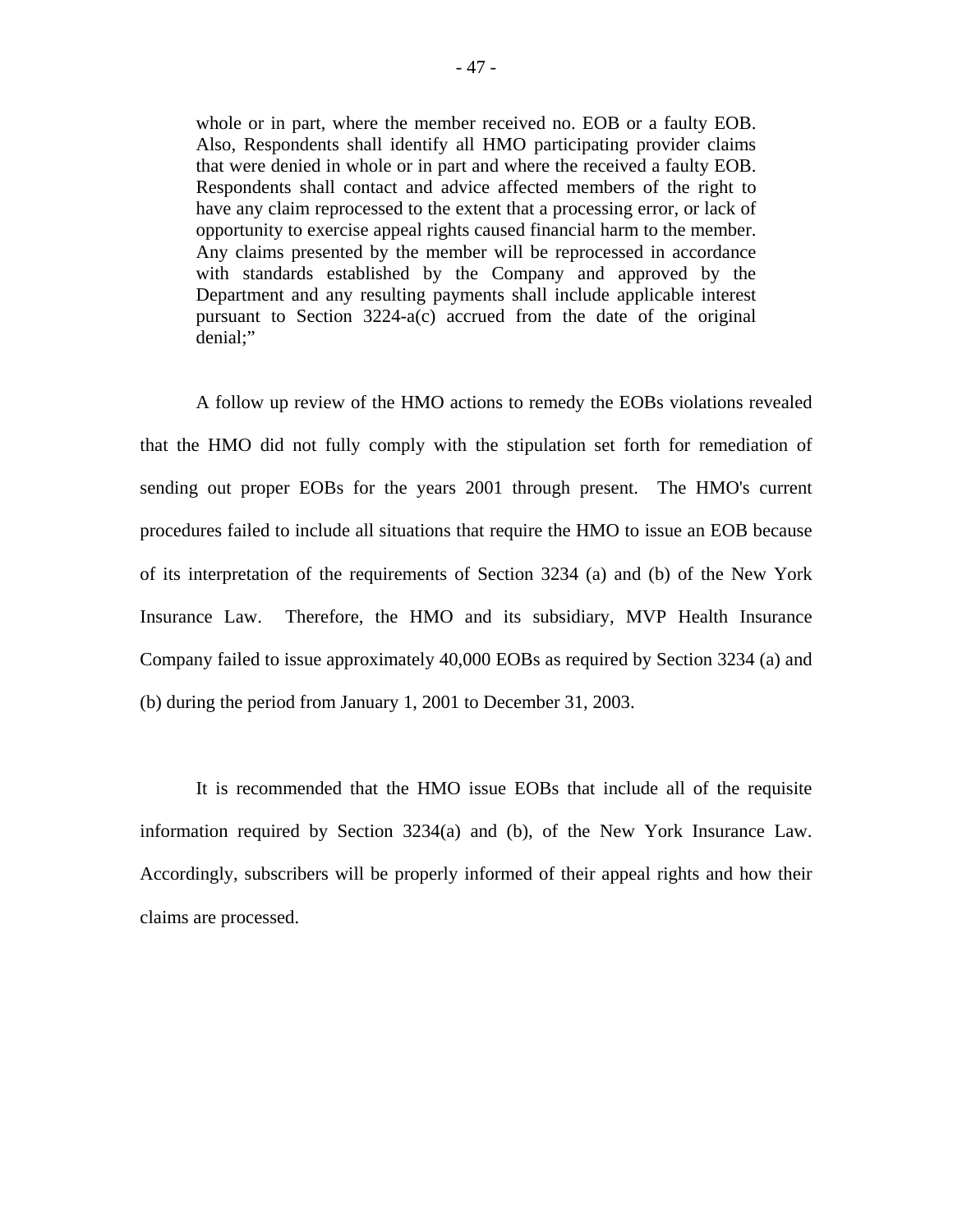> whole or in part, where the member received no. EOB or a faulty EOB. Also, Respondents shall identify all HMO participating provider claims that were denied in whole or in part and where the received a faulty EOB. Respondents shall contact and advice affected members of the right to have any claim reprocessed to the extent that a processing error, or lack of opportunity to exercise appeal rights caused financial harm to the member. Any claims presented by the member will be reprocessed in accordance with standards established by the Company and approved by the Department and any resulting payments shall include applicable interest pursuant to Section 3224-a(c) accrued from the date of the original denial;"

A follow up review of the HMO actions to remedy the EOBs violations revealed that the HMO did not fully comply with the stipulation set forth for remediation of sending out proper EOBs for the years 2001 through present. The HMO's current procedures failed to include all situations that require the HMO to issue an EOB because of its interpretation of the requirements of Section 3234 (a) and (b) of the New York Insurance Law. Therefore, the HMO and its subsidiary, MVP Health Insurance Company failed to issue approximately 40,000 EOBs as required by Section 3234 (a) and (b) during the period from January 1, 2001 to December 31, 2003.

It is recommended that the HMO issue EOBs that include all of the requisite information required by Section 3234(a) and (b), of the New York Insurance Law. Accordingly, subscribers will be properly informed of their appeal rights and how their claims are processed.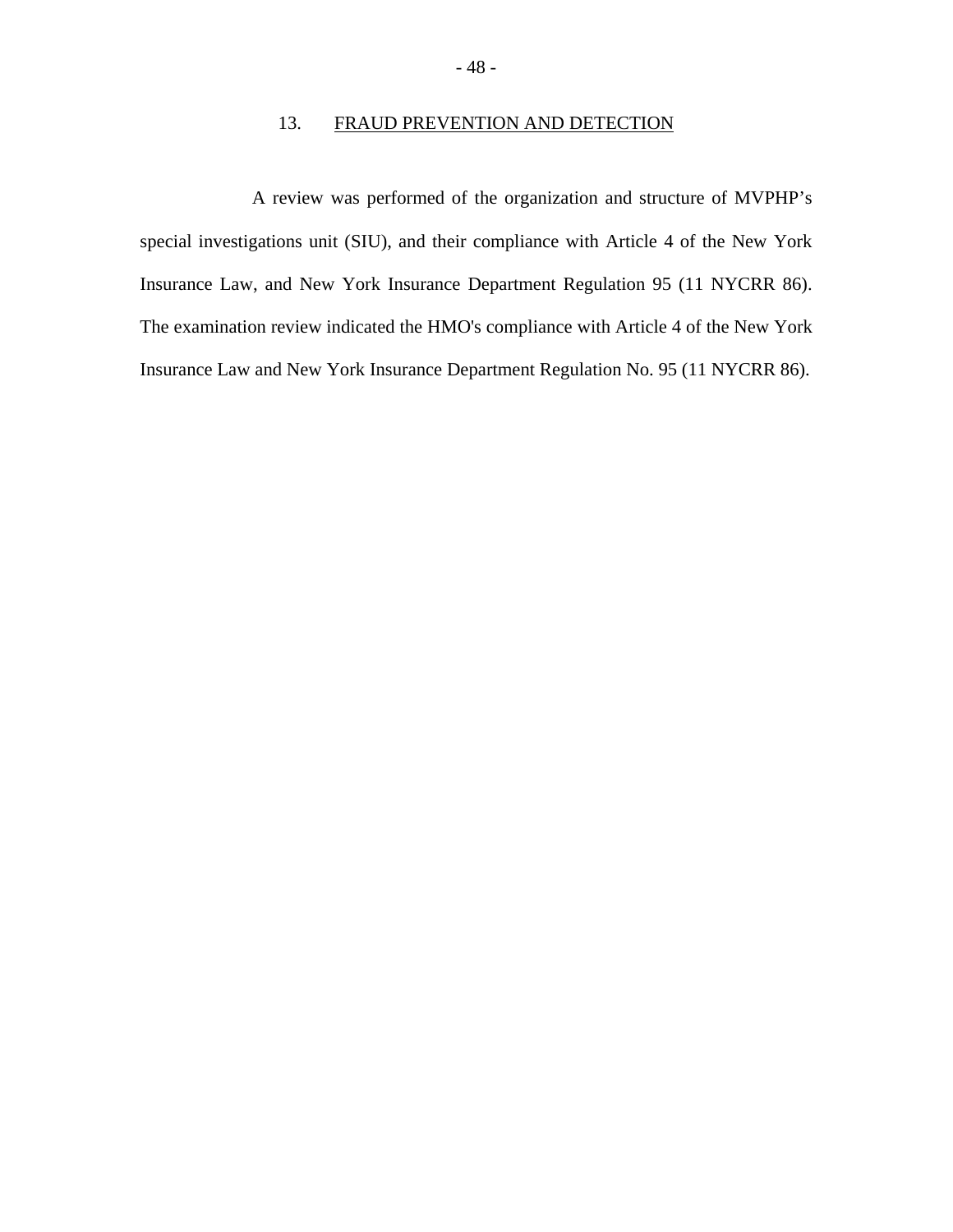## 13. FRAUD PREVENTION AND DETECTION

A review was performed of the organization and structure of MVPHP's special investigations unit (SIU), and their compliance with Article 4 of the New York Insurance Law, and New York Insurance Department Regulation 95 (11 NYCRR 86). The examination review indicated the HMO's compliance with Article 4 of the New York Insurance Law and New York Insurance Department Regulation No. 95 (11 NYCRR 86).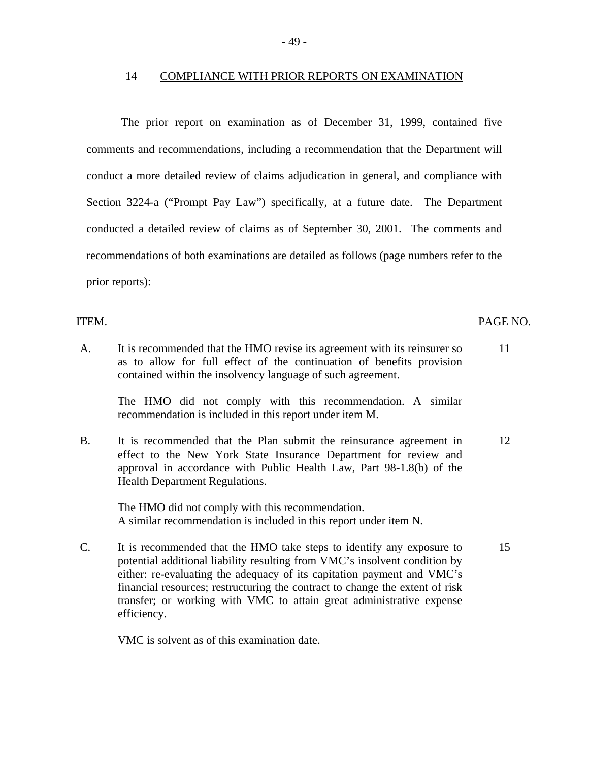## 14 COMPLIANCE WITH PRIOR REPORTS ON EXAMINATION

The prior report on examination as of December 31, 1999, contained five comments and recommendations, including a recommendation that the Department will conduct a more detailed review of claims adjudication in general, and compliance with Section 3224-a ("Prompt Pay Law") specifically, at a future date. The Department conducted a detailed review of claims as of September 30, 2001. The comments and recommendations of both examinations are detailed as follows (page numbers refer to the prior reports):

| ITEM. | | PAGE NO. |
|---|---|---|
| A. | It is recommended that the HMO revise its agreement with its reinsurer so as to allow for full effect of the continuation of benefits provision contained within the insolvency language of such agreement.<br><br>The HMO did not comply with this recommendation. A similar recommendation is included in this report under item M. | 11 |
| B. | It is recommended that the Plan submit the reinsurance agreement in effect to the New York State Insurance Department for review and approval in accordance with Public Health Law, Part 98-1.8(b) of the Health Department Regulations.<br><br>The HMO did not comply with this recommendation.<br>A similar recommendation is included in this report under item N. | 12 |
| C. | It is recommended that the HMO take steps to identify any exposure to potential additional liability resulting from VMC's insolvent condition by either: re-evaluating the adequacy of its capitation payment and VMC's financial resources; restructuring the contract to change the extent of risk transfer; or working with VMC to attain great administrative expense efficiency.<br><br>VMC is solvent as of this examination date. | 15 |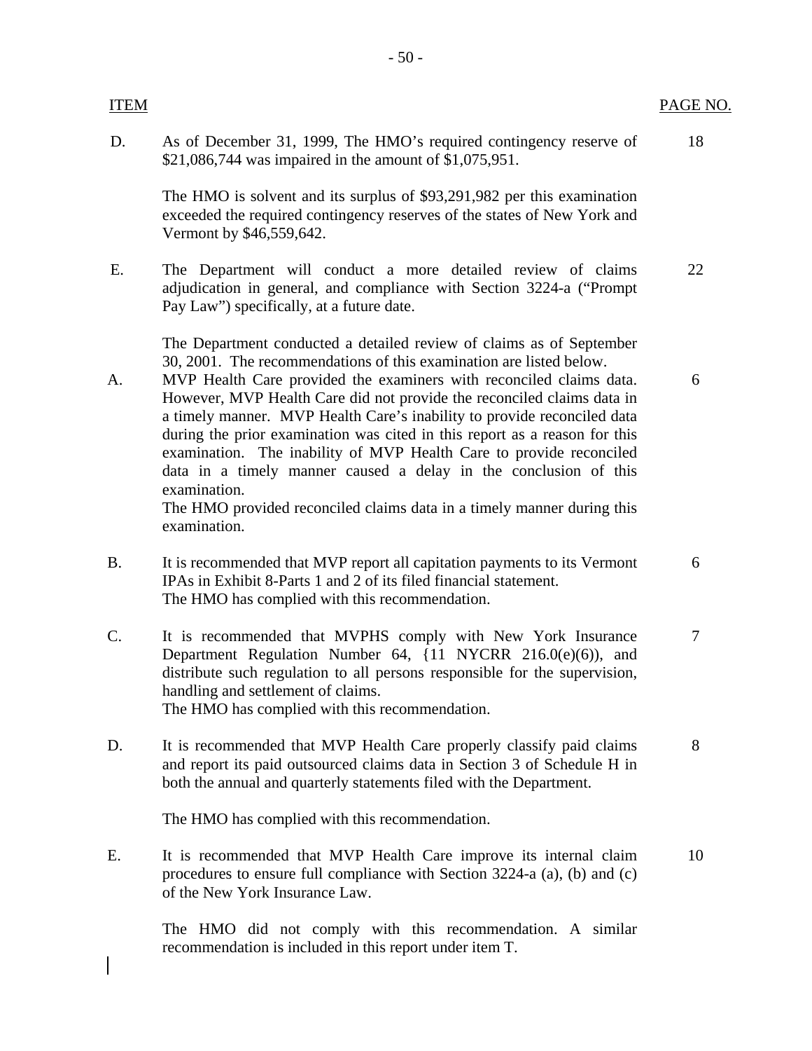| ITEM | | PAGE NO. |
|---|---|---|
| D. | As of December 31, 1999, The HMO's required contingency reserve of \$21,086,744 was impaired in the amount of \$1,075,951.<br><br>The HMO is solvent and its surplus of \$93,291,982 per this examination exceeded the required contingency reserves of the states of New York and Vermont by \$46,559,642. | 18 |
| E. | The Department will conduct a more detailed review of claims adjudication in general, and compliance with Section 3224-a ("Prompt Pay Law") specifically, at a future date.<br><br>The Department conducted a detailed review of claims as of September 30, 2001. The recommendations of this examination are listed below. | 22 |
| A. | MVP Health Care provided the examiners with reconciled claims data. However, MVP Health Care did not provide the reconciled claims data in a timely manner. MVP Health Care's inability to provide reconciled data during the prior examination was cited in this report as a reason for this examination. The inability of MVP Health Care to provide reconciled data in a timely manner caused a delay in the conclusion of this examination.<br>The HMO provided reconciled claims data in a timely manner during this examination. | 6 |
| B. | It is recommended that MVP report all capitation payments to its Vermont IPAs in Exhibit 8-Parts 1 and 2 of its filed financial statement.<br>The HMO has complied with this recommendation. | 6 |
| C. | It is recommended that MVPHS comply with New York Insurance Department Regulation Number 64, {11 NYCRR 216.0(e)(6)), and distribute such regulation to all persons responsible for the supervision, handling and settlement of claims.<br>The HMO has complied with this recommendation. | 7 |
| D. | It is recommended that MVP Health Care properly classify paid claims and report its paid outsourced claims data in Section 3 of Schedule H in both the annual and quarterly statements filed with the Department.<br><br>The HMO has complied with this recommendation. | 8 |
| E. | It is recommended that MVP Health Care improve its internal claim procedures to ensure full compliance with Section 3224-a (a), (b) and (c) of the New York Insurance Law.<br><br>The HMO did not comply with this recommendation. A similar recommendation is included in this report under item T. | 10 |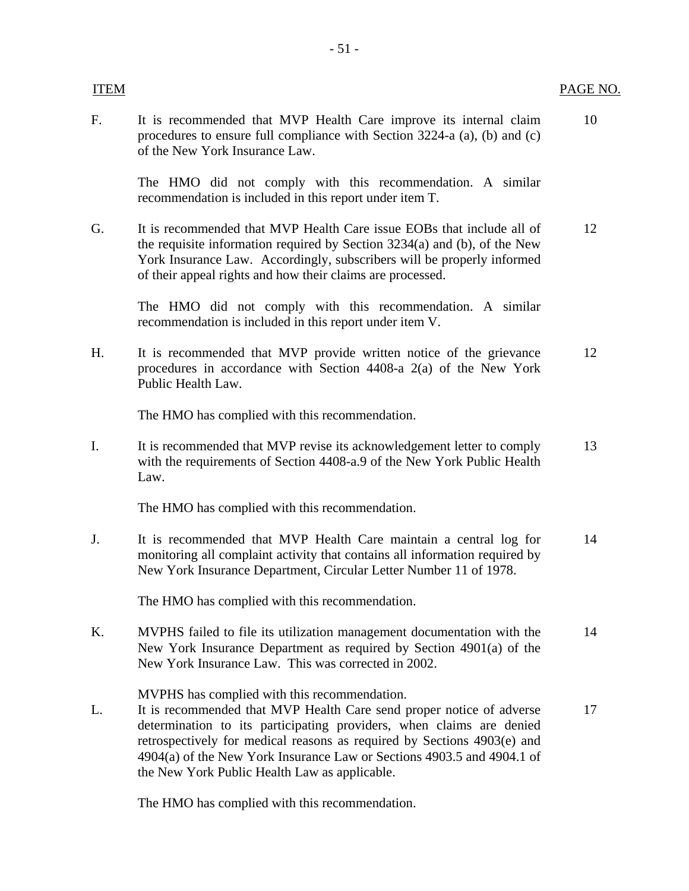| ITEM | | PAGE NO. |
|---|---|---|
| F. | It is recommended that MVP Health Care improve its internal claim procedures to ensure full compliance with Section 3224-a (a), (b) and (c) of the New York Insurance Law.<br><br>The HMO did not comply with this recommendation. A similar recommendation is included in this report under item T. | 10 |
| G. | It is recommended that MVP Health Care issue EOBs that include all of the requisite information required by Section 3234(a) and (b), of the New York Insurance Law. Accordingly, subscribers will be properly informed of their appeal rights and how their claims are processed.<br><br>The HMO did not comply with this recommendation. A similar recommendation is included in this report under item V. | 12 |
| H. | It is recommended that MVP provide written notice of the grievance procedures in accordance with Section 4408-a 2(a) of the New York Public Health Law.<br><br>The HMO has complied with this recommendation. | 12 |
| I. | It is recommended that MVP revise its acknowledgement letter to comply with the requirements of Section 4408-a.9 of the New York Public Health Law.<br><br>The HMO has complied with this recommendation. | 13 |
| J. | It is recommended that MVP Health Care maintain a central log for monitoring all complaint activity that contains all information required by New York Insurance Department, Circular Letter Number 11 of 1978.<br><br>The HMO has complied with this recommendation. | 14 |
| K. | MVPHS failed to file its utilization management documentation with the New York Insurance Department as required by Section 4901(a) of the New York Insurance Law. This was corrected in 2002.<br><br>MVPHS has complied with this recommendation. | 14 |
| L. | It is recommended that MVP Health Care send proper notice of adverse determination to its participating providers, when claims are denied retrospectively for medical reasons as required by Sections 4903(e) and 4904(a) of the New York Insurance Law or Sections 4903.5 and 4904.1 of the New York Public Health Law as applicable.<br><br>The HMO has complied with this recommendation. | 17 |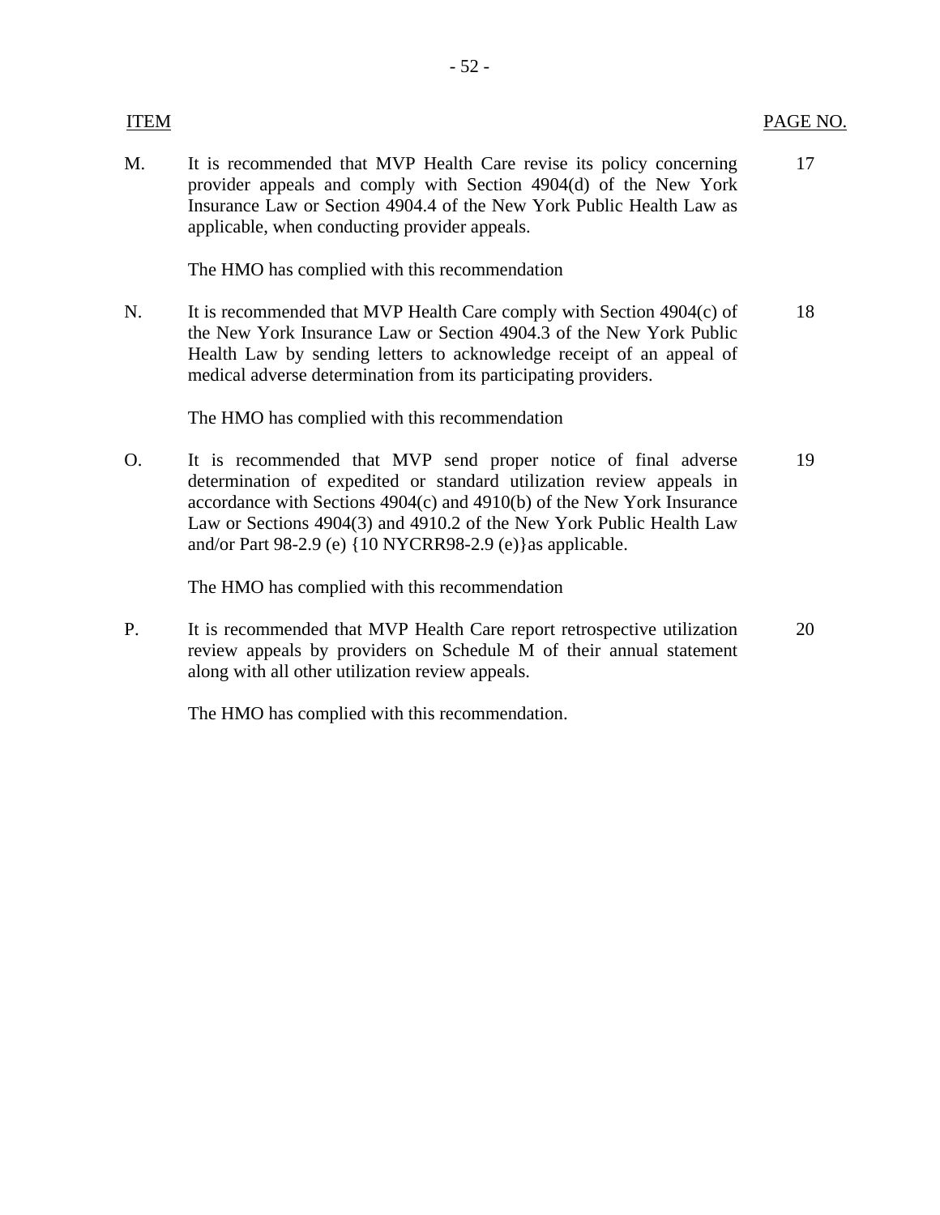| ITEM | | PAGE NO. |
|---|---|---|
| M. | It is recommended that MVP Health Care revise its policy concerning provider appeals and comply with Section 4904(d) of the New York Insurance Law or Section 4904.4 of the New York Public Health Law as applicable, when conducting provider appeals.<br><br>The HMO has complied with this recommendation | 17 |
| N. | It is recommended that MVP Health Care comply with Section 4904(c) of the New York Insurance Law or Section 4904.3 of the New York Public Health Law by sending letters to acknowledge receipt of an appeal of medical adverse determination from its participating providers.<br><br>The HMO has complied with this recommendation | 18 |
| O. | It is recommended that MVP send proper notice of final adverse determination of expedited or standard utilization review appeals in accordance with Sections 4904(c) and 4910(b) of the New York Insurance Law or Sections 4904(3) and 4910.2 of the New York Public Health Law and/or Part 98-2.9 (e) {10 NYCRR98-2.9 (e)}as applicable.<br><br>The HMO has complied with this recommendation | 19 |
| P. | It is recommended that MVP Health Care report retrospective utilization review appeals by providers on Schedule M of their annual statement along with all other utilization review appeals.<br><br>The HMO has complied with this recommendation. | 20 |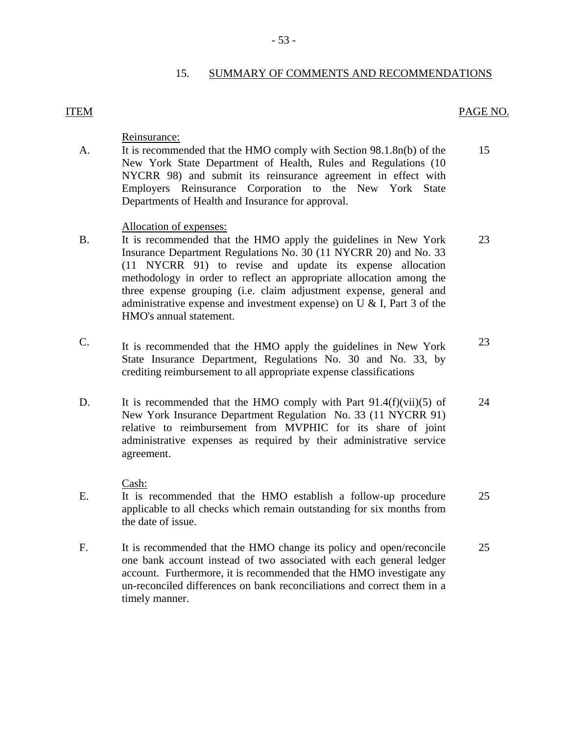## 15. SUMMARY OF COMMENTS AND RECOMMENDATIONS

| ITEM | | PAGE NO. |
|---|---|---|
| | Reinsurance: | |
| A. | It is recommended that the HMO comply with Section 98.1.8n(b) of the New York State Department of Health, Rules and Regulations (10 NYCRR 98) and submit its reinsurance agreement in effect with Employers Reinsurance Corporation to the New York State Departments of Health and Insurance for approval. | 15 |
| | Allocation of expenses: | |
| B. | It is recommended that the HMO apply the guidelines in New York Insurance Department Regulations No. 30 (11 NYCRR 20) and No. 33 (11 NYCRR 91) to revise and update its expense allocation methodology in order to reflect an appropriate allocation among the three expense grouping (i.e. claim adjustment expense, general and administrative expense and investment expense) on U & I, Part 3 of the HMO's annual statement. | 23 |
| C. | It is recommended that the HMO apply the guidelines in New York State Insurance Department, Regulations No. 30 and No. 33, by crediting reimbursement to all appropriate expense classifications | 23 |
| D. | It is recommended that the HMO comply with Part 91.4(f)(vii)(5) of New York Insurance Department Regulation No. 33 (11 NYCRR 91) relative to reimbursement from MVPHIC for its share of joint administrative expenses as required by their administrative service agreement. | 24 |
| | Cash: | |
| E. | It is recommended that the HMO establish a follow-up procedure applicable to all checks which remain outstanding for six months from the date of issue. | 25 |
| F. | It is recommended that the HMO change its policy and open/reconcile one bank account instead of two associated with each general ledger account. Furthermore, it is recommended that the HMO investigate any un-reconciled differences on bank reconciliations and correct them in a timely manner. | 25 |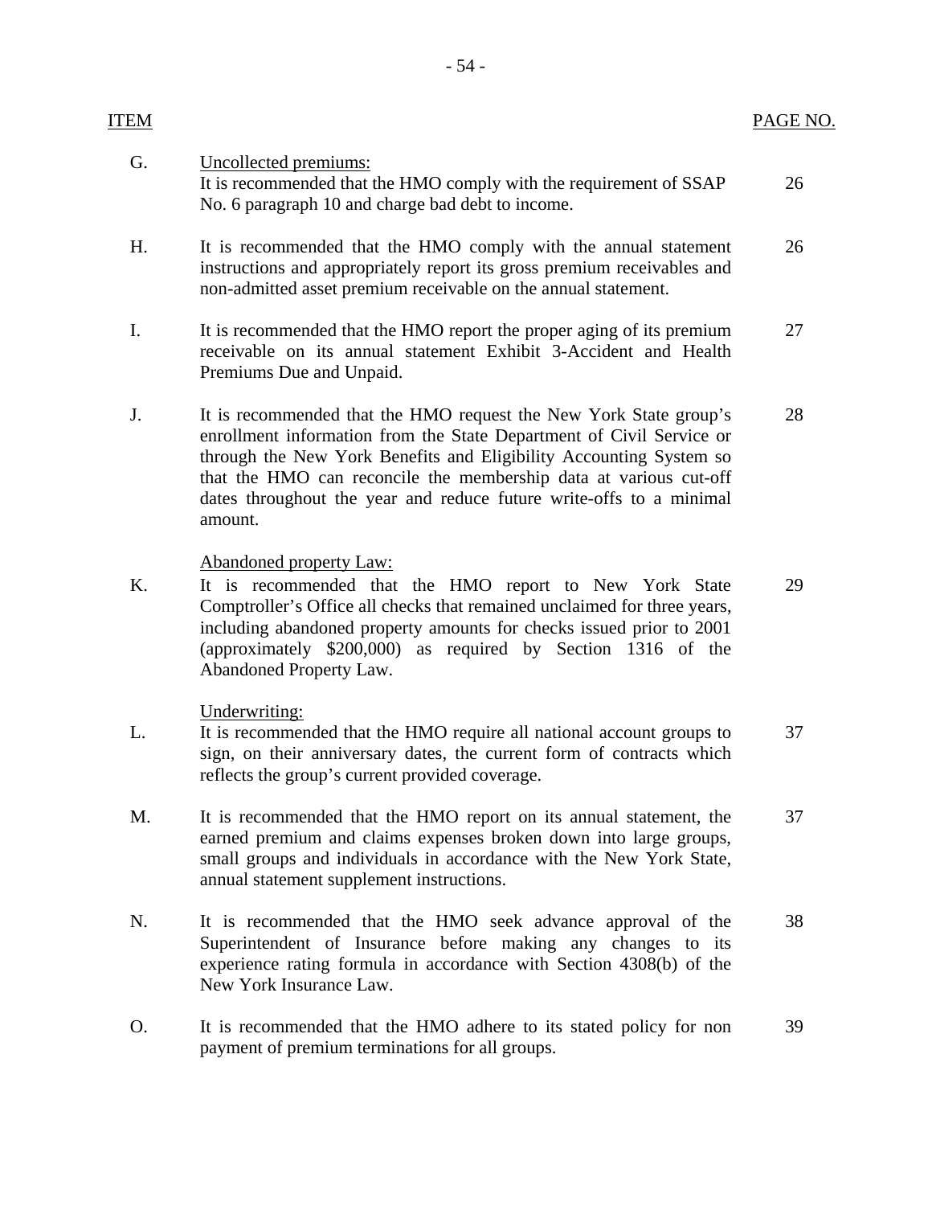| ITEM | | PAGE NO. |
|---|---|---|
| G. | Uncollected premiums:<br>It is recommended that the HMO comply with the requirement of SSAP No. 6 paragraph 10 and charge bad debt to income. | 26 |
| H. | It is recommended that the HMO comply with the annual statement instructions and appropriately report its gross premium receivables and non-admitted asset premium receivable on the annual statement. | 26 |
| I. | It is recommended that the HMO report the proper aging of its premium receivable on its annual statement Exhibit 3-Accident and Health Premiums Due and Unpaid. | 27 |
| J. | It is recommended that the HMO request the New York State group's enrollment information from the State Department of Civil Service or through the New York Benefits and Eligibility Accounting System so that the HMO can reconcile the membership data at various cut-off dates throughout the year and reduce future write-offs to a minimal amount. | 28 |
| | Abandoned property Law: | |
| K. | It is recommended that the HMO report to New York State Comptroller's Office all checks that remained unclaimed for three years, including abandoned property amounts for checks issued prior to 2001 (approximately $200,000) as required by Section 1316 of the Abandoned Property Law. | 29 |
| | Underwriting: | |
| L. | It is recommended that the HMO require all national account groups to sign, on their anniversary dates, the current form of contracts which reflects the group's current provided coverage. | 37 |
| M. | It is recommended that the HMO report on its annual statement, the earned premium and claims expenses broken down into large groups, small groups and individuals in accordance with the New York State, annual statement supplement instructions. | 37 |
| N. | It is recommended that the HMO seek advance approval of the Superintendent of Insurance before making any changes to its experience rating formula in accordance with Section 4308(b) of the New York Insurance Law. | 38 |
| O. | It is recommended that the HMO adhere to its stated policy for non payment of premium terminations for all groups. | 39 |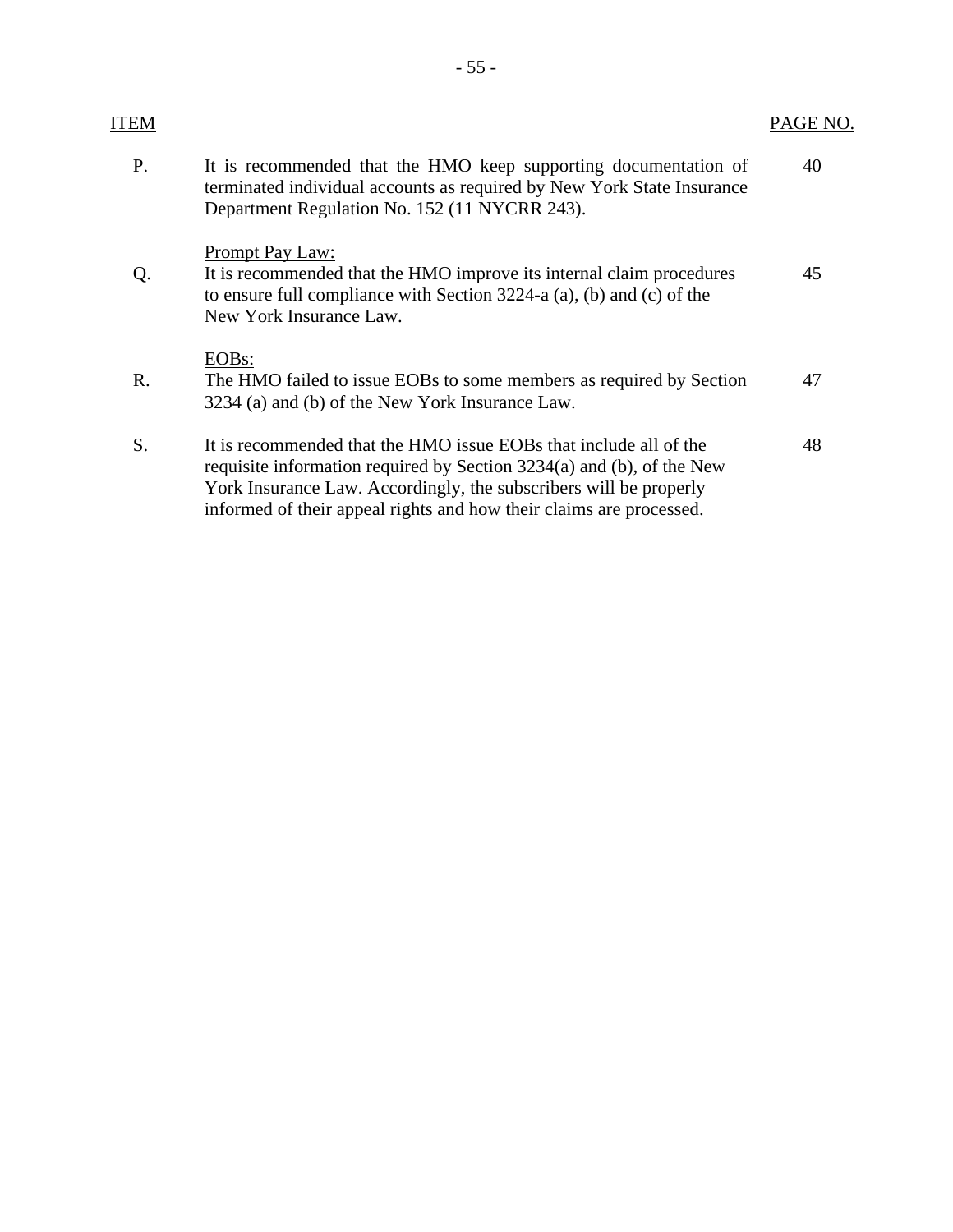| ITEM | | PAGE NO. |
|---|---|---|
| P. | It is recommended that the HMO keep supporting documentation of terminated individual accounts as required by New York State Insurance Department Regulation No. 152 (11 NYCRR 243). | 40 |
| | Prompt Pay Law: | |
| Q. | It is recommended that the HMO improve its internal claim procedures to ensure full compliance with Section 3224-a (a), (b) and (c) of the New York Insurance Law. | 45 |
| | EOBs: | |
| R. | The HMO failed to issue EOBs to some members as required by Section 3234 (a) and (b) of the New York Insurance Law. | 47 |
| S. | It is recommended that the HMO issue EOBs that include all of the requisite information required by Section 3234(a) and (b), of the New York Insurance Law. Accordingly, the subscribers will be properly informed of their appeal rights and how their claims are processed. | 48 |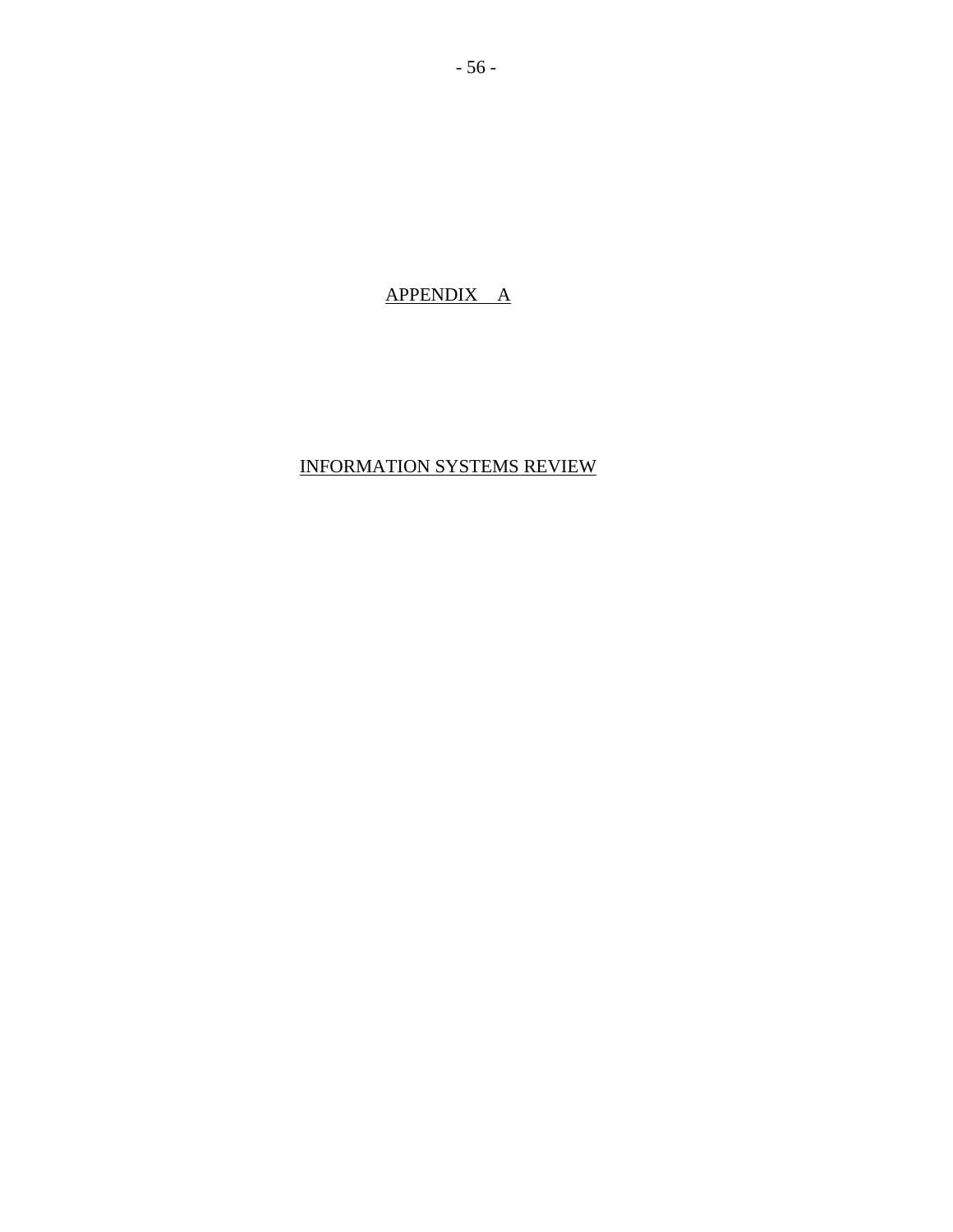# APPENDIX A

## INFORMATION SYSTEMS REVIEW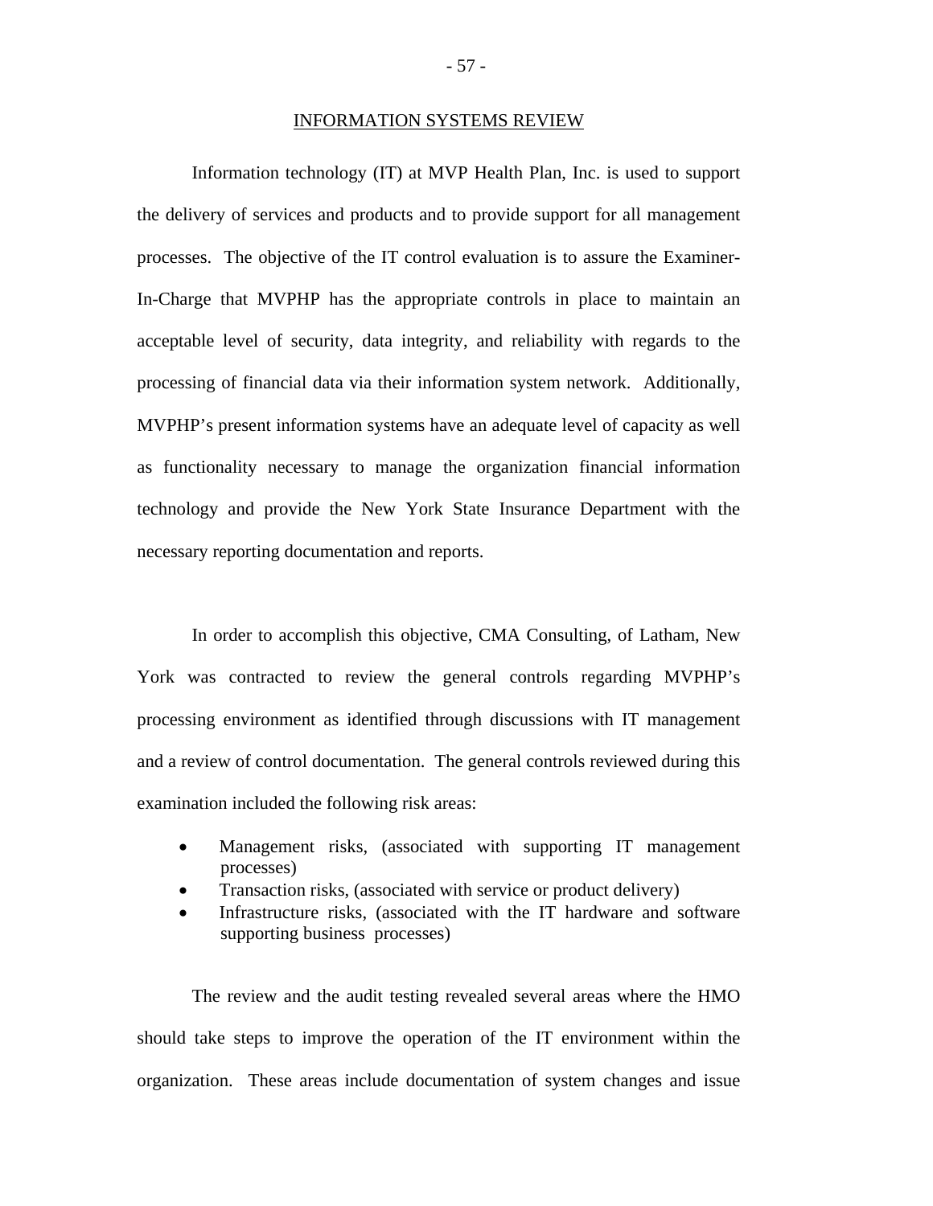## INFORMATION SYSTEMS REVIEW

Information technology (IT) at MVP Health Plan, Inc. is used to support the delivery of services and products and to provide support for all management processes. The objective of the IT control evaluation is to assure the Examiner-In-Charge that MVPHP has the appropriate controls in place to maintain an acceptable level of security, data integrity, and reliability with regards to the processing of financial data via their information system network. Additionally, MVPHP's present information systems have an adequate level of capacity as well as functionality necessary to manage the organization financial information technology and provide the New York State Insurance Department with the necessary reporting documentation and reports.

In order to accomplish this objective, CMA Consulting, of Latham, New York was contracted to review the general controls regarding MVPHP's processing environment as identified through discussions with IT management and a review of control documentation. The general controls reviewed during this examination included the following risk areas:

- Management risks, (associated with supporting IT management processes)
- Transaction risks, (associated with service or product delivery)
- Infrastructure risks, (associated with the IT hardware and software supporting business processes)

The review and the audit testing revealed several areas where the HMO should take steps to improve the operation of the IT environment within the organization. These areas include documentation of system changes and issue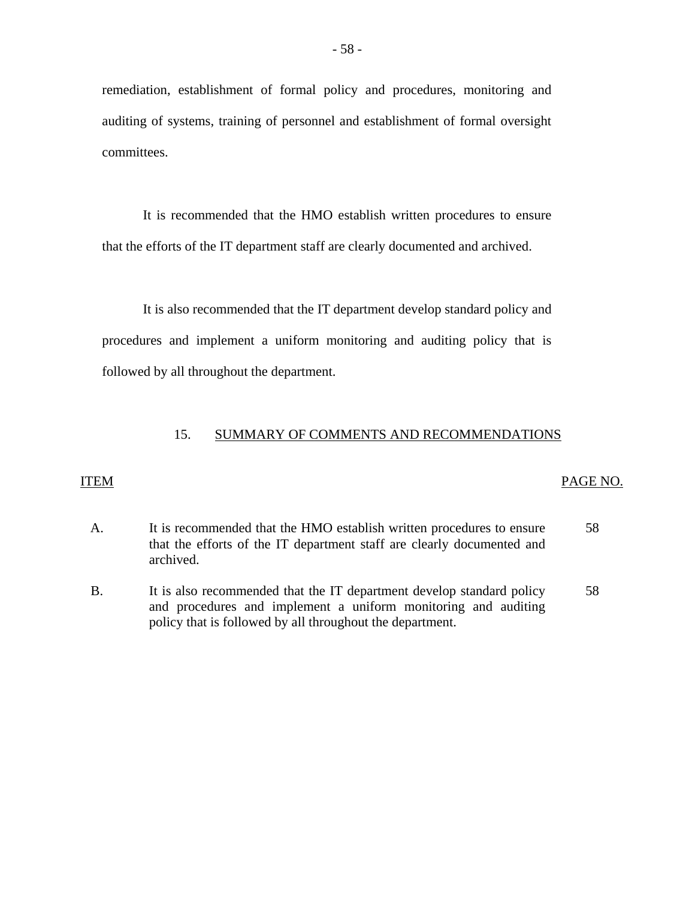remediation, establishment of formal policy and procedures, monitoring and auditing of systems, training of personnel and establishment of formal oversight committees.

It is recommended that the HMO establish written procedures to ensure that the efforts of the IT department staff are clearly documented and archived.

It is also recommended that the IT department develop standard policy and procedures and implement a uniform monitoring and auditing policy that is followed by all throughout the department.

## 15. SUMMARY OF COMMENTS AND RECOMMENDATIONS

| ITEM | | PAGE NO. |
|---|---|---|
| A. | It is recommended that the HMO establish written procedures to ensure that the efforts of the IT department staff are clearly documented and archived. | 58 |
| B. | It is also recommended that the IT department develop standard policy and procedures and implement a uniform monitoring and auditing policy that is followed by all throughout the department. | 58 |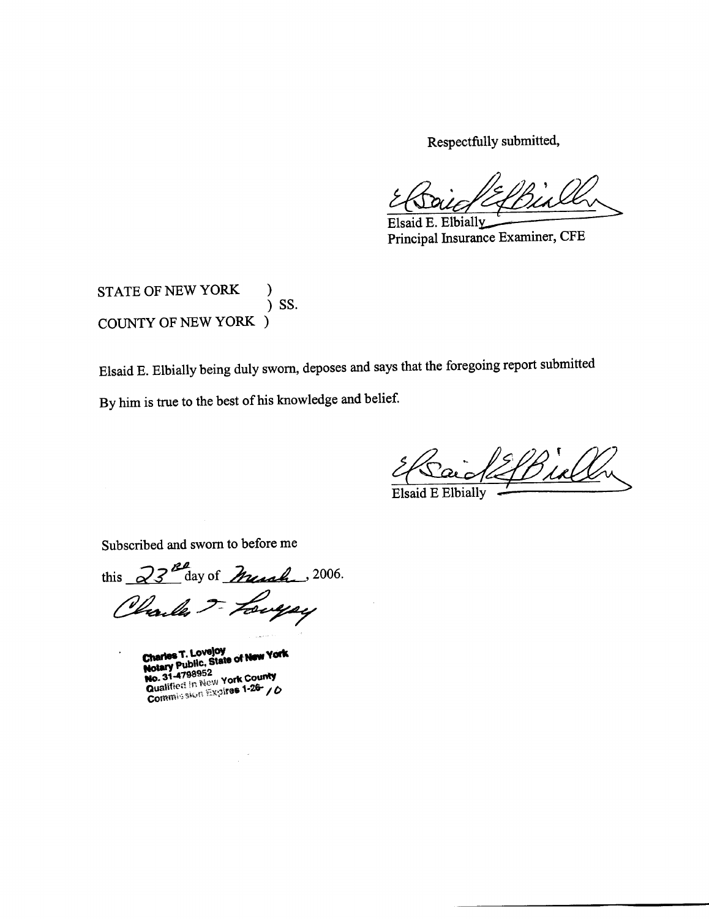Respectfully submitted,

Elsaid E. Elbially
Principal Insurance Examiner, CFE

STATE OF NEW YORK )
) SS.
COUNTY OF NEW YORK )

Elsaid E. Elbially being duly sworn, deposes and says that the foregoing report submitted By him is true to the best of his knowledge and belief.

Elsaid E Elbially

Subscribed and sworn to before me

this 23rd day of March, 2006.

Charles T. Lovejoy
Notary Public, State of New York
No. 31-4798952
Qualified in New York County
Commission Expires 1-26-10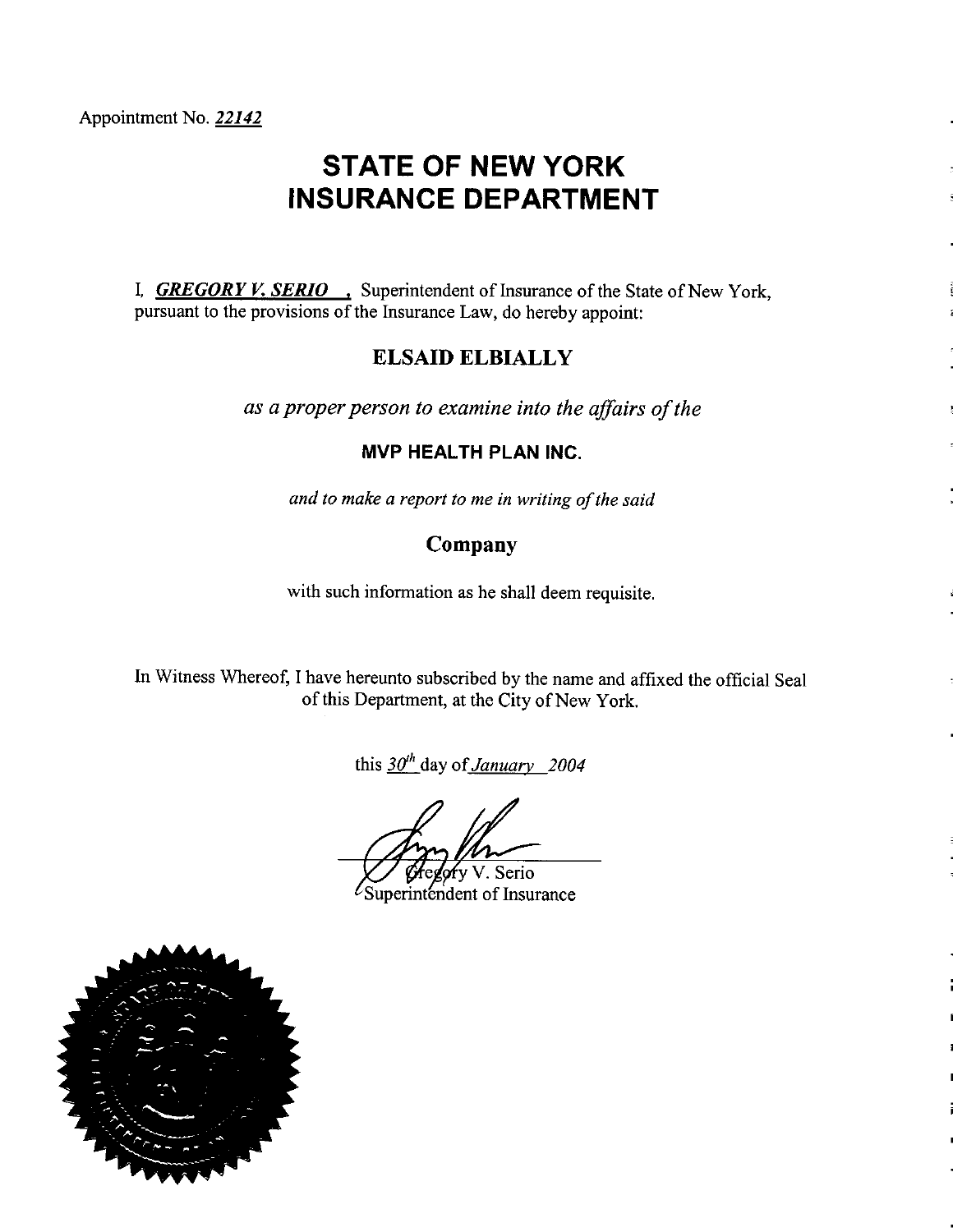Appointment No. <u>*22142*</u>

# STATE OF NEW YORK
# INSURANCE DEPARTMENT

I, ***GREGORY V. SERIO***, Superintendent of Insurance of the State of New York, pursuant to the provisions of the Insurance Law, do hereby appoint:

**ELSAID ELBIALLY**

*as a proper person to examine into the affairs of the*

**MVP HEALTH PLAN INC.**

*and to make a report to me in writing of the said*

**Company**

with such information as he shall deem requisite.

In Witness Whereof, I have hereunto subscribed by the name and affixed the official Seal of this Department, at the City of New York.

this *30th* day of *January 2004*

Gregory V. Serio
Superintendent of Insurance